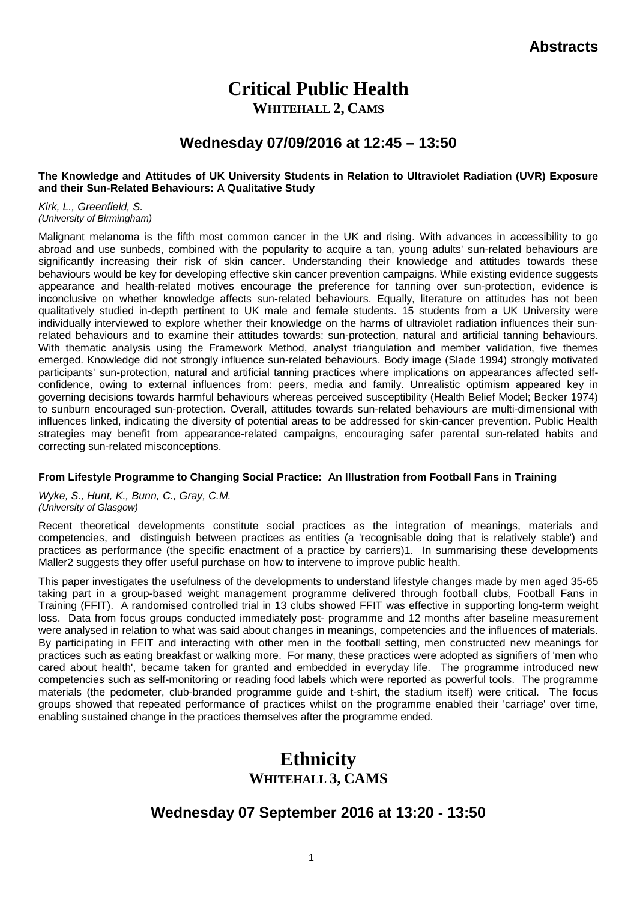# Critical Public Health

**WHITEHALL 2, CAMS**

## Wednesday 07/09/2016 at 12:45 – 13:50

**The Knowledge and Attitudes of UK University Students in Relation to Ultraviolet Radiation (UVR) Exposure and their Sun-Related Behaviours: A Qualitative Study**

*Kirk, L., Greenfield, S.*
*(University of Birmingham)*

Malignant melanoma is the fifth most common cancer in the UK and rising. With advances in accessibility to go abroad and use sunbeds, combined with the popularity to acquire a tan, young adults' sun-related behaviours are significantly increasing their risk of skin cancer. Understanding their knowledge and attitudes towards these behaviours would be key for developing effective skin cancer prevention campaigns. While existing evidence suggests appearance and health-related motives encourage the preference for tanning over sun-protection, evidence is inconclusive on whether knowledge affects sun-related behaviours. Equally, literature on attitudes has not been qualitatively studied in-depth pertinent to UK male and female students. 15 students from a UK University were individually interviewed to explore whether their knowledge on the harms of ultraviolet radiation influences their sun-related behaviours and to examine their attitudes towards: sun-protection, natural and artificial tanning behaviours. With thematic analysis using the Framework Method, analyst triangulation and member validation, five themes emerged. Knowledge did not strongly influence sun-related behaviours. Body image (Slade 1994) strongly motivated participants' sun-protection, natural and artificial tanning practices where implications on appearances affected self-confidence, owing to external influences from: peers, media and family. Unrealistic optimism appeared key in governing decisions towards harmful behaviours whereas perceived susceptibility (Health Belief Model; Becker 1974) to sunburn encouraged sun-protection. Overall, attitudes towards sun-related behaviours are multi-dimensional with influences linked, indicating the diversity of potential areas to be addressed for skin-cancer prevention. Public Health strategies may benefit from appearance-related campaigns, encouraging safer parental sun-related habits and correcting sun-related misconceptions.

**From Lifestyle Programme to Changing Social Practice: An Illustration from Football Fans in Training**

*Wyke, S., Hunt, K., Bunn, C., Gray, C.M.*
*(University of Glasgow)*

Recent theoretical developments constitute social practices as the integration of meanings, materials and competencies, and distinguish between practices as entities (a 'recognisable doing that is relatively stable') and practices as performance (the specific enactment of a practice by carriers)1. In summarising these developments Maller2 suggests they offer useful purchase on how to intervene to improve public health.

This paper investigates the usefulness of the developments to understand lifestyle changes made by men aged 35-65 taking part in a group-based weight management programme delivered through football clubs, Football Fans in Training (FFIT). A randomised controlled trial in 13 clubs showed FFIT was effective in supporting long-term weight loss. Data from focus groups conducted immediately post- programme and 12 months after baseline measurement were analysed in relation to what was said about changes in meanings, competencies and the influences of materials. By participating in FFIT and interacting with other men in the football setting, men constructed new meanings for practices such as eating breakfast or walking more. For many, these practices were adopted as signifiers of 'men who cared about health', became taken for granted and embedded in everyday life. The programme introduced new competencies such as self-monitoring or reading food labels which were reported as powerful tools. The programme materials (the pedometer, club-branded programme guide and t-shirt, the stadium itself) were critical. The focus groups showed that repeated performance of practices whilst on the programme enabled their 'carriage' over time, enabling sustained change in the practices themselves after the programme ended.

# Ethnicity

**WHITEHALL 3, CAMS**

## Wednesday 07 September 2016 at 13:20 - 13:50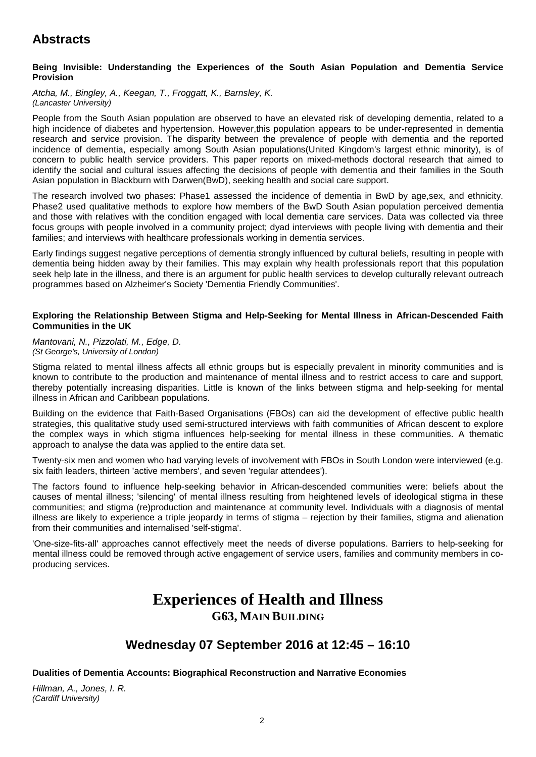## Abstracts

**Being Invisible: Understanding the Experiences of the South Asian Population and Dementia Service Provision**

*Atcha, M., Bingley, A., Keegan, T., Froggatt, K., Barnsley, K.*
*(Lancaster University)*

People from the South Asian population are observed to have an elevated risk of developing dementia, related to a high incidence of diabetes and hypertension. However,this population appears to be under-represented in dementia research and service provision. The disparity between the prevalence of people with dementia and the reported incidence of dementia, especially among South Asian populations(United Kingdom's largest ethnic minority), is of concern to public health service providers. This paper reports on mixed-methods doctoral research that aimed to identify the social and cultural issues affecting the decisions of people with dementia and their families in the South Asian population in Blackburn with Darwen(BwD), seeking health and social care support.

The research involved two phases: Phase1 assessed the incidence of dementia in BwD by age,sex, and ethnicity. Phase2 used qualitative methods to explore how members of the BwD South Asian population perceived dementia and those with relatives with the condition engaged with local dementia care services. Data was collected via three focus groups with people involved in a community project; dyad interviews with people living with dementia and their families; and interviews with healthcare professionals working in dementia services.

Early findings suggest negative perceptions of dementia strongly influenced by cultural beliefs, resulting in people with dementia being hidden away by their families. This may explain why health professionals report that this population seek help late in the illness, and there is an argument for public health services to develop culturally relevant outreach programmes based on Alzheimer's Society 'Dementia Friendly Communities'.

**Exploring the Relationship Between Stigma and Help-Seeking for Mental Illness in African-Descended Faith Communities in the UK**

*Mantovani, N., Pizzolati, M., Edge, D.*
*(St George's, University of London)*

Stigma related to mental illness affects all ethnic groups but is especially prevalent in minority communities and is known to contribute to the production and maintenance of mental illness and to restrict access to care and support, thereby potentially increasing disparities. Little is known of the links between stigma and help-seeking for mental illness in African and Caribbean populations.

Building on the evidence that Faith-Based Organisations (FBOs) can aid the development of effective public health strategies, this qualitative study used semi-structured interviews with faith communities of African descent to explore the complex ways in which stigma influences help-seeking for mental illness in these communities. A thematic approach to analyse the data was applied to the entire data set.

Twenty-six men and women who had varying levels of involvement with FBOs in South London were interviewed (e.g. six faith leaders, thirteen 'active members', and seven 'regular attendees').

The factors found to influence help-seeking behavior in African-descended communities were: beliefs about the causes of mental illness; 'silencing' of mental illness resulting from heightened levels of ideological stigma in these communities; and stigma (re)production and maintenance at community level. Individuals with a diagnosis of mental illness are likely to experience a triple jeopardy in terms of stigma – rejection by their families, stigma and alienation from their communities and internalised 'self-stigma'.

'One-size-fits-all' approaches cannot effectively meet the needs of diverse populations. Barriers to help-seeking for mental illness could be removed through active engagement of service users, families and community members in co-producing services.

# Experiences of Health and Illness

### G63, Main Building

## Wednesday 07 September 2016 at 12:45 – 16:10

**Dualities of Dementia Accounts: Biographical Reconstruction and Narrative Economies**

*Hillman, A., Jones, I. R.*
*(Cardiff University)*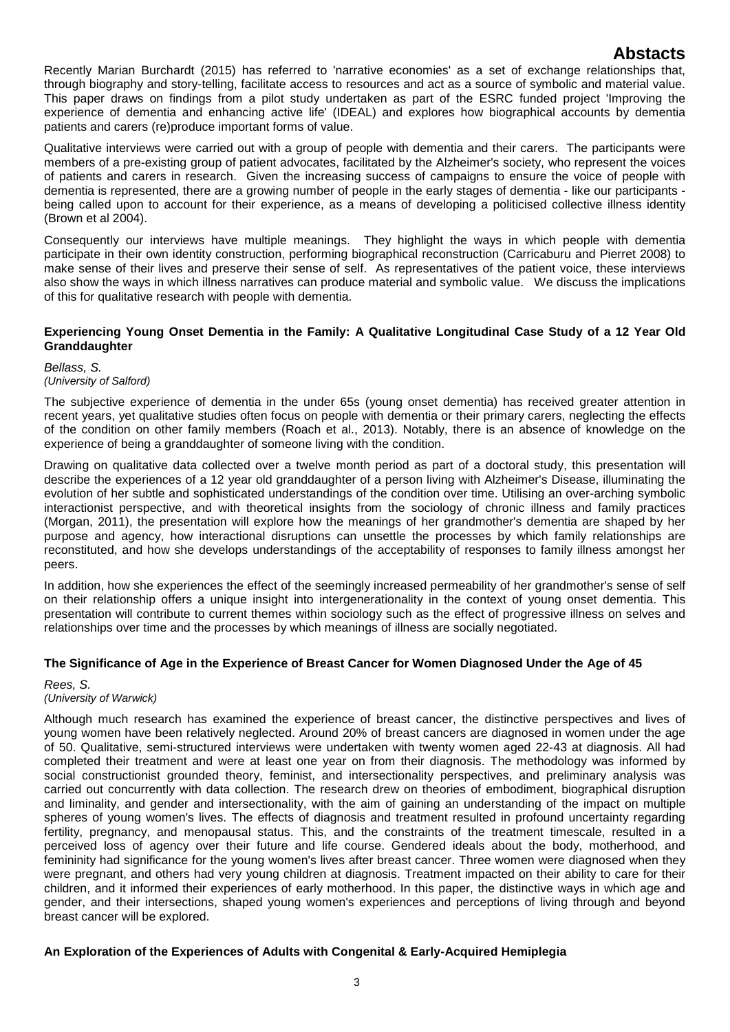Recently Marian Burchardt (2015) has referred to 'narrative economies' as a set of exchange relationships that, through biography and story-telling, facilitate access to resources and act as a source of symbolic and material value. This paper draws on findings from a pilot study undertaken as part of the ESRC funded project 'Improving the experience of dementia and enhancing active life' (IDEAL) and explores how biographical accounts by dementia patients and carers (re)produce important forms of value.

Qualitative interviews were carried out with a group of people with dementia and their carers. The participants were members of a pre-existing group of patient advocates, facilitated by the Alzheimer's society, who represent the voices of patients and carers in research. Given the increasing success of campaigns to ensure the voice of people with dementia is represented, there are a growing number of people in the early stages of dementia - like our participants - being called upon to account for their experience, as a means of developing a politicised collective illness identity (Brown et al 2004).

Consequently our interviews have multiple meanings. They highlight the ways in which people with dementia participate in their own identity construction, performing biographical reconstruction (Carricaburu and Pierret 2008) to make sense of their lives and preserve their sense of self. As representatives of the patient voice, these interviews also show the ways in which illness narratives can produce material and symbolic value. We discuss the implications of this for qualitative research with people with dementia.

**Experiencing Young Onset Dementia in the Family: A Qualitative Longitudinal Case Study of a 12 Year Old Granddaughter**

*Bellass, S.*
*(University of Salford)*

The subjective experience of dementia in the under 65s (young onset dementia) has received greater attention in recent years, yet qualitative studies often focus on people with dementia or their primary carers, neglecting the effects of the condition on other family members (Roach et al., 2013). Notably, there is an absence of knowledge on the experience of being a granddaughter of someone living with the condition.

Drawing on qualitative data collected over a twelve month period as part of a doctoral study, this presentation will describe the experiences of a 12 year old granddaughter of a person living with Alzheimer's Disease, illuminating the evolution of her subtle and sophisticated understandings of the condition over time. Utilising an over-arching symbolic interactionist perspective, and with theoretical insights from the sociology of chronic illness and family practices (Morgan, 2011), the presentation will explore how the meanings of her grandmother's dementia are shaped by her purpose and agency, how interactional disruptions can unsettle the processes by which family relationships are reconstituted, and how she develops understandings of the acceptability of responses to family illness amongst her peers.

In addition, how she experiences the effect of the seemingly increased permeability of her grandmother's sense of self on their relationship offers a unique insight into intergenerationality in the context of young onset dementia. This presentation will contribute to current themes within sociology such as the effect of progressive illness on selves and relationships over time and the processes by which meanings of illness are socially negotiated.

**The Significance of Age in the Experience of Breast Cancer for Women Diagnosed Under the Age of 45**

*Rees, S.*
*(University of Warwick)*

Although much research has examined the experience of breast cancer, the distinctive perspectives and lives of young women have been relatively neglected. Around 20% of breast cancers are diagnosed in women under the age of 50. Qualitative, semi-structured interviews were undertaken with twenty women aged 22-43 at diagnosis. All had completed their treatment and were at least one year on from their diagnosis. The methodology was informed by social constructionist grounded theory, feminist, and intersectionality perspectives, and preliminary analysis was carried out concurrently with data collection. The research drew on theories of embodiment, biographical disruption and liminality, and gender and intersectionality, with the aim of gaining an understanding of the impact on multiple spheres of young women's lives. The effects of diagnosis and treatment resulted in profound uncertainty regarding fertility, pregnancy, and menopausal status. This, and the constraints of the treatment timescale, resulted in a perceived loss of agency over their future and life course. Gendered ideals about the body, motherhood, and femininity had significance for the young women's lives after breast cancer. Three women were diagnosed when they were pregnant, and others had very young children at diagnosis. Treatment impacted on their ability to care for their children, and it informed their experiences of early motherhood. In this paper, the distinctive ways in which age and gender, and their intersections, shaped young women's experiences and perceptions of living through and beyond breast cancer will be explored.

**An Exploration of the Experiences of Adults with Congenital & Early-Acquired Hemiplegia**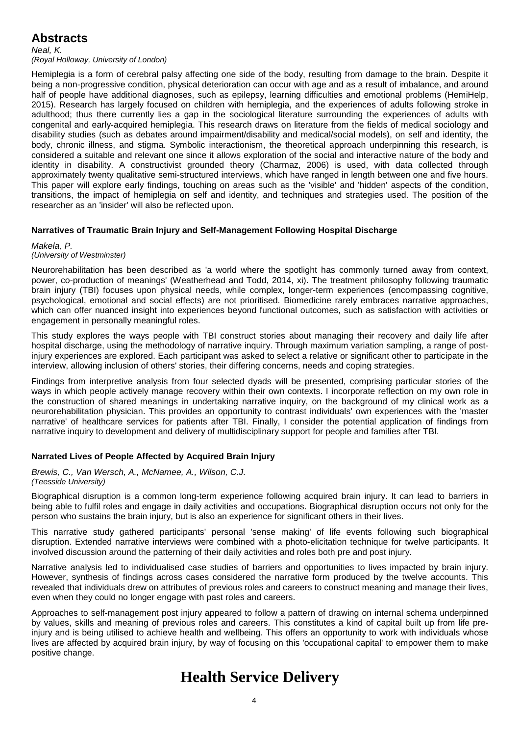## Abstracts

*Neal, K.*
*(Royal Holloway, University of London)*

Hemiplegia is a form of cerebral palsy affecting one side of the body, resulting from damage to the brain. Despite it being a non-progressive condition, physical deterioration can occur with age and as a result of imbalance, and around half of people have additional diagnoses, such as epilepsy, learning difficulties and emotional problems (HemiHelp, 2015). Research has largely focused on children with hemiplegia, and the experiences of adults following stroke in adulthood; thus there currently lies a gap in the sociological literature surrounding the experiences of adults with congenital and early-acquired hemiplegia. This research draws on literature from the fields of medical sociology and disability studies (such as debates around impairment/disability and medical/social models), on self and identity, the body, chronic illness, and stigma. Symbolic interactionism, the theoretical approach underpinning this research, is considered a suitable and relevant one since it allows exploration of the social and interactive nature of the body and identity in disability. A constructivist grounded theory (Charmaz, 2006) is used, with data collected through approximately twenty qualitative semi-structured interviews, which have ranged in length between one and five hours. This paper will explore early findings, touching on areas such as the 'visible' and 'hidden' aspects of the condition, transitions, the impact of hemiplegia on self and identity, and techniques and strategies used. The position of the researcher as an 'insider' will also be reflected upon.

### Narratives of Traumatic Brain Injury and Self-Management Following Hospital Discharge

*Makela, P.*
*(University of Westminster)*

Neurorehabilitation has been described as 'a world where the spotlight has commonly turned away from context, power, co-production of meanings' (Weatherhead and Todd, 2014, xi). The treatment philosophy following traumatic brain injury (TBI) focuses upon physical needs, while complex, longer-term experiences (encompassing cognitive, psychological, emotional and social effects) are not prioritised. Biomedicine rarely embraces narrative approaches, which can offer nuanced insight into experiences beyond functional outcomes, such as satisfaction with activities or engagement in personally meaningful roles.

This study explores the ways people with TBI construct stories about managing their recovery and daily life after hospital discharge, using the methodology of narrative inquiry. Through maximum variation sampling, a range of post-injury experiences are explored. Each participant was asked to select a relative or significant other to participate in the interview, allowing inclusion of others' stories, their differing concerns, needs and coping strategies.

Findings from interpretive analysis from four selected dyads will be presented, comprising particular stories of the ways in which people actively manage recovery within their own contexts. I incorporate reflection on my own role in the construction of shared meanings in undertaking narrative inquiry, on the background of my clinical work as a neurorehabilitation physician. This provides an opportunity to contrast individuals' own experiences with the 'master narrative' of healthcare services for patients after TBI. Finally, I consider the potential application of findings from narrative inquiry to development and delivery of multidisciplinary support for people and families after TBI.

### Narrated Lives of People Affected by Acquired Brain Injury

*Brewis, C., Van Wersch, A., McNamee, A., Wilson, C.J.*
*(Teesside University)*

Biographical disruption is a common long-term experience following acquired brain injury. It can lead to barriers in being able to fulfil roles and engage in daily activities and occupations. Biographical disruption occurs not only for the person who sustains the brain injury, but is also an experience for significant others in their lives.

This narrative study gathered participants' personal 'sense making' of life events following such biographical disruption. Extended narrative interviews were combined with a photo-elicitation technique for twelve participants. It involved discussion around the patterning of their daily activities and roles both pre and post injury.

Narrative analysis led to individualised case studies of barriers and opportunities to lives impacted by brain injury. However, synthesis of findings across cases considered the narrative form produced by the twelve accounts. This revealed that individuals drew on attributes of previous roles and careers to construct meaning and manage their lives, even when they could no longer engage with past roles and careers.

Approaches to self-management post injury appeared to follow a pattern of drawing on internal schema underpinned by values, skills and meaning of previous roles and careers. This constitutes a kind of capital built up from life pre-injury and is being utilised to achieve health and wellbeing. This offers an opportunity to work with individuals whose lives are affected by acquired brain injury, by way of focusing on this 'occupational capital' to empower them to make positive change.

# Health Service Delivery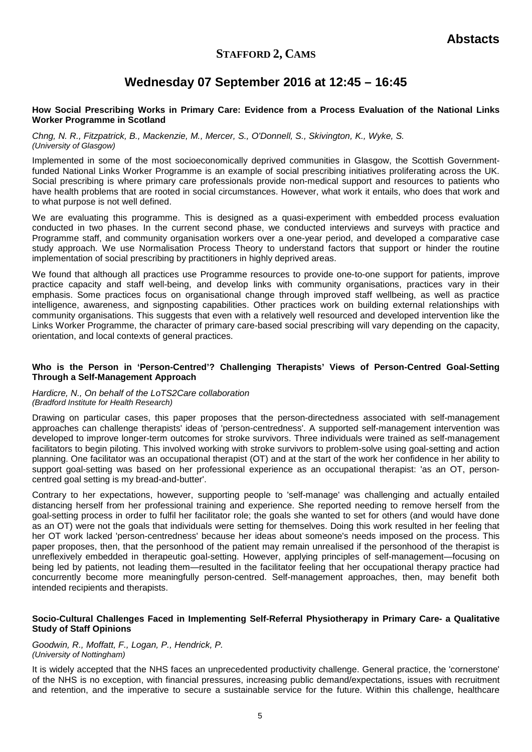## STAFFORD 2, CAMS

## Wednesday 07 September 2016 at 12:45 – 16:45

**How Social Prescribing Works in Primary Care: Evidence from a Process Evaluation of the National Links Worker Programme in Scotland**

*Chng, N. R., Fitzpatrick, B., Mackenzie, M., Mercer, S., O'Donnell, S., Skivington, K., Wyke, S.*
*(University of Glasgow)*

Implemented in some of the most socioeconomically deprived communities in Glasgow, the Scottish Government-funded National Links Worker Programme is an example of social prescribing initiatives proliferating across the UK. Social prescribing is where primary care professionals provide non-medical support and resources to patients who have health problems that are rooted in social circumstances. However, what work it entails, who does that work and to what purpose is not well defined.

We are evaluating this programme. This is designed as a quasi-experiment with embedded process evaluation conducted in two phases. In the current second phase, we conducted interviews and surveys with practice and Programme staff, and community organisation workers over a one-year period, and developed a comparative case study approach. We use Normalisation Process Theory to understand factors that support or hinder the routine implementation of social prescribing by practitioners in highly deprived areas.

We found that although all practices use Programme resources to provide one-to-one support for patients, improve practice capacity and staff well-being, and develop links with community organisations, practices vary in their emphasis. Some practices focus on organisational change through improved staff wellbeing, as well as practice intelligence, awareness, and signposting capabilities. Other practices work on building external relationships with community organisations. This suggests that even with a relatively well resourced and developed intervention like the Links Worker Programme, the character of primary care-based social prescribing will vary depending on the capacity, orientation, and local contexts of general practices.

**Who is the Person in 'Person-Centred'? Challenging Therapists' Views of Person-Centred Goal-Setting Through a Self-Management Approach**

*Hardicre, N., On behalf of the LoTS2Care collaboration*
*(Bradford Institute for Health Research)*

Drawing on particular cases, this paper proposes that the person-directedness associated with self-management approaches can challenge therapists' ideas of 'person-centredness'. A supported self-management intervention was developed to improve longer-term outcomes for stroke survivors. Three individuals were trained as self-management facilitators to begin piloting. This involved working with stroke survivors to problem-solve using goal-setting and action planning. One facilitator was an occupational therapist (OT) and at the start of the work her confidence in her ability to support goal-setting was based on her professional experience as an occupational therapist: 'as an OT, person-centred goal setting is my bread-and-butter'.

Contrary to her expectations, however, supporting people to 'self-manage' was challenging and actually entailed distancing herself from her professional training and experience. She reported needing to remove herself from the goal-setting process in order to fulfil her facilitator role; the goals she wanted to set for others (and would have done as an OT) were not the goals that individuals were setting for themselves. Doing this work resulted in her feeling that her OT work lacked 'person-centredness' because her ideas about someone's needs imposed on the process. This paper proposes, then, that the personhood of the patient may remain unrealised if the personhood of the therapist is unreflexively embedded in therapeutic goal-setting. However, applying principles of self-management—focusing on being led by patients, not leading them—resulted in the facilitator feeling that her occupational therapy practice had concurrently become more meaningfully person-centred. Self-management approaches, then, may benefit both intended recipients and therapists.

**Socio-Cultural Challenges Faced in Implementing Self-Referral Physiotherapy in Primary Care- a Qualitative Study of Staff Opinions**

*Goodwin, R., Moffatt, F., Logan, P., Hendrick, P.*
*(University of Nottingham)*

It is widely accepted that the NHS faces an unprecedented productivity challenge. General practice, the 'cornerstone' of the NHS is no exception, with financial pressures, increasing public demand/expectations, issues with recruitment and retention, and the imperative to secure a sustainable service for the future. Within this challenge, healthcare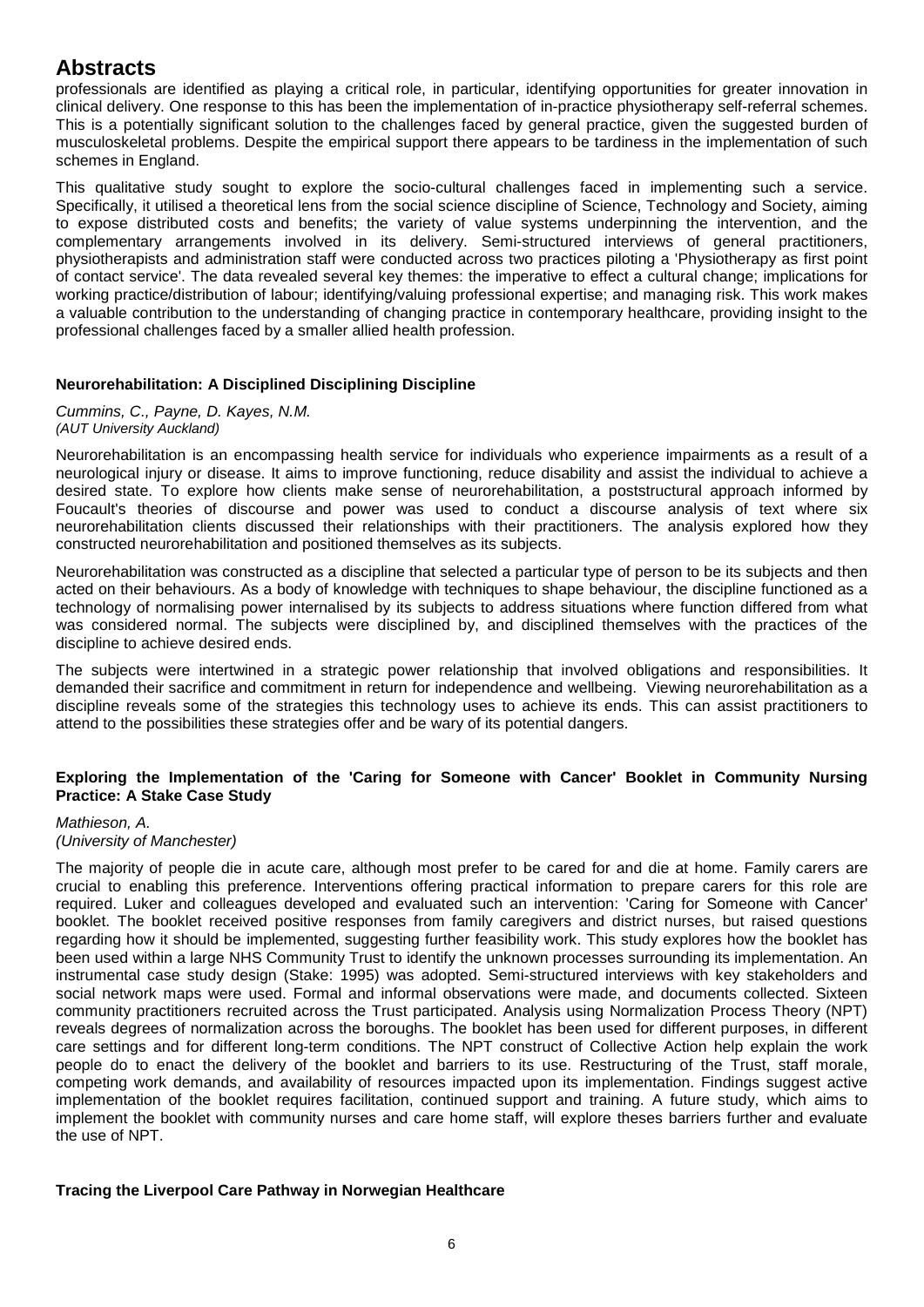# Abstracts

professionals are identified as playing a critical role, in particular, identifying opportunities for greater innovation in clinical delivery. One response to this has been the implementation of in-practice physiotherapy self-referral schemes. This is a potentially significant solution to the challenges faced by general practice, given the suggested burden of musculoskeletal problems. Despite the empirical support there appears to be tardiness in the implementation of such schemes in England.

This qualitative study sought to explore the socio-cultural challenges faced in implementing such a service. Specifically, it utilised a theoretical lens from the social science discipline of Science, Technology and Society, aiming to expose distributed costs and benefits; the variety of value systems underpinning the intervention, and the complementary arrangements involved in its delivery. Semi-structured interviews of general practitioners, physiotherapists and administration staff were conducted across two practices piloting a 'Physiotherapy as first point of contact service'. The data revealed several key themes: the imperative to effect a cultural change; implications for working practice/distribution of labour; identifying/valuing professional expertise; and managing risk. This work makes a valuable contribution to the understanding of changing practice in contemporary healthcare, providing insight to the professional challenges faced by a smaller allied health profession.

**Neurorehabilitation: A Disciplined Disciplining Discipline**

*Cummins, C., Payne, D. Kayes, N.M.*
*(AUT University Auckland)*

Neurorehabilitation is an encompassing health service for individuals who experience impairments as a result of a neurological injury or disease. It aims to improve functioning, reduce disability and assist the individual to achieve a desired state. To explore how clients make sense of neurorehabilitation, a poststructural approach informed by Foucault's theories of discourse and power was used to conduct a discourse analysis of text where six neurorehabilitation clients discussed their relationships with their practitioners. The analysis explored how they constructed neurorehabilitation and positioned themselves as its subjects.

Neurorehabilitation was constructed as a discipline that selected a particular type of person to be its subjects and then acted on their behaviours. As a body of knowledge with techniques to shape behaviour, the discipline functioned as a technology of normalising power internalised by its subjects to address situations where function differed from what was considered normal. The subjects were disciplined by, and disciplined themselves with the practices of the discipline to achieve desired ends.

The subjects were intertwined in a strategic power relationship that involved obligations and responsibilities. It demanded their sacrifice and commitment in return for independence and wellbeing. Viewing neurorehabilitation as a discipline reveals some of the strategies this technology uses to achieve its ends. This can assist practitioners to attend to the possibilities these strategies offer and be wary of its potential dangers.

**Exploring the Implementation of the 'Caring for Someone with Cancer' Booklet in Community Nursing Practice: A Stake Case Study**

*Mathieson, A.*
*(University of Manchester)*

The majority of people die in acute care, although most prefer to be cared for and die at home. Family carers are crucial to enabling this preference. Interventions offering practical information to prepare carers for this role are required. Luker and colleagues developed and evaluated such an intervention: 'Caring for Someone with Cancer' booklet. The booklet received positive responses from family caregivers and district nurses, but raised questions regarding how it should be implemented, suggesting further feasibility work. This study explores how the booklet has been used within a large NHS Community Trust to identify the unknown processes surrounding its implementation. An instrumental case study design (Stake: 1995) was adopted. Semi-structured interviews with key stakeholders and social network maps were used. Formal and informal observations were made, and documents collected. Sixteen community practitioners recruited across the Trust participated. Analysis using Normalization Process Theory (NPT) reveals degrees of normalization across the boroughs. The booklet has been used for different purposes, in different care settings and for different long-term conditions. The NPT construct of Collective Action help explain the work people do to enact the delivery of the booklet and barriers to its use. Restructuring of the Trust, staff morale, competing work demands, and availability of resources impacted upon its implementation. Findings suggest active implementation of the booklet requires facilitation, continued support and training. A future study, which aims to implement the booklet with community nurses and care home staff, will explore theses barriers further and evaluate the use of NPT.

**Tracing the Liverpool Care Pathway in Norwegian Healthcare**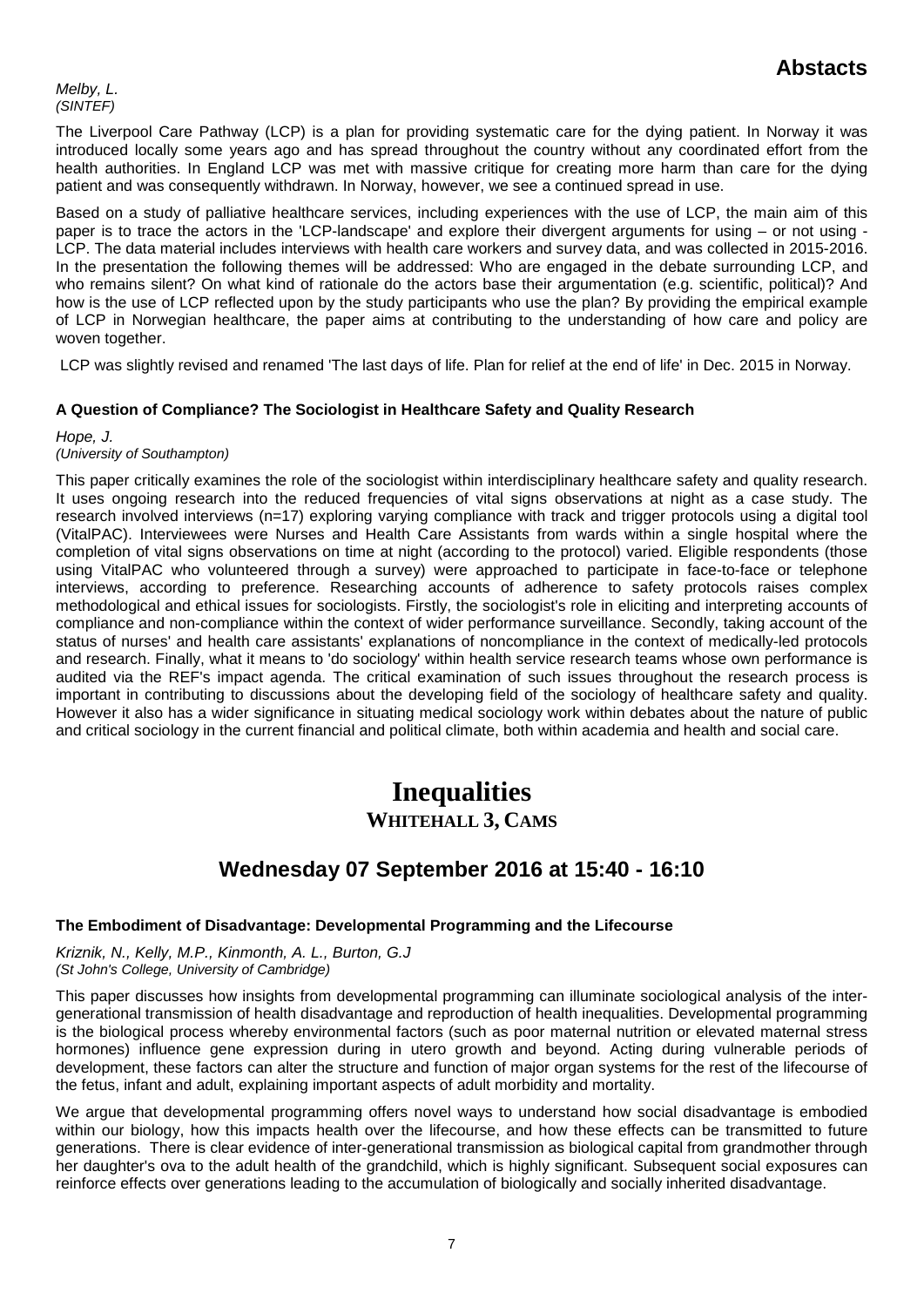*Melby, L.*
*(SINTEF)*

The Liverpool Care Pathway (LCP) is a plan for providing systematic care for the dying patient. In Norway it was introduced locally some years ago and has spread throughout the country without any coordinated effort from the health authorities. In England LCP was met with massive critique for creating more harm than care for the dying patient and was consequently withdrawn. In Norway, however, we see a continued spread in use.

Based on a study of palliative healthcare services, including experiences with the use of LCP, the main aim of this paper is to trace the actors in the 'LCP-landscape' and explore their divergent arguments for using – or not using - LCP. The data material includes interviews with health care workers and survey data, and was collected in 2015-2016. In the presentation the following themes will be addressed: Who are engaged in the debate surrounding LCP, and who remains silent? On what kind of rationale do the actors base their argumentation (e.g. scientific, political)? And how is the use of LCP reflected upon by the study participants who use the plan? By providing the empirical example of LCP in Norwegian healthcare, the paper aims at contributing to the understanding of how care and policy are woven together.

LCP was slightly revised and renamed 'The last days of life. Plan for relief at the end of life' in Dec. 2015 in Norway.

**A Question of Compliance? The Sociologist in Healthcare Safety and Quality Research**

*Hope, J.*
*(University of Southampton)*

This paper critically examines the role of the sociologist within interdisciplinary healthcare safety and quality research. It uses ongoing research into the reduced frequencies of vital signs observations at night as a case study. The research involved interviews (n=17) exploring varying compliance with track and trigger protocols using a digital tool (VitalPAC). Interviewees were Nurses and Health Care Assistants from wards within a single hospital where the completion of vital signs observations on time at night (according to the protocol) varied. Eligible respondents (those using VitalPAC who volunteered through a survey) were approached to participate in face-to-face or telephone interviews, according to preference. Researching accounts of adherence to safety protocols raises complex methodological and ethical issues for sociologists. Firstly, the sociologist's role in eliciting and interpreting accounts of compliance and non-compliance within the context of wider performance surveillance. Secondly, taking account of the status of nurses' and health care assistants' explanations of noncompliance in the context of medically-led protocols and research. Finally, what it means to 'do sociology' within health service research teams whose own performance is audited via the REF's impact agenda. The critical examination of such issues throughout the research process is important in contributing to discussions about the developing field of the sociology of healthcare safety and quality. However it also has a wider significance in situating medical sociology work within debates about the nature of public and critical sociology in the current financial and political climate, both within academia and health and social care.

# Inequalities

**WHITEHALL 3, CAMS**

## Wednesday 07 September 2016 at 15:40 - 16:10

**The Embodiment of Disadvantage: Developmental Programming and the Lifecourse**

*Kriznik, N., Kelly, M.P., Kinmonth, A. L., Burton, G.J*
*(St John's College, University of Cambridge)*

This paper discusses how insights from developmental programming can illuminate sociological analysis of the inter-generational transmission of health disadvantage and reproduction of health inequalities. Developmental programming is the biological process whereby environmental factors (such as poor maternal nutrition or elevated maternal stress hormones) influence gene expression during in utero growth and beyond. Acting during vulnerable periods of development, these factors can alter the structure and function of major organ systems for the rest of the lifecourse of the fetus, infant and adult, explaining important aspects of adult morbidity and mortality.

We argue that developmental programming offers novel ways to understand how social disadvantage is embodied within our biology, how this impacts health over the lifecourse, and how these effects can be transmitted to future generations. There is clear evidence of inter-generational transmission as biological capital from grandmother through her daughter's ova to the adult health of the grandchild, which is highly significant. Subsequent social exposures can reinforce effects over generations leading to the accumulation of biologically and socially inherited disadvantage.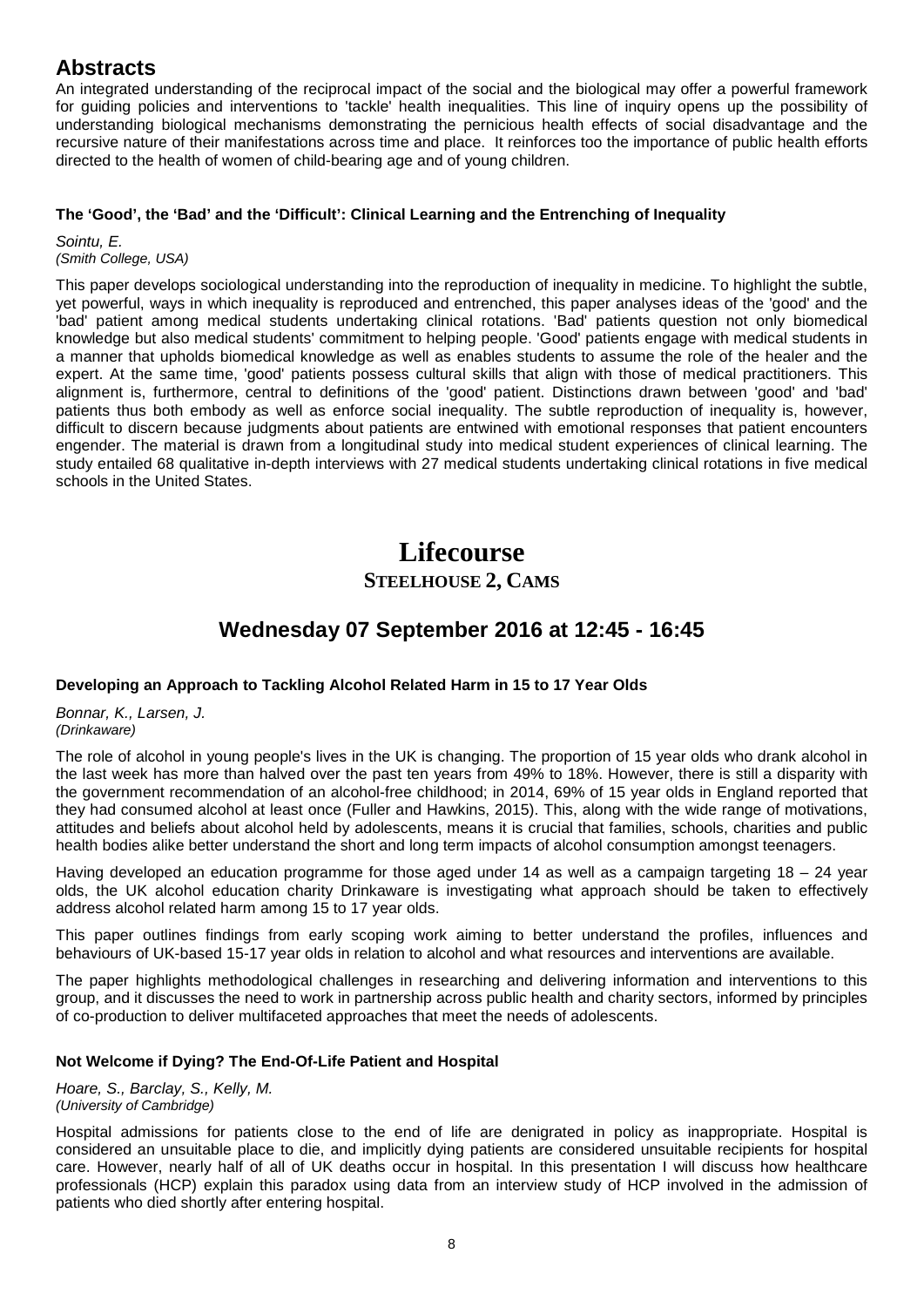## Abstracts

An integrated understanding of the reciprocal impact of the social and the biological may offer a powerful framework for guiding policies and interventions to 'tackle' health inequalities. This line of inquiry opens up the possibility of understanding biological mechanisms demonstrating the pernicious health effects of social disadvantage and the recursive nature of their manifestations across time and place. It reinforces too the importance of public health efforts directed to the health of women of child-bearing age and of young children.

**The 'Good', the 'Bad' and the 'Difficult': Clinical Learning and the Entrenching of Inequality**

*Sointu, E.*
*(Smith College, USA)*

This paper develops sociological understanding into the reproduction of inequality in medicine. To highlight the subtle, yet powerful, ways in which inequality is reproduced and entrenched, this paper analyses ideas of the 'good' and the 'bad' patient among medical students undertaking clinical rotations. 'Bad' patients question not only biomedical knowledge but also medical students' commitment to helping people. 'Good' patients engage with medical students in a manner that upholds biomedical knowledge as well as enables students to assume the role of the healer and the expert. At the same time, 'good' patients possess cultural skills that align with those of medical practitioners. This alignment is, furthermore, central to definitions of the 'good' patient. Distinctions drawn between 'good' and 'bad' patients thus both embody as well as enforce social inequality. The subtle reproduction of inequality is, however, difficult to discern because judgments about patients are entwined with emotional responses that patient encounters engender. The material is drawn from a longitudinal study into medical student experiences of clinical learning. The study entailed 68 qualitative in-depth interviews with 27 medical students undertaking clinical rotations in five medical schools in the United States.

# Lifecourse

### Steelhouse 2, Cams

## Wednesday 07 September 2016 at 12:45 - 16:45

**Developing an Approach to Tackling Alcohol Related Harm in 15 to 17 Year Olds**

*Bonnar, K., Larsen, J.*
*(Drinkaware)*

The role of alcohol in young people's lives in the UK is changing. The proportion of 15 year olds who drank alcohol in the last week has more than halved over the past ten years from 49% to 18%. However, there is still a disparity with the government recommendation of an alcohol-free childhood; in 2014, 69% of 15 year olds in England reported that they had consumed alcohol at least once (Fuller and Hawkins, 2015). This, along with the wide range of motivations, attitudes and beliefs about alcohol held by adolescents, means it is crucial that families, schools, charities and public health bodies alike better understand the short and long term impacts of alcohol consumption amongst teenagers.

Having developed an education programme for those aged under 14 as well as a campaign targeting 18 – 24 year olds, the UK alcohol education charity Drinkaware is investigating what approach should be taken to effectively address alcohol related harm among 15 to 17 year olds.

This paper outlines findings from early scoping work aiming to better understand the profiles, influences and behaviours of UK-based 15-17 year olds in relation to alcohol and what resources and interventions are available.

The paper highlights methodological challenges in researching and delivering information and interventions to this group, and it discusses the need to work in partnership across public health and charity sectors, informed by principles of co-production to deliver multifaceted approaches that meet the needs of adolescents.

**Not Welcome if Dying? The End-Of-Life Patient and Hospital**

*Hoare, S., Barclay, S., Kelly, M.*
*(University of Cambridge)*

Hospital admissions for patients close to the end of life are denigrated in policy as inappropriate. Hospital is considered an unsuitable place to die, and implicitly dying patients are considered unsuitable recipients for hospital care. However, nearly half of all of UK deaths occur in hospital. In this presentation I will discuss how healthcare professionals (HCP) explain this paradox using data from an interview study of HCP involved in the admission of patients who died shortly after entering hospital.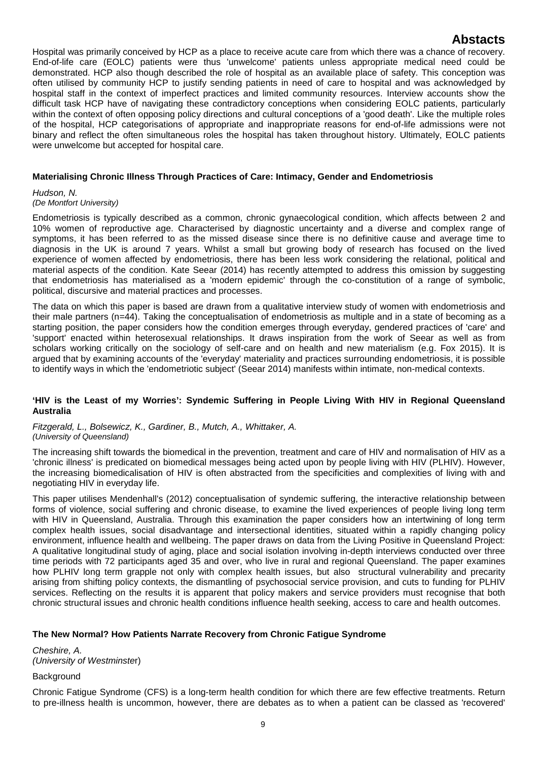Hospital was primarily conceived by HCP as a place to receive acute care from which there was a chance of recovery. End-of-life care (EOLC) patients were thus 'unwelcome' patients unless appropriate medical need could be demonstrated. HCP also though described the role of hospital as an available place of safety. This conception was often utilised by community HCP to justify sending patients in need of care to hospital and was acknowledged by hospital staff in the context of imperfect practices and limited community resources. Interview accounts show the difficult task HCP have of navigating these contradictory conceptions when considering EOLC patients, particularly within the context of often opposing policy directions and cultural conceptions of a 'good death'. Like the multiple roles of the hospital, HCP categorisations of appropriate and inappropriate reasons for end-of-life admissions were not binary and reflect the often simultaneous roles the hospital has taken throughout history. Ultimately, EOLC patients were unwelcome but accepted for hospital care.

**Materialising Chronic Illness Through Practices of Care: Intimacy, Gender and Endometriosis**

*Hudson, N.*
*(De Montfort University)*

Endometriosis is typically described as a common, chronic gynaecological condition, which affects between 2 and 10% women of reproductive age. Characterised by diagnostic uncertainty and a diverse and complex range of symptoms, it has been referred to as the missed disease since there is no definitive cause and average time to diagnosis in the UK is around 7 years. Whilst a small but growing body of research has focused on the lived experience of women affected by endometriosis, there has been less work considering the relational, political and material aspects of the condition. Kate Seear (2014) has recently attempted to address this omission by suggesting that endometriosis has materialised as a 'modern epidemic' through the co-constitution of a range of symbolic, political, discursive and material practices and processes.

The data on which this paper is based are drawn from a qualitative interview study of women with endometriosis and their male partners (n=44). Taking the conceptualisation of endometriosis as multiple and in a state of becoming as a starting position, the paper considers how the condition emerges through everyday, gendered practices of 'care' and 'support' enacted within heterosexual relationships. It draws inspiration from the work of Seear as well as from scholars working critically on the sociology of self-care and on health and new materialism (e.g. Fox 2015). It is argued that by examining accounts of the 'everyday' materiality and practices surrounding endometriosis, it is possible to identify ways in which the 'endometriotic subject' (Seear 2014) manifests within intimate, non-medical contexts.

**'HIV is the Least of my Worries': Syndemic Suffering in People Living With HIV in Regional Queensland Australia**

*Fitzgerald, L., Bolsewicz, K., Gardiner, B., Mutch, A., Whittaker, A.*
*(University of Queensland)*

The increasing shift towards the biomedical in the prevention, treatment and care of HIV and normalisation of HIV as a 'chronic illness' is predicated on biomedical messages being acted upon by people living with HIV (PLHIV). However, the increasing biomedicalisation of HIV is often abstracted from the specificities and complexities of living with and negotiating HIV in everyday life.

This paper utilises Mendenhall's (2012) conceptualisation of syndemic suffering, the interactive relationship between forms of violence, social suffering and chronic disease, to examine the lived experiences of people living long term with HIV in Queensland, Australia. Through this examination the paper considers how an intertwining of long term complex health issues, social disadvantage and intersectional identities, situated within a rapidly changing policy environment, influence health and wellbeing. The paper draws on data from the Living Positive in Queensland Project: A qualitative longitudinal study of aging, place and social isolation involving in-depth interviews conducted over three time periods with 72 participants aged 35 and over, who live in rural and regional Queensland. The paper examines how PLHIV long term grapple not only with complex health issues, but also structural vulnerability and precarity arising from shifting policy contexts, the dismantling of psychosocial service provision, and cuts to funding for PLHIV services. Reflecting on the results it is apparent that policy makers and service providers must recognise that both chronic structural issues and chronic health conditions influence health seeking, access to care and health outcomes.

**The New Normal? How Patients Narrate Recovery from Chronic Fatigue Syndrome**

*Cheshire, A.*
*(University of Westminster)*

Background

Chronic Fatigue Syndrome (CFS) is a long-term health condition for which there are few effective treatments. Return to pre-illness health is uncommon, however, there are debates as to when a patient can be classed as 'recovered'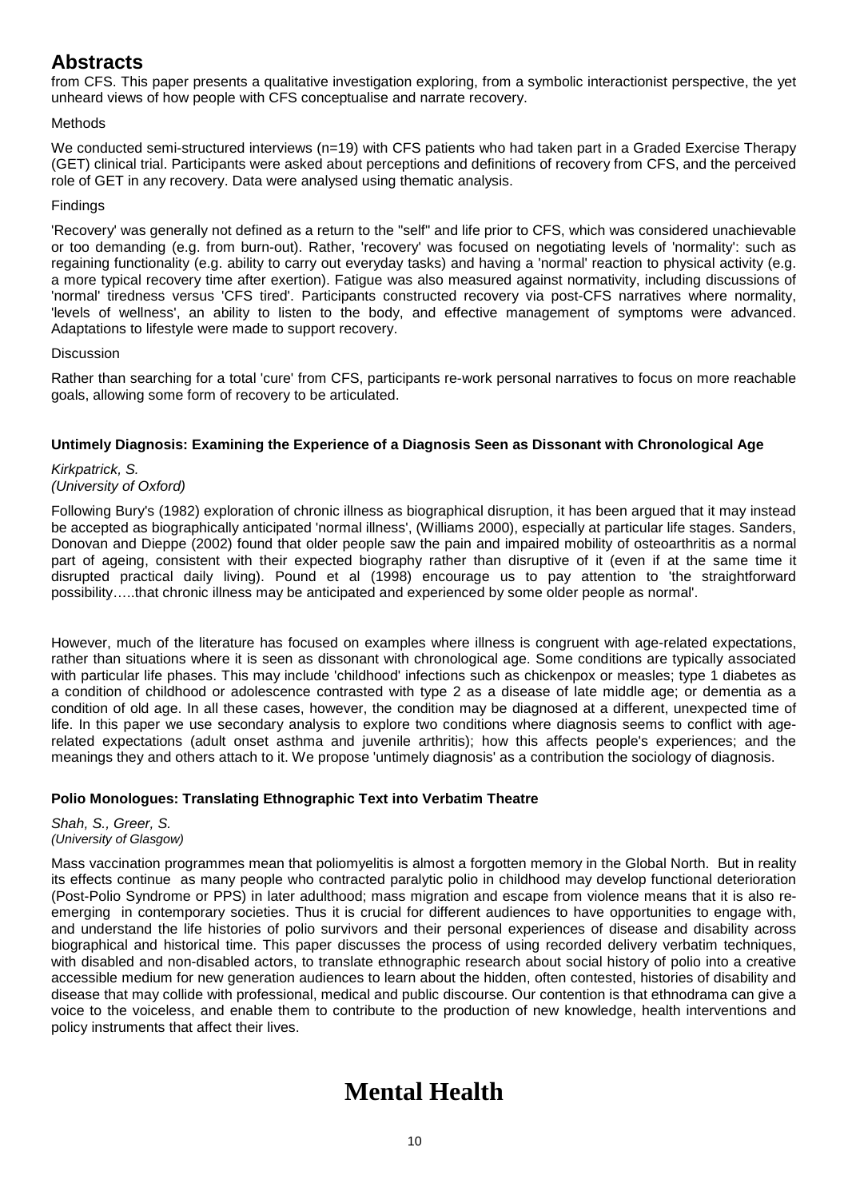from CFS. This paper presents a qualitative investigation exploring, from a symbolic interactionist perspective, the yet unheard views of how people with CFS conceptualise and narrate recovery.

Methods

We conducted semi-structured interviews (n=19) with CFS patients who had taken part in a Graded Exercise Therapy (GET) clinical trial. Participants were asked about perceptions and definitions of recovery from CFS, and the perceived role of GET in any recovery. Data were analysed using thematic analysis.

Findings

'Recovery' was generally not defined as a return to the "self" and life prior to CFS, which was considered unachievable or too demanding (e.g. from burn-out). Rather, 'recovery' was focused on negotiating levels of 'normality': such as regaining functionality (e.g. ability to carry out everyday tasks) and having a 'normal' reaction to physical activity (e.g. a more typical recovery time after exertion). Fatigue was also measured against normativity, including discussions of 'normal' tiredness versus 'CFS tired'. Participants constructed recovery via post-CFS narratives where normality, 'levels of wellness', an ability to listen to the body, and effective management of symptoms were advanced. Adaptations to lifestyle were made to support recovery.

Discussion

Rather than searching for a total 'cure' from CFS, participants re-work personal narratives to focus on more reachable goals, allowing some form of recovery to be articulated.

### Untimely Diagnosis: Examining the Experience of a Diagnosis Seen as Dissonant with Chronological Age

*Kirkpatrick, S.*
*(University of Oxford)*

Following Bury's (1982) exploration of chronic illness as biographical disruption, it has been argued that it may instead be accepted as biographically anticipated 'normal illness', (Williams 2000), especially at particular life stages. Sanders, Donovan and Dieppe (2002) found that older people saw the pain and impaired mobility of osteoarthritis as a normal part of ageing, consistent with their expected biography rather than disruptive of it (even if at the same time it disrupted practical daily living). Pound et al (1998) encourage us to pay attention to 'the straightforward possibility…..that chronic illness may be anticipated and experienced by some older people as normal'.

However, much of the literature has focused on examples where illness is congruent with age-related expectations, rather than situations where it is seen as dissonant with chronological age. Some conditions are typically associated with particular life phases. This may include 'childhood' infections such as chickenpox or measles; type 1 diabetes as a condition of childhood or adolescence contrasted with type 2 as a disease of late middle age; or dementia as a condition of old age. In all these cases, however, the condition may be diagnosed at a different, unexpected time of life. In this paper we use secondary analysis to explore two conditions where diagnosis seems to conflict with age-related expectations (adult onset asthma and juvenile arthritis); how this affects people's experiences; and the meanings they and others attach to it. We propose 'untimely diagnosis' as a contribution the sociology of diagnosis.

### Polio Monologues: Translating Ethnographic Text into Verbatim Theatre

*Shah, S., Greer, S.*
*(University of Glasgow)*

Mass vaccination programmes mean that poliomyelitis is almost a forgotten memory in the Global North. But in reality its effects continue as many people who contracted paralytic polio in childhood may develop functional deterioration (Post-Polio Syndrome or PPS) in later adulthood; mass migration and escape from violence means that it is also re-emerging in contemporary societies. Thus it is crucial for different audiences to have opportunities to engage with, and understand the life histories of polio survivors and their personal experiences of disease and disability across biographical and historical time. This paper discusses the process of using recorded delivery verbatim techniques, with disabled and non-disabled actors, to translate ethnographic research about social history of polio into a creative accessible medium for new generation audiences to learn about the hidden, often contested, histories of disability and disease that may collide with professional, medical and public discourse. Our contention is that ethnodrama can give a voice to the voiceless, and enable them to contribute to the production of new knowledge, health interventions and policy instruments that affect their lives.

# Mental Health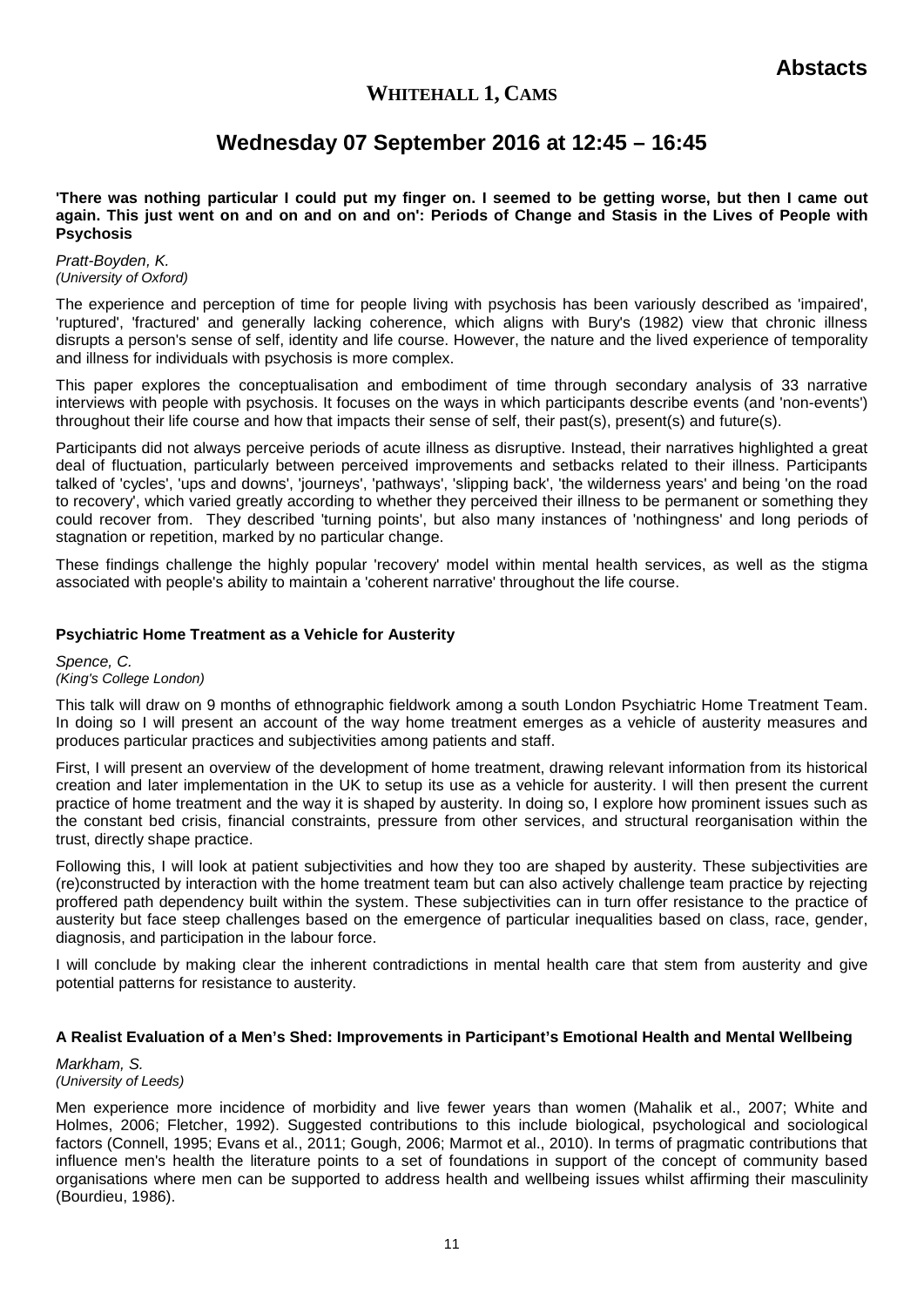# WHITEHALL 1, CAMS

## Wednesday 07 September 2016 at 12:45 – 16:45

**'There was nothing particular I could put my finger on. I seemed to be getting worse, but then I came out again. This just went on and on and on and on': Periods of Change and Stasis in the Lives of People with Psychosis**

*Pratt-Boyden, K.*
*(University of Oxford)*

The experience and perception of time for people living with psychosis has been variously described as 'impaired', 'ruptured', 'fractured' and generally lacking coherence, which aligns with Bury's (1982) view that chronic illness disrupts a person's sense of self, identity and life course. However, the nature and the lived experience of temporality and illness for individuals with psychosis is more complex.

This paper explores the conceptualisation and embodiment of time through secondary analysis of 33 narrative interviews with people with psychosis. It focuses on the ways in which participants describe events (and 'non-events') throughout their life course and how that impacts their sense of self, their past(s), present(s) and future(s).

Participants did not always perceive periods of acute illness as disruptive. Instead, their narratives highlighted a great deal of fluctuation, particularly between perceived improvements and setbacks related to their illness. Participants talked of 'cycles', 'ups and downs', 'journeys', 'pathways', 'slipping back', 'the wilderness years' and being 'on the road to recovery', which varied greatly according to whether they perceived their illness to be permanent or something they could recover from. They described 'turning points', but also many instances of 'nothingness' and long periods of stagnation or repetition, marked by no particular change.

These findings challenge the highly popular 'recovery' model within mental health services, as well as the stigma associated with people's ability to maintain a 'coherent narrative' throughout the life course.

**Psychiatric Home Treatment as a Vehicle for Austerity**

*Spence, C.*
*(King's College London)*

This talk will draw on 9 months of ethnographic fieldwork among a south London Psychiatric Home Treatment Team. In doing so I will present an account of the way home treatment emerges as a vehicle of austerity measures and produces particular practices and subjectivities among patients and staff.

First, I will present an overview of the development of home treatment, drawing relevant information from its historical creation and later implementation in the UK to setup its use as a vehicle for austerity. I will then present the current practice of home treatment and the way it is shaped by austerity. In doing so, I explore how prominent issues such as the constant bed crisis, financial constraints, pressure from other services, and structural reorganisation within the trust, directly shape practice.

Following this, I will look at patient subjectivities and how they too are shaped by austerity. These subjectivities are (re)constructed by interaction with the home treatment team but can also actively challenge team practice by rejecting proffered path dependency built within the system. These subjectivities can in turn offer resistance to the practice of austerity but face steep challenges based on the emergence of particular inequalities based on class, race, gender, diagnosis, and participation in the labour force.

I will conclude by making clear the inherent contradictions in mental health care that stem from austerity and give potential patterns for resistance to austerity.

**A Realist Evaluation of a Men's Shed: Improvements in Participant's Emotional Health and Mental Wellbeing**

*Markham, S.*
*(University of Leeds)*

Men experience more incidence of morbidity and live fewer years than women (Mahalik et al., 2007; White and Holmes, 2006; Fletcher, 1992). Suggested contributions to this include biological, psychological and sociological factors (Connell, 1995; Evans et al., 2011; Gough, 2006; Marmot et al., 2010). In terms of pragmatic contributions that influence men's health the literature points to a set of foundations in support of the concept of community based organisations where men can be supported to address health and wellbeing issues whilst affirming their masculinity (Bourdieu, 1986).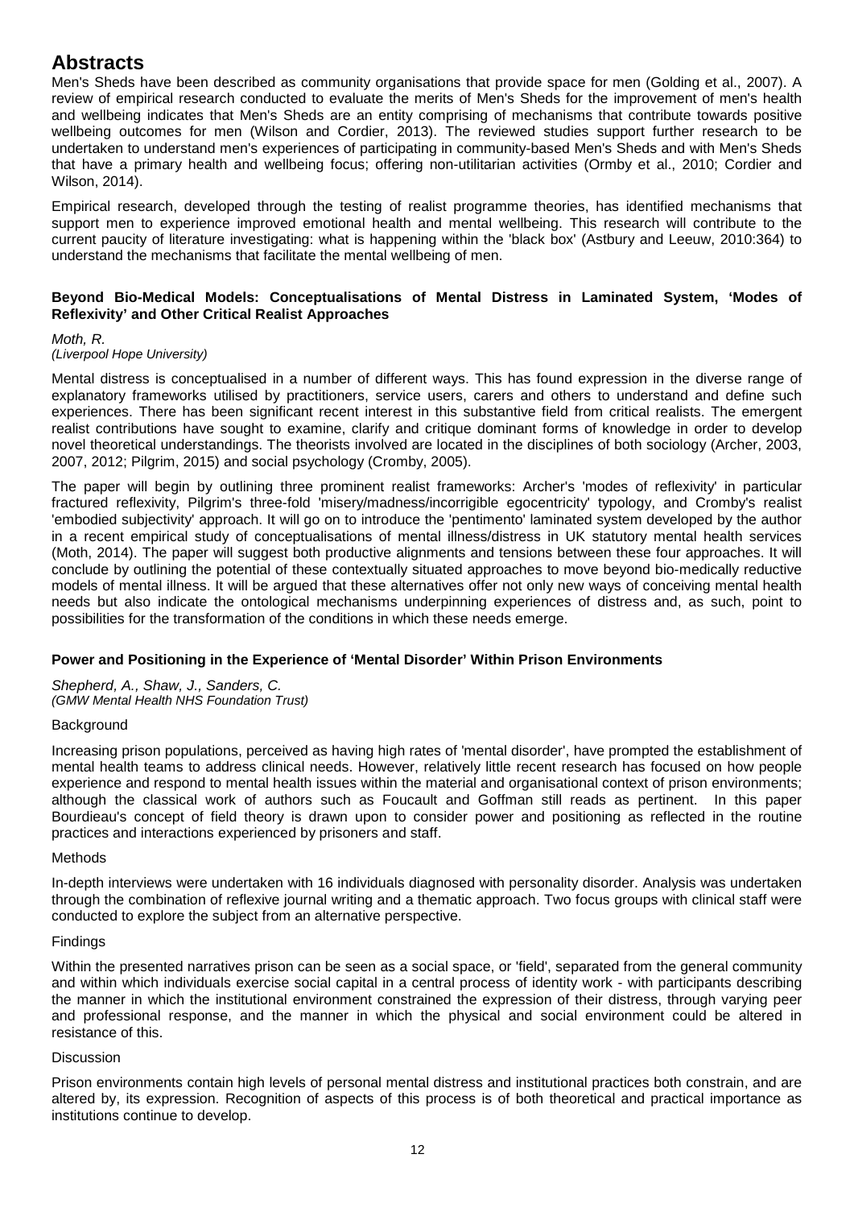# Abstracts

Men's Sheds have been described as community organisations that provide space for men (Golding et al., 2007). A review of empirical research conducted to evaluate the merits of Men's Sheds for the improvement of men's health and wellbeing indicates that Men's Sheds are an entity comprising of mechanisms that contribute towards positive wellbeing outcomes for men (Wilson and Cordier, 2013). The reviewed studies support further research to be undertaken to understand men's experiences of participating in community-based Men's Sheds and with Men's Sheds that have a primary health and wellbeing focus; offering non-utilitarian activities (Ormby et al., 2010; Cordier and Wilson, 2014).

Empirical research, developed through the testing of realist programme theories, has identified mechanisms that support men to experience improved emotional health and mental wellbeing. This research will contribute to the current paucity of literature investigating: what is happening within the 'black box' (Astbury and Leeuw, 2010:364) to understand the mechanisms that facilitate the mental wellbeing of men.

**Beyond Bio-Medical Models: Conceptualisations of Mental Distress in Laminated System, 'Modes of Reflexivity' and Other Critical Realist Approaches**

*Moth, R.*
*(Liverpool Hope University)*

Mental distress is conceptualised in a number of different ways. This has found expression in the diverse range of explanatory frameworks utilised by practitioners, service users, carers and others to understand and define such experiences. There has been significant recent interest in this substantive field from critical realists. The emergent realist contributions have sought to examine, clarify and critique dominant forms of knowledge in order to develop novel theoretical understandings. The theorists involved are located in the disciplines of both sociology (Archer, 2003, 2007, 2012; Pilgrim, 2015) and social psychology (Cromby, 2005).

The paper will begin by outlining three prominent realist frameworks: Archer's 'modes of reflexivity' in particular fractured reflexivity, Pilgrim's three-fold 'misery/madness/incorrigible egocentricity' typology, and Cromby's realist 'embodied subjectivity' approach. It will go on to introduce the 'pentimento' laminated system developed by the author in a recent empirical study of conceptualisations of mental illness/distress in UK statutory mental health services (Moth, 2014). The paper will suggest both productive alignments and tensions between these four approaches. It will conclude by outlining the potential of these contextually situated approaches to move beyond bio-medically reductive models of mental illness. It will be argued that these alternatives offer not only new ways of conceiving mental health needs but also indicate the ontological mechanisms underpinning experiences of distress and, as such, point to possibilities for the transformation of the conditions in which these needs emerge.

**Power and Positioning in the Experience of 'Mental Disorder' Within Prison Environments**

*Shepherd, A., Shaw, J., Sanders, C.*
*(GMW Mental Health NHS Foundation Trust)*

Background

Increasing prison populations, perceived as having high rates of 'mental disorder', have prompted the establishment of mental health teams to address clinical needs. However, relatively little recent research has focused on how people experience and respond to mental health issues within the material and organisational context of prison environments; although the classical work of authors such as Foucault and Goffman still reads as pertinent. In this paper Bourdieau's concept of field theory is drawn upon to consider power and positioning as reflected in the routine practices and interactions experienced by prisoners and staff.

Methods

In-depth interviews were undertaken with 16 individuals diagnosed with personality disorder. Analysis was undertaken through the combination of reflexive journal writing and a thematic approach. Two focus groups with clinical staff were conducted to explore the subject from an alternative perspective.

Findings

Within the presented narratives prison can be seen as a social space, or 'field', separated from the general community and within which individuals exercise social capital in a central process of identity work - with participants describing the manner in which the institutional environment constrained the expression of their distress, through varying peer and professional response, and the manner in which the physical and social environment could be altered in resistance of this.

Discussion

Prison environments contain high levels of personal mental distress and institutional practices both constrain, and are altered by, its expression. Recognition of aspects of this process is of both theoretical and practical importance as institutions continue to develop.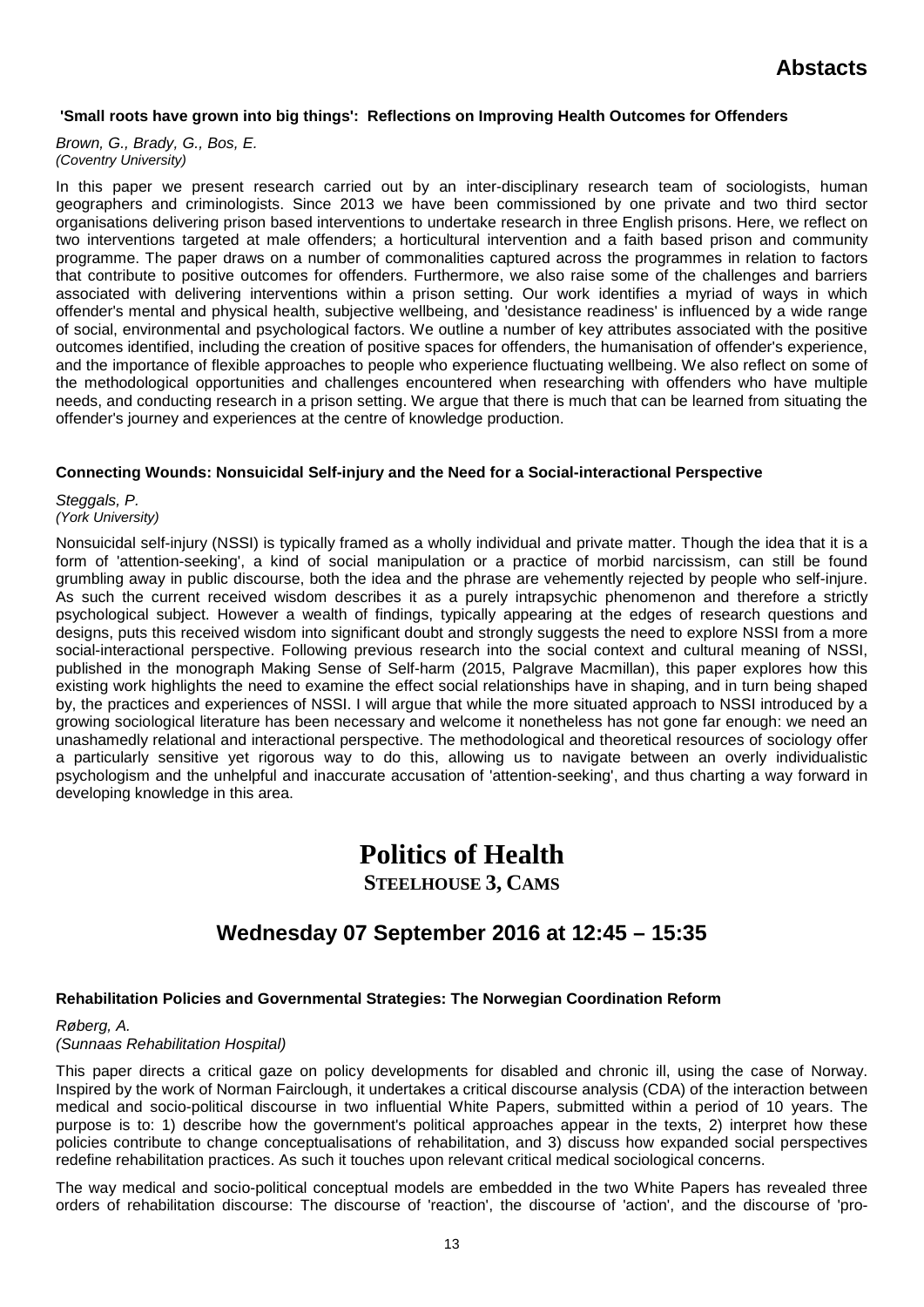### 'Small roots have grown into big things': Reflections on Improving Health Outcomes for Offenders

*Brown, G., Brady, G., Bos, E.*
*(Coventry University)*

In this paper we present research carried out by an inter-disciplinary research team of sociologists, human geographers and criminologists. Since 2013 we have been commissioned by one private and two third sector organisations delivering prison based interventions to undertake research in three English prisons. Here, we reflect on two interventions targeted at male offenders; a horticultural intervention and a faith based prison and community programme. The paper draws on a number of commonalities captured across the programmes in relation to factors that contribute to positive outcomes for offenders. Furthermore, we also raise some of the challenges and barriers associated with delivering interventions within a prison setting. Our work identifies a myriad of ways in which offender's mental and physical health, subjective wellbeing, and 'desistance readiness' is influenced by a wide range of social, environmental and psychological factors. We outline a number of key attributes associated with the positive outcomes identified, including the creation of positive spaces for offenders, the humanisation of offender's experience, and the importance of flexible approaches to people who experience fluctuating wellbeing. We also reflect on some of the methodological opportunities and challenges encountered when researching with offenders who have multiple needs, and conducting research in a prison setting. We argue that there is much that can be learned from situating the offender's journey and experiences at the centre of knowledge production.

### Connecting Wounds: Nonsuicidal Self-injury and the Need for a Social-interactional Perspective

*Steggals, P.*
*(York University)*

Nonsuicidal self-injury (NSSI) is typically framed as a wholly individual and private matter. Though the idea that it is a form of 'attention-seeking', a kind of social manipulation or a practice of morbid narcissism, can still be found grumbling away in public discourse, both the idea and the phrase are vehemently rejected by people who self-injure. As such the current received wisdom describes it as a purely intrapsychic phenomenon and therefore a strictly psychological subject. However a wealth of findings, typically appearing at the edges of research questions and designs, puts this received wisdom into significant doubt and strongly suggests the need to explore NSSI from a more social-interactional perspective. Following previous research into the social context and cultural meaning of NSSI, published in the monograph Making Sense of Self-harm (2015, Palgrave Macmillan), this paper explores how this existing work highlights the need to examine the effect social relationships have in shaping, and in turn being shaped by, the practices and experiences of NSSI. I will argue that while the more situated approach to NSSI introduced by a growing sociological literature has been necessary and welcome it nonetheless has not gone far enough: we need an unashamedly relational and interactional perspective. The methodological and theoretical resources of sociology offer a particularly sensitive yet rigorous way to do this, allowing us to navigate between an overly individualistic psychologism and the unhelpful and inaccurate accusation of 'attention-seeking', and thus charting a way forward in developing knowledge in this area.

# Politics of Health

**STEELHOUSE 3, CAMS**

## Wednesday 07 September 2016 at 12:45 – 15:35

### Rehabilitation Policies and Governmental Strategies: The Norwegian Coordination Reform

*Røberg, A.*
*(Sunnaas Rehabilitation Hospital)*

This paper directs a critical gaze on policy developments for disabled and chronic ill, using the case of Norway. Inspired by the work of Norman Fairclough, it undertakes a critical discourse analysis (CDA) of the interaction between medical and socio-political discourse in two influential White Papers, submitted within a period of 10 years. The purpose is to: 1) describe how the government's political approaches appear in the texts, 2) interpret how these policies contribute to change conceptualisations of rehabilitation, and 3) discuss how expanded social perspectives redefine rehabilitation practices. As such it touches upon relevant critical medical sociological concerns.

The way medical and socio-political conceptual models are embedded in the two White Papers has revealed three orders of rehabilitation discourse: The discourse of 'reaction', the discourse of 'action', and the discourse of 'pro-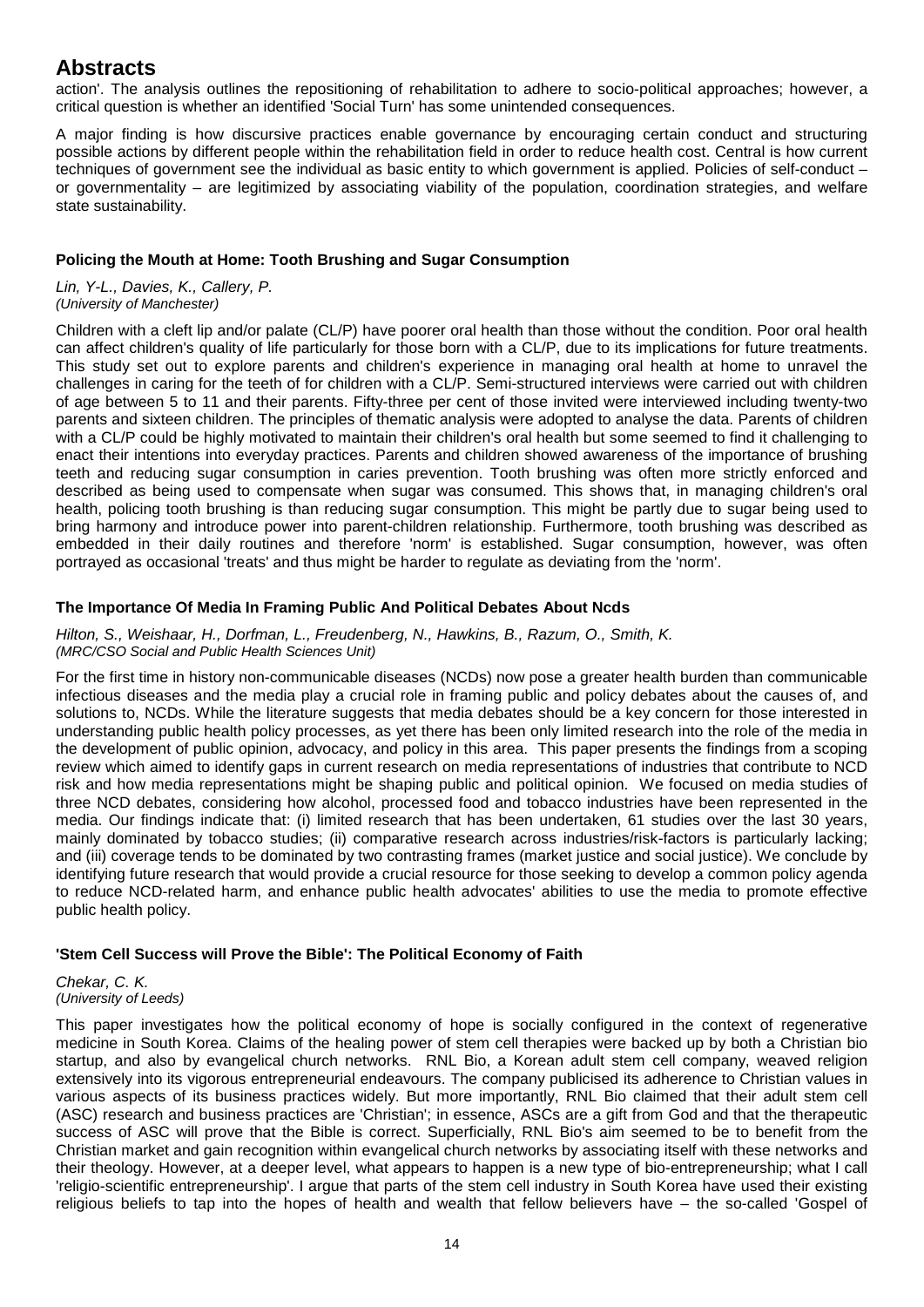# Abstracts

action'. The analysis outlines the repositioning of rehabilitation to adhere to socio-political approaches; however, a critical question is whether an identified 'Social Turn' has some unintended consequences.

A major finding is how discursive practices enable governance by encouraging certain conduct and structuring possible actions by different people within the rehabilitation field in order to reduce health cost. Central is how current techniques of government see the individual as basic entity to which government is applied. Policies of self-conduct – or governmentality – are legitimized by associating viability of the population, coordination strategies, and welfare state sustainability.

### Policing the Mouth at Home: Tooth Brushing and Sugar Consumption

*Lin, Y-L., Davies, K., Callery, P.*
*(University of Manchester)*

Children with a cleft lip and/or palate (CL/P) have poorer oral health than those without the condition. Poor oral health can affect children's quality of life particularly for those born with a CL/P, due to its implications for future treatments. This study set out to explore parents and children's experience in managing oral health at home to unravel the challenges in caring for the teeth of for children with a CL/P. Semi-structured interviews were carried out with children of age between 5 to 11 and their parents. Fifty-three per cent of those invited were interviewed including twenty-two parents and sixteen children. The principles of thematic analysis were adopted to analyse the data. Parents of children with a CL/P could be highly motivated to maintain their children's oral health but some seemed to find it challenging to enact their intentions into everyday practices. Parents and children showed awareness of the importance of brushing teeth and reducing sugar consumption in caries prevention. Tooth brushing was often more strictly enforced and described as being used to compensate when sugar was consumed. This shows that, in managing children's oral health, policing tooth brushing is than reducing sugar consumption. This might be partly due to sugar being used to bring harmony and introduce power into parent-children relationship. Furthermore, tooth brushing was described as embedded in their daily routines and therefore 'norm' is established. Sugar consumption, however, was often portrayed as occasional 'treats' and thus might be harder to regulate as deviating from the 'norm'.

### The Importance Of Media In Framing Public And Political Debates About Ncds

*Hilton, S., Weishaar, H., Dorfman, L., Freudenberg, N., Hawkins, B., Razum, O., Smith, K.*
*(MRC/CSO Social and Public Health Sciences Unit)*

For the first time in history non-communicable diseases (NCDs) now pose a greater health burden than communicable infectious diseases and the media play a crucial role in framing public and policy debates about the causes of, and solutions to, NCDs. While the literature suggests that media debates should be a key concern for those interested in understanding public health policy processes, as yet there has been only limited research into the role of the media in the development of public opinion, advocacy, and policy in this area. This paper presents the findings from a scoping review which aimed to identify gaps in current research on media representations of industries that contribute to NCD risk and how media representations might be shaping public and political opinion. We focused on media studies of three NCD debates, considering how alcohol, processed food and tobacco industries have been represented in the media. Our findings indicate that: (i) limited research that has been undertaken, 61 studies over the last 30 years, mainly dominated by tobacco studies; (ii) comparative research across industries/risk-factors is particularly lacking; and (iii) coverage tends to be dominated by two contrasting frames (market justice and social justice). We conclude by identifying future research that would provide a crucial resource for those seeking to develop a common policy agenda to reduce NCD-related harm, and enhance public health advocates' abilities to use the media to promote effective public health policy.

### 'Stem Cell Success will Prove the Bible': The Political Economy of Faith

*Chekar, C. K.*
*(University of Leeds)*

This paper investigates how the political economy of hope is socially configured in the context of regenerative medicine in South Korea. Claims of the healing power of stem cell therapies were backed up by both a Christian bio startup, and also by evangelical church networks. RNL Bio, a Korean adult stem cell company, weaved religion extensively into its vigorous entrepreneurial endeavours. The company publicised its adherence to Christian values in various aspects of its business practices widely. But more importantly, RNL Bio claimed that their adult stem cell (ASC) research and business practices are 'Christian'; in essence, ASCs are a gift from God and that the therapeutic success of ASC will prove that the Bible is correct. Superficially, RNL Bio's aim seemed to be to benefit from the Christian market and gain recognition within evangelical church networks by associating itself with these networks and their theology. However, at a deeper level, what appears to happen is a new type of bio-entrepreneurship; what I call 'religio-scientific entrepreneurship'. I argue that parts of the stem cell industry in South Korea have used their existing religious beliefs to tap into the hopes of health and wealth that fellow believers have – the so-called 'Gospel of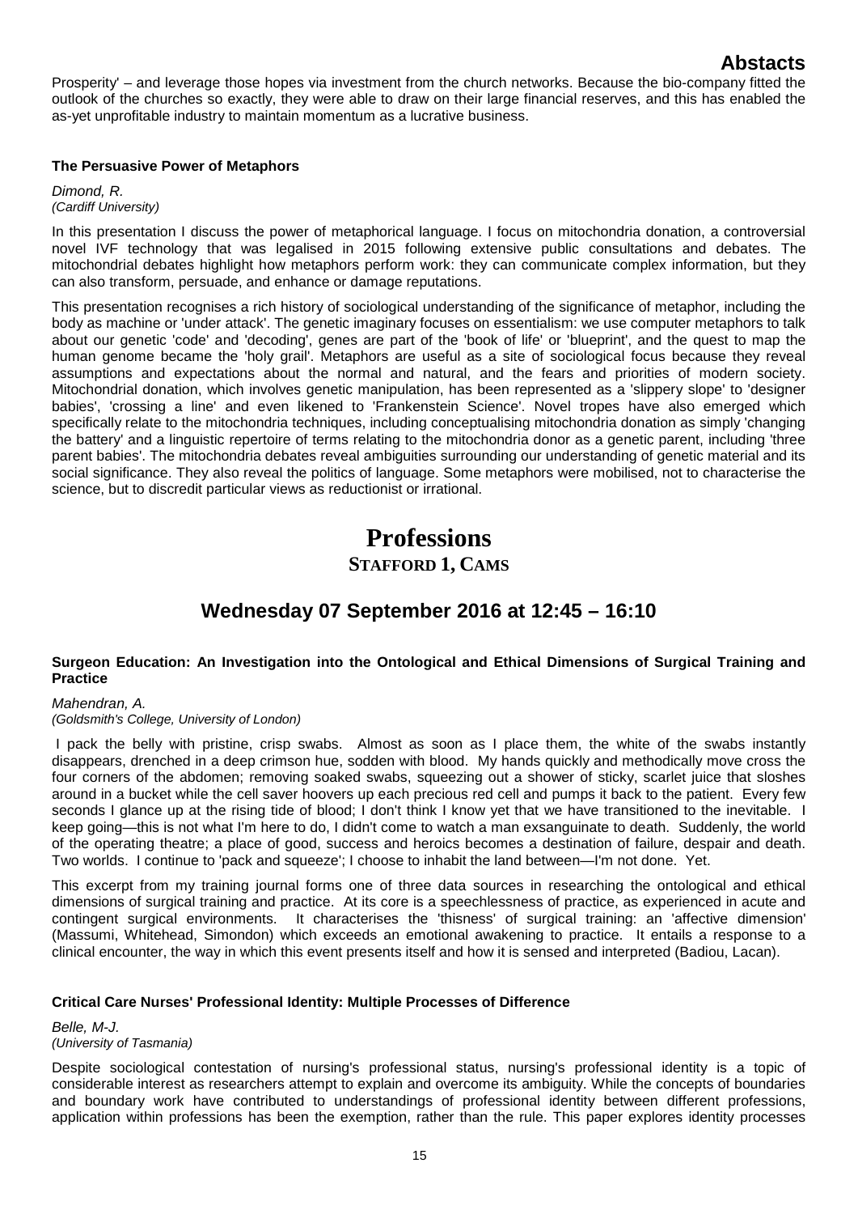Prosperity' – and leverage those hopes via investment from the church networks. Because the bio-company fitted the outlook of the churches so exactly, they were able to draw on their large financial reserves, and this has enabled the as-yet unprofitable industry to maintain momentum as a lucrative business.

**The Persuasive Power of Metaphors**

*Dimond, R.*
*(Cardiff University)*

In this presentation I discuss the power of metaphorical language. I focus on mitochondria donation, a controversial novel IVF technology that was legalised in 2015 following extensive public consultations and debates. The mitochondrial debates highlight how metaphors perform work: they can communicate complex information, but they can also transform, persuade, and enhance or damage reputations.

This presentation recognises a rich history of sociological understanding of the significance of metaphor, including the body as machine or 'under attack'. The genetic imaginary focuses on essentialism: we use computer metaphors to talk about our genetic 'code' and 'decoding', genes are part of the 'book of life' or 'blueprint', and the quest to map the human genome became the 'holy grail'. Metaphors are useful as a site of sociological focus because they reveal assumptions and expectations about the normal and natural, and the fears and priorities of modern society. Mitochondrial donation, which involves genetic manipulation, has been represented as a 'slippery slope' to 'designer babies', 'crossing a line' and even likened to 'Frankenstein Science'. Novel tropes have also emerged which specifically relate to the mitochondria techniques, including conceptualising mitochondria donation as simply 'changing the battery' and a linguistic repertoire of terms relating to the mitochondria donor as a genetic parent, including 'three parent babies'. The mitochondria debates reveal ambiguities surrounding our understanding of genetic material and its social significance. They also reveal the politics of language. Some metaphors were mobilised, not to characterise the science, but to discredit particular views as reductionist or irrational.

# Professions

## Stafford 1, Cams

## Wednesday 07 September 2016 at 12:45 – 16:10

**Surgeon Education: An Investigation into the Ontological and Ethical Dimensions of Surgical Training and Practice**

*Mahendran, A.*
*(Goldsmith's College, University of London)*

I pack the belly with pristine, crisp swabs. Almost as soon as I place them, the white of the swabs instantly disappears, drenched in a deep crimson hue, sodden with blood. My hands quickly and methodically move cross the four corners of the abdomen; removing soaked swabs, squeezing out a shower of sticky, scarlet juice that sloshes around in a bucket while the cell saver hoovers up each precious red cell and pumps it back to the patient. Every few seconds I glance up at the rising tide of blood; I don't think I know yet that we have transitioned to the inevitable. I keep going—this is not what I'm here to do, I didn't come to watch a man exsanguinate to death. Suddenly, the world of the operating theatre; a place of good, success and heroics becomes a destination of failure, despair and death. Two worlds. I continue to 'pack and squeeze'; I choose to inhabit the land between—I'm not done. Yet.

This excerpt from my training journal forms one of three data sources in researching the ontological and ethical dimensions of surgical training and practice. At its core is a speechlessness of practice, as experienced in acute and contingent surgical environments. It characterises the 'thisness' of surgical training: an 'affective dimension' (Massumi, Whitehead, Simondon) which exceeds an emotional awakening to practice. It entails a response to a clinical encounter, the way in which this event presents itself and how it is sensed and interpreted (Badiou, Lacan).

**Critical Care Nurses' Professional Identity: Multiple Processes of Difference**

*Belle, M-J.*
*(University of Tasmania)*

Despite sociological contestation of nursing's professional status, nursing's professional identity is a topic of considerable interest as researchers attempt to explain and overcome its ambiguity. While the concepts of boundaries and boundary work have contributed to understandings of professional identity between different professions, application within professions has been the exemption, rather than the rule. This paper explores identity processes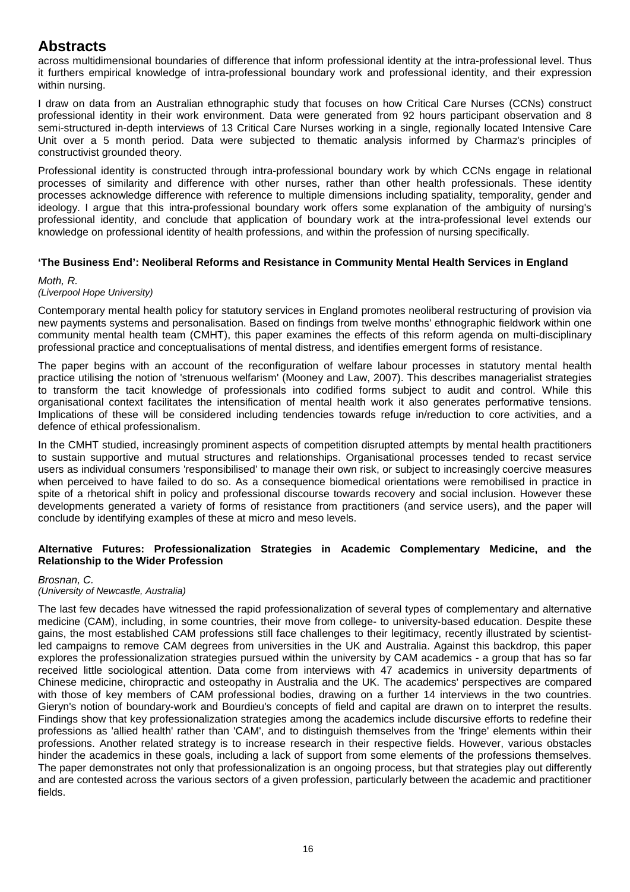across multidimensional boundaries of difference that inform professional identity at the intra-professional level. Thus it furthers empirical knowledge of intra-professional boundary work and professional identity, and their expression within nursing.

I draw on data from an Australian ethnographic study that focuses on how Critical Care Nurses (CCNs) construct professional identity in their work environment. Data were generated from 92 hours participant observation and 8 semi-structured in-depth interviews of 13 Critical Care Nurses working in a single, regionally located Intensive Care Unit over a 5 month period. Data were subjected to thematic analysis informed by Charmaz's principles of constructivist grounded theory.

Professional identity is constructed through intra-professional boundary work by which CCNs engage in relational processes of similarity and difference with other nurses, rather than other health professionals. These identity processes acknowledge difference with reference to multiple dimensions including spatiality, temporality, gender and ideology. I argue that this intra-professional boundary work offers some explanation of the ambiguity of nursing's professional identity, and conclude that application of boundary work at the intra-professional level extends our knowledge on professional identity of health professions, and within the profession of nursing specifically.

### 'The Business End': Neoliberal Reforms and Resistance in Community Mental Health Services in England

*Moth, R.*
*(Liverpool Hope University)*

Contemporary mental health policy for statutory services in England promotes neoliberal restructuring of provision via new payments systems and personalisation. Based on findings from twelve months' ethnographic fieldwork within one community mental health team (CMHT), this paper examines the effects of this reform agenda on multi-disciplinary professional practice and conceptualisations of mental distress, and identifies emergent forms of resistance.

The paper begins with an account of the reconfiguration of welfare labour processes in statutory mental health practice utilising the notion of 'strenuous welfarism' (Mooney and Law, 2007). This describes managerialist strategies to transform the tacit knowledge of professionals into codified forms subject to audit and control. While this organisational context facilitates the intensification of mental health work it also generates performative tensions. Implications of these will be considered including tendencies towards refuge in/reduction to core activities, and a defence of ethical professionalism.

In the CMHT studied, increasingly prominent aspects of competition disrupted attempts by mental health practitioners to sustain supportive and mutual structures and relationships. Organisational processes tended to recast service users as individual consumers 'responsibilised' to manage their own risk, or subject to increasingly coercive measures when perceived to have failed to do so. As a consequence biomedical orientations were remobilised in practice in spite of a rhetorical shift in policy and professional discourse towards recovery and social inclusion. However these developments generated a variety of forms of resistance from practitioners (and service users), and the paper will conclude by identifying examples of these at micro and meso levels.

### Alternative Futures: Professionalization Strategies in Academic Complementary Medicine, and the Relationship to the Wider Profession

*Brosnan, C.*
*(University of Newcastle, Australia)*

The last few decades have witnessed the rapid professionalization of several types of complementary and alternative medicine (CAM), including, in some countries, their move from college- to university-based education. Despite these gains, the most established CAM professions still face challenges to their legitimacy, recently illustrated by scientist-led campaigns to remove CAM degrees from universities in the UK and Australia. Against this backdrop, this paper explores the professionalization strategies pursued within the university by CAM academics - a group that has so far received little sociological attention. Data come from interviews with 47 academics in university departments of Chinese medicine, chiropractic and osteopathy in Australia and the UK. The academics' perspectives are compared with those of key members of CAM professional bodies, drawing on a further 14 interviews in the two countries. Gieryn's notion of boundary-work and Bourdieu's concepts of field and capital are drawn on to interpret the results. Findings show that key professionalization strategies among the academics include discursive efforts to redefine their professions as 'allied health' rather than 'CAM', and to distinguish themselves from the 'fringe' elements within their professions. Another related strategy is to increase research in their respective fields. However, various obstacles hinder the academics in these goals, including a lack of support from some elements of the professions themselves. The paper demonstrates not only that professionalization is an ongoing process, but that strategies play out differently and are contested across the various sectors of a given profession, particularly between the academic and practitioner fields.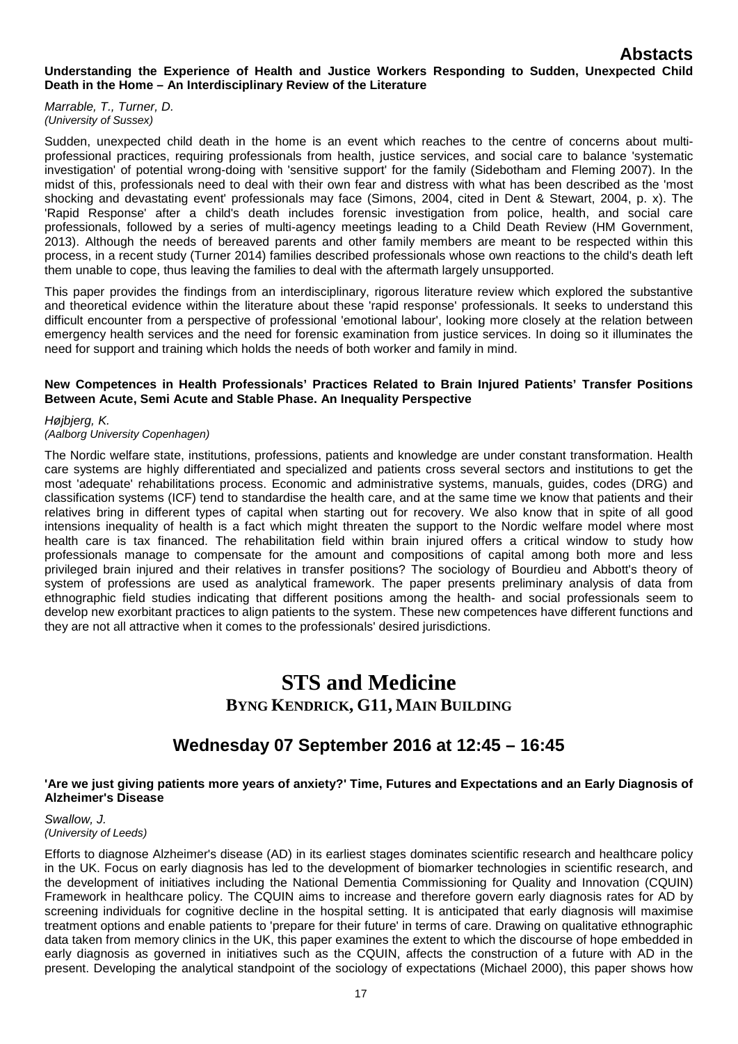**Understanding the Experience of Health and Justice Workers Responding to Sudden, Unexpected Child Death in the Home – An Interdisciplinary Review of the Literature**

*Marrable, T., Turner, D.*
*(University of Sussex)*

Sudden, unexpected child death in the home is an event which reaches to the centre of concerns about multi-professional practices, requiring professionals from health, justice services, and social care to balance 'systematic investigation' of potential wrong-doing with 'sensitive support' for the family (Sidebotham and Fleming 2007). In the midst of this, professionals need to deal with their own fear and distress with what has been described as the 'most shocking and devastating event' professionals may face (Simons, 2004, cited in Dent & Stewart, 2004, p. x). The 'Rapid Response' after a child's death includes forensic investigation from police, health, and social care professionals, followed by a series of multi-agency meetings leading to a Child Death Review (HM Government, 2013). Although the needs of bereaved parents and other family members are meant to be respected within this process, in a recent study (Turner 2014) families described professionals whose own reactions to the child's death left them unable to cope, thus leaving the families to deal with the aftermath largely unsupported.

This paper provides the findings from an interdisciplinary, rigorous literature review which explored the substantive and theoretical evidence within the literature about these 'rapid response' professionals. It seeks to understand this difficult encounter from a perspective of professional 'emotional labour', looking more closely at the relation between emergency health services and the need for forensic examination from justice services. In doing so it illuminates the need for support and training which holds the needs of both worker and family in mind.

**New Competences in Health Professionals' Practices Related to Brain Injured Patients' Transfer Positions Between Acute, Semi Acute and Stable Phase. An Inequality Perspective**

*Højbjerg, K.*
*(Aalborg University Copenhagen)*

The Nordic welfare state, institutions, professions, patients and knowledge are under constant transformation. Health care systems are highly differentiated and specialized and patients cross several sectors and institutions to get the most 'adequate' rehabilitations process. Economic and administrative systems, manuals, guides, codes (DRG) and classification systems (ICF) tend to standardise the health care, and at the same time we know that patients and their relatives bring in different types of capital when starting out for recovery. We also know that in spite of all good intensions inequality of health is a fact which might threaten the support to the Nordic welfare model where most health care is tax financed. The rehabilitation field within brain injured offers a critical window to study how professionals manage to compensate for the amount and compositions of capital among both more and less privileged brain injured and their relatives in transfer positions? The sociology of Bourdieu and Abbott's theory of system of professions are used as analytical framework. The paper presents preliminary analysis of data from ethnographic field studies indicating that different positions among the health- and social professionals seem to develop new exorbitant practices to align patients to the system. These new competences have different functions and they are not all attractive when it comes to the professionals' desired jurisdictions.

# STS and Medicine

## BYNG KENDRICK, G11, MAIN BUILDING

## Wednesday 07 September 2016 at 12:45 – 16:45

**'Are we just giving patients more years of anxiety?' Time, Futures and Expectations and an Early Diagnosis of Alzheimer's Disease**

*Swallow, J.*
*(University of Leeds)*

Efforts to diagnose Alzheimer's disease (AD) in its earliest stages dominates scientific research and healthcare policy in the UK. Focus on early diagnosis has led to the development of biomarker technologies in scientific research, and the development of initiatives including the National Dementia Commissioning for Quality and Innovation (CQUIN) Framework in healthcare policy. The CQUIN aims to increase and therefore govern early diagnosis rates for AD by screening individuals for cognitive decline in the hospital setting. It is anticipated that early diagnosis will maximise treatment options and enable patients to 'prepare for their future' in terms of care. Drawing on qualitative ethnographic data taken from memory clinics in the UK, this paper examines the extent to which the discourse of hope embedded in early diagnosis as governed in initiatives such as the CQUIN, affects the construction of a future with AD in the present. Developing the analytical standpoint of the sociology of expectations (Michael 2000), this paper shows how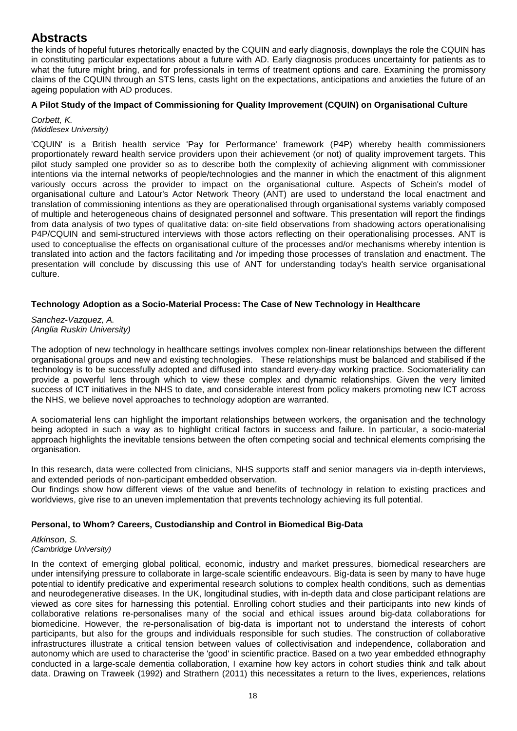# Abstracts

the kinds of hopeful futures rhetorically enacted by the CQUIN and early diagnosis, downplays the role the CQUIN has in constituting particular expectations about a future with AD. Early diagnosis produces uncertainty for patients as to what the future might bring, and for professionals in terms of treatment options and care. Examining the promissory claims of the CQUIN through an STS lens, casts light on the expectations, anticipations and anxieties the future of an ageing population with AD produces.

**A Pilot Study of the Impact of Commissioning for Quality Improvement (CQUIN) on Organisational Culture**

*Corbett, K.*
*(Middlesex University)*

'CQUIN' is a British health service 'Pay for Performance' framework (P4P) whereby health commissioners proportionately reward health service providers upon their achievement (or not) of quality improvement targets. This pilot study sampled one provider so as to describe both the complexity of achieving alignment with commissioner intentions via the internal networks of people/technologies and the manner in which the enactment of this alignment variously occurs across the provider to impact on the organisational culture. Aspects of Schein's model of organisational culture and Latour's Actor Network Theory (ANT) are used to understand the local enactment and translation of commissioning intentions as they are operationalised through organisational systems variably composed of multiple and heterogeneous chains of designated personnel and software. This presentation will report the findings from data analysis of two types of qualitative data: on-site field observations from shadowing actors operationalising P4P/CQUIN and semi-structured interviews with those actors reflecting on their operationalising processes. ANT is used to conceptualise the effects on organisational culture of the processes and/or mechanisms whereby intention is translated into action and the factors facilitating and /or impeding those processes of translation and enactment. The presentation will conclude by discussing this use of ANT for understanding today's health service organisational culture.

**Technology Adoption as a Socio-Material Process: The Case of New Technology in Healthcare**

*Sanchez-Vazquez, A.*
*(Anglia Ruskin University)*

The adoption of new technology in healthcare settings involves complex non-linear relationships between the different organisational groups and new and existing technologies. These relationships must be balanced and stabilised if the technology is to be successfully adopted and diffused into standard every-day working practice. Sociomateriality can provide a powerful lens through which to view these complex and dynamic relationships. Given the very limited success of ICT initiatives in the NHS to date, and considerable interest from policy makers promoting new ICT across the NHS, we believe novel approaches to technology adoption are warranted.

A sociomaterial lens can highlight the important relationships between workers, the organisation and the technology being adopted in such a way as to highlight critical factors in success and failure. In particular, a socio-material approach highlights the inevitable tensions between the often competing social and technical elements comprising the organisation.

In this research, data were collected from clinicians, NHS supports staff and senior managers via in-depth interviews, and extended periods of non-participant embedded observation.
Our findings show how different views of the value and benefits of technology in relation to existing practices and worldviews, give rise to an uneven implementation that prevents technology achieving its full potential.

**Personal, to Whom? Careers, Custodianship and Control in Biomedical Big-Data**

*Atkinson, S.*
*(Cambridge University)*

In the context of emerging global political, economic, industry and market pressures, biomedical researchers are under intensifying pressure to collaborate in large-scale scientific endeavours. Big-data is seen by many to have huge potential to identify predicative and experimental research solutions to complex health conditions, such as dementias and neurodegenerative diseases. In the UK, longitudinal studies, with in-depth data and close participant relations are viewed as core sites for harnessing this potential. Enrolling cohort studies and their participants into new kinds of collaborative relations re-personalises many of the social and ethical issues around big-data collaborations for biomedicine. However, the re-personalisation of big-data is important not to understand the interests of cohort participants, but also for the groups and individuals responsible for such studies. The construction of collaborative infrastructures illustrate a critical tension between values of collectivisation and independence, collaboration and autonomy which are used to characterise the 'good' in scientific practice. Based on a two year embedded ethnography conducted in a large-scale dementia collaboration, I examine how key actors in cohort studies think and talk about data. Drawing on Traweek (1992) and Strathern (2011) this necessitates a return to the lives, experiences, relations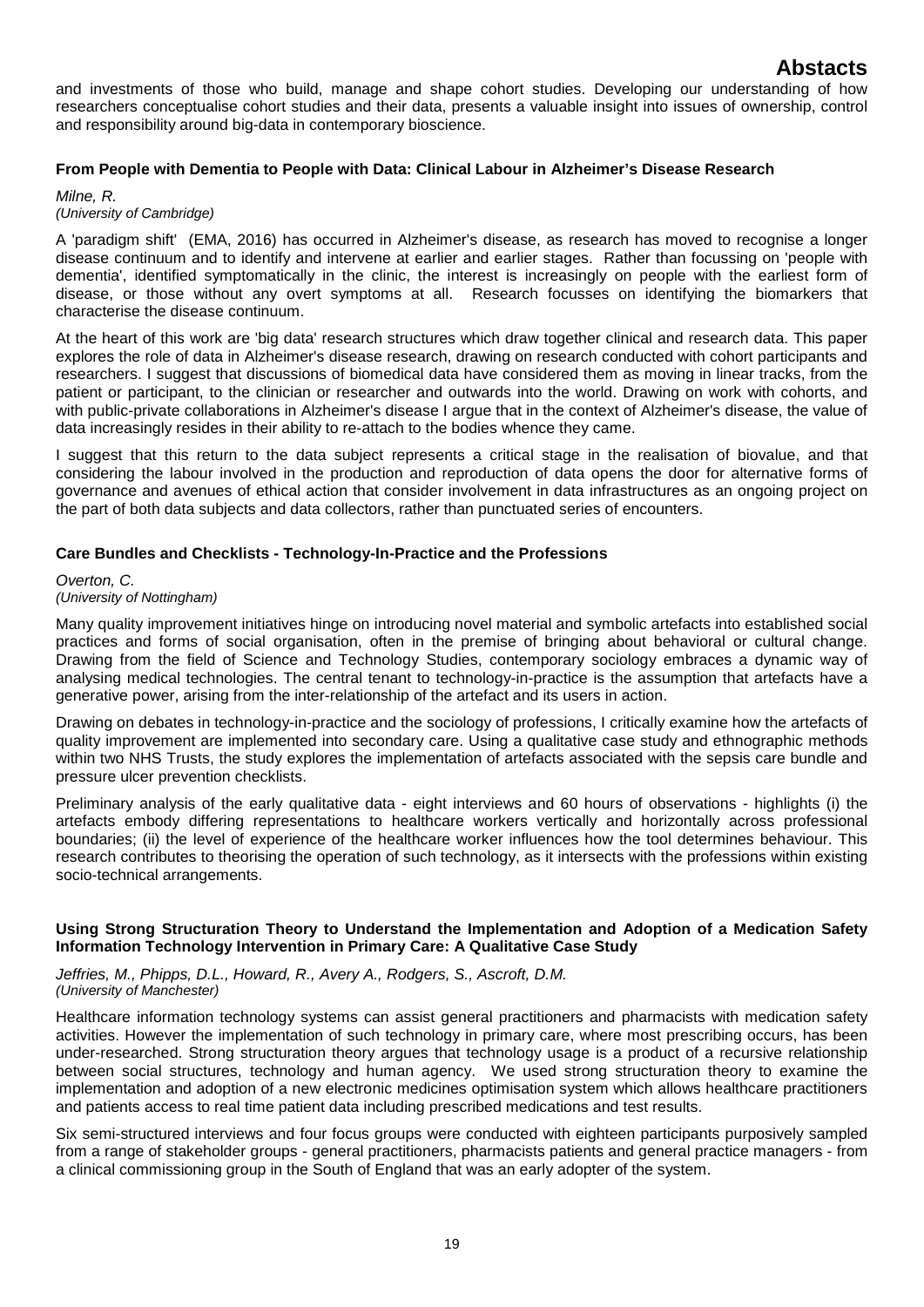and investments of those who build, manage and shape cohort studies. Developing our understanding of how researchers conceptualise cohort studies and their data, presents a valuable insight into issues of ownership, control and responsibility around big-data in contemporary bioscience.

### From People with Dementia to People with Data: Clinical Labour in Alzheimer's Disease Research

*Milne, R.*
*(University of Cambridge)*

A 'paradigm shift' (EMA, 2016) has occurred in Alzheimer's disease, as research has moved to recognise a longer disease continuum and to identify and intervene at earlier and earlier stages. Rather than focussing on 'people with dementia', identified symptomatically in the clinic, the interest is increasingly on people with the earliest form of disease, or those without any overt symptoms at all. Research focusses on identifying the biomarkers that characterise the disease continuum.

At the heart of this work are 'big data' research structures which draw together clinical and research data. This paper explores the role of data in Alzheimer's disease research, drawing on research conducted with cohort participants and researchers. I suggest that discussions of biomedical data have considered them as moving in linear tracks, from the patient or participant, to the clinician or researcher and outwards into the world. Drawing on work with cohorts, and with public-private collaborations in Alzheimer's disease I argue that in the context of Alzheimer's disease, the value of data increasingly resides in their ability to re-attach to the bodies whence they came.

I suggest that this return to the data subject represents a critical stage in the realisation of biovalue, and that considering the labour involved in the production and reproduction of data opens the door for alternative forms of governance and avenues of ethical action that consider involvement in data infrastructures as an ongoing project on the part of both data subjects and data collectors, rather than punctuated series of encounters.

### Care Bundles and Checklists - Technology-In-Practice and the Professions

*Overton, C.*
*(University of Nottingham)*

Many quality improvement initiatives hinge on introducing novel material and symbolic artefacts into established social practices and forms of social organisation, often in the premise of bringing about behavioral or cultural change. Drawing from the field of Science and Technology Studies, contemporary sociology embraces a dynamic way of analysing medical technologies. The central tenant to technology-in-practice is the assumption that artefacts have a generative power, arising from the inter-relationship of the artefact and its users in action.

Drawing on debates in technology-in-practice and the sociology of professions, I critically examine how the artefacts of quality improvement are implemented into secondary care. Using a qualitative case study and ethnographic methods within two NHS Trusts, the study explores the implementation of artefacts associated with the sepsis care bundle and pressure ulcer prevention checklists.

Preliminary analysis of the early qualitative data - eight interviews and 60 hours of observations - highlights (i) the artefacts embody differing representations to healthcare workers vertically and horizontally across professional boundaries; (ii) the level of experience of the healthcare worker influences how the tool determines behaviour. This research contributes to theorising the operation of such technology, as it intersects with the professions within existing socio-technical arrangements.

### Using Strong Structuration Theory to Understand the Implementation and Adoption of a Medication Safety Information Technology Intervention in Primary Care: A Qualitative Case Study

*Jeffries, M., Phipps, D.L., Howard, R., Avery A., Rodgers, S., Ascroft, D.M.*
*(University of Manchester)*

Healthcare information technology systems can assist general practitioners and pharmacists with medication safety activities. However the implementation of such technology in primary care, where most prescribing occurs, has been under-researched. Strong structuration theory argues that technology usage is a product of a recursive relationship between social structures, technology and human agency. We used strong structuration theory to examine the implementation and adoption of a new electronic medicines optimisation system which allows healthcare practitioners and patients access to real time patient data including prescribed medications and test results.

Six semi-structured interviews and four focus groups were conducted with eighteen participants purposively sampled from a range of stakeholder groups - general practitioners, pharmacists patients and general practice managers - from a clinical commissioning group in the South of England that was an early adopter of the system.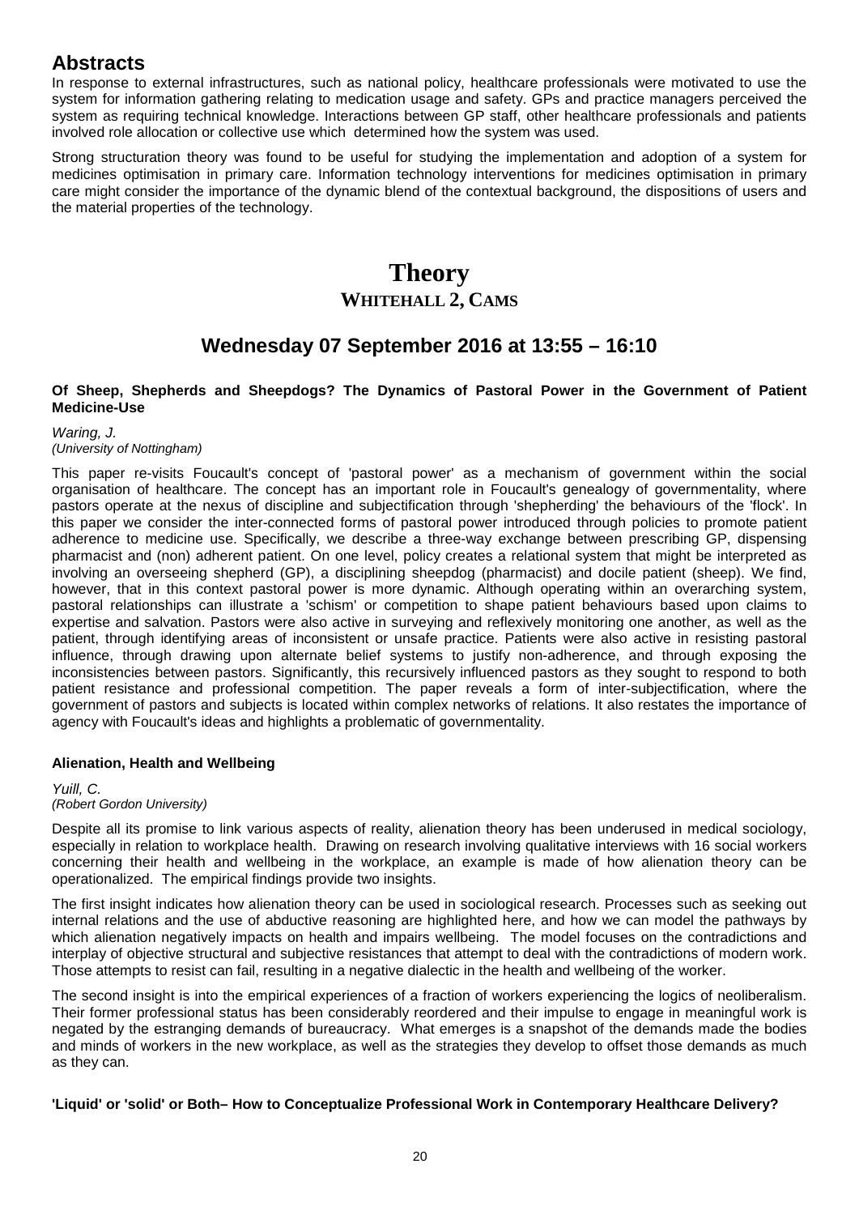## Abstracts

In response to external infrastructures, such as national policy, healthcare professionals were motivated to use the system for information gathering relating to medication usage and safety. GPs and practice managers perceived the system as requiring technical knowledge. Interactions between GP staff, other healthcare professionals and patients involved role allocation or collective use which determined how the system was used.

Strong structuration theory was found to be useful for studying the implementation and adoption of a system for medicines optimisation in primary care. Information technology interventions for medicines optimisation in primary care might consider the importance of the dynamic blend of the contextual background, the dispositions of users and the material properties of the technology.

# Theory

## WHITEHALL 2, CAMS

## Wednesday 07 September 2016 at 13:55 – 16:10

**Of Sheep, Shepherds and Sheepdogs? The Dynamics of Pastoral Power in the Government of Patient Medicine-Use**

*Waring, J.*
*(University of Nottingham)*

This paper re-visits Foucault's concept of 'pastoral power' as a mechanism of government within the social organisation of healthcare. The concept has an important role in Foucault's genealogy of governmentality, where pastors operate at the nexus of discipline and subjectification through 'shepherding' the behaviours of the 'flock'. In this paper we consider the inter-connected forms of pastoral power introduced through policies to promote patient adherence to medicine use. Specifically, we describe a three-way exchange between prescribing GP, dispensing pharmacist and (non) adherent patient. On one level, policy creates a relational system that might be interpreted as involving an overseeing shepherd (GP), a disciplining sheepdog (pharmacist) and docile patient (sheep). We find, however, that in this context pastoral power is more dynamic. Although operating within an overarching system, pastoral relationships can illustrate a 'schism' or competition to shape patient behaviours based upon claims to expertise and salvation. Pastors were also active in surveying and reflexively monitoring one another, as well as the patient, through identifying areas of inconsistent or unsafe practice. Patients were also active in resisting pastoral influence, through drawing upon alternate belief systems to justify non-adherence, and through exposing the inconsistencies between pastors. Significantly, this recursively influenced pastors as they sought to respond to both patient resistance and professional competition. The paper reveals a form of inter-subjectification, where the government of pastors and subjects is located within complex networks of relations. It also restates the importance of agency with Foucault's ideas and highlights a problematic of governmentality.

**Alienation, Health and Wellbeing**

*Yuill, C.*
*(Robert Gordon University)*

Despite all its promise to link various aspects of reality, alienation theory has been underused in medical sociology, especially in relation to workplace health. Drawing on research involving qualitative interviews with 16 social workers concerning their health and wellbeing in the workplace, an example is made of how alienation theory can be operationalized. The empirical findings provide two insights.

The first insight indicates how alienation theory can be used in sociological research. Processes such as seeking out internal relations and the use of abductive reasoning are highlighted here, and how we can model the pathways by which alienation negatively impacts on health and impairs wellbeing. The model focuses on the contradictions and interplay of objective structural and subjective resistances that attempt to deal with the contradictions of modern work. Those attempts to resist can fail, resulting in a negative dialectic in the health and wellbeing of the worker.

The second insight is into the empirical experiences of a fraction of workers experiencing the logics of neoliberalism. Their former professional status has been considerably reordered and their impulse to engage in meaningful work is negated by the estranging demands of bureaucracy. What emerges is a snapshot of the demands made the bodies and minds of workers in the new workplace, as well as the strategies they develop to offset those demands as much as they can.

**'Liquid' or 'solid' or Both– How to Conceptualize Professional Work in Contemporary Healthcare Delivery?**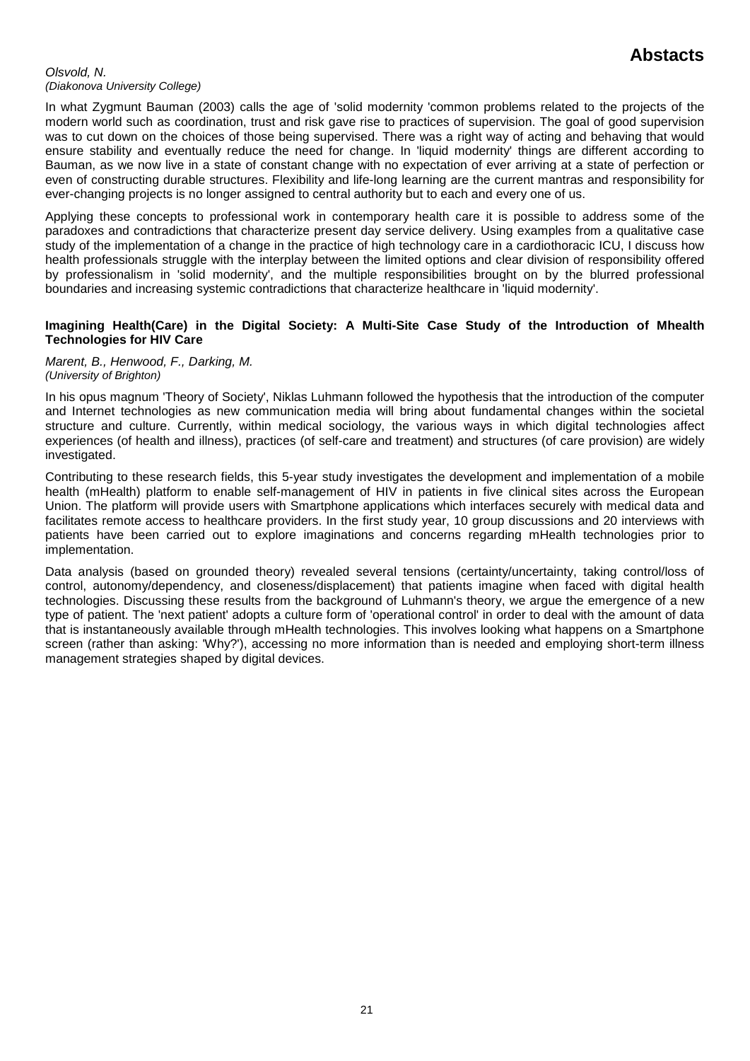*Olsvold, N.*
*(Diakonova University College)*

In what Zygmunt Bauman (2003) calls the age of 'solid modernity 'common problems related to the projects of the modern world such as coordination, trust and risk gave rise to practices of supervision. The goal of good supervision was to cut down on the choices of those being supervised. There was a right way of acting and behaving that would ensure stability and eventually reduce the need for change. In 'liquid modernity' things are different according to Bauman, as we now live in a state of constant change with no expectation of ever arriving at a state of perfection or even of constructing durable structures. Flexibility and life-long learning are the current mantras and responsibility for ever-changing projects is no longer assigned to central authority but to each and every one of us.

Applying these concepts to professional work in contemporary health care it is possible to address some of the paradoxes and contradictions that characterize present day service delivery. Using examples from a qualitative case study of the implementation of a change in the practice of high technology care in a cardiothoracic ICU, I discuss how health professionals struggle with the interplay between the limited options and clear division of responsibility offered by professionalism in 'solid modernity', and the multiple responsibilities brought on by the blurred professional boundaries and increasing systemic contradictions that characterize healthcare in 'liquid modernity'.

**Imagining Health(Care) in the Digital Society: A Multi-Site Case Study of the Introduction of Mhealth Technologies for HIV Care**

*Marent, B., Henwood, F., Darking, M.*
*(University of Brighton)*

In his opus magnum 'Theory of Society', Niklas Luhmann followed the hypothesis that the introduction of the computer and Internet technologies as new communication media will bring about fundamental changes within the societal structure and culture. Currently, within medical sociology, the various ways in which digital technologies affect experiences (of health and illness), practices (of self-care and treatment) and structures (of care provision) are widely investigated.

Contributing to these research fields, this 5-year study investigates the development and implementation of a mobile health (mHealth) platform to enable self-management of HIV in patients in five clinical sites across the European Union. The platform will provide users with Smartphone applications which interfaces securely with medical data and facilitates remote access to healthcare providers. In the first study year, 10 group discussions and 20 interviews with patients have been carried out to explore imaginations and concerns regarding mHealth technologies prior to implementation.

Data analysis (based on grounded theory) revealed several tensions (certainty/uncertainty, taking control/loss of control, autonomy/dependency, and closeness/displacement) that patients imagine when faced with digital health technologies. Discussing these results from the background of Luhmann's theory, we argue the emergence of a new type of patient. The 'next patient' adopts a culture form of 'operational control' in order to deal with the amount of data that is instantaneously available through mHealth technologies. This involves looking what happens on a Smartphone screen (rather than asking: 'Why?'), accessing no more information than is needed and employing short-term illness management strategies shaped by digital devices.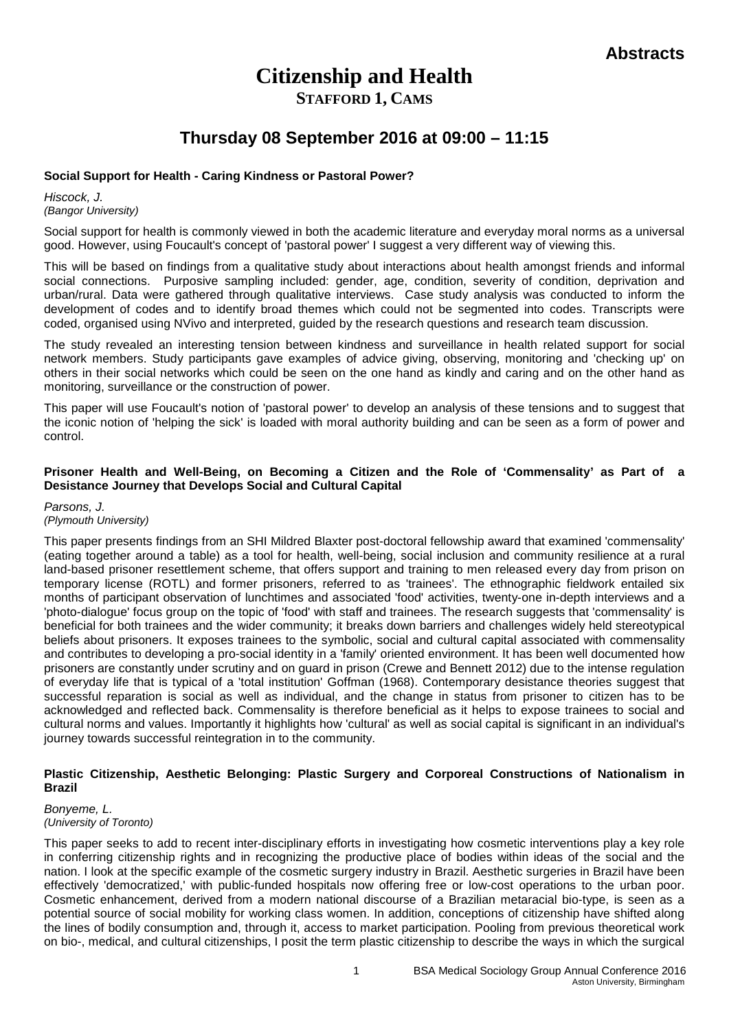# Abstracts

# Citizenship and Health

## STAFFORD 1, CAMS

## Thursday 08 September 2016 at 09:00 – 11:15

**Social Support for Health - Caring Kindness or Pastoral Power?**

*Hiscock, J.*
*(Bangor University)*

Social support for health is commonly viewed in both the academic literature and everyday moral norms as a universal good. However, using Foucault's concept of 'pastoral power' I suggest a very different way of viewing this.

This will be based on findings from a qualitative study about interactions about health amongst friends and informal social connections. Purposive sampling included: gender, age, condition, severity of condition, deprivation and urban/rural. Data were gathered through qualitative interviews. Case study analysis was conducted to inform the development of codes and to identify broad themes which could not be segmented into codes. Transcripts were coded, organised using NVivo and interpreted, guided by the research questions and research team discussion.

The study revealed an interesting tension between kindness and surveillance in health related support for social network members. Study participants gave examples of advice giving, observing, monitoring and 'checking up' on others in their social networks which could be seen on the one hand as kindly and caring and on the other hand as monitoring, surveillance or the construction of power.

This paper will use Foucault's notion of 'pastoral power' to develop an analysis of these tensions and to suggest that the iconic notion of 'helping the sick' is loaded with moral authority building and can be seen as a form of power and control.

**Prisoner Health and Well-Being, on Becoming a Citizen and the Role of 'Commensality' as Part of a Desistance Journey that Develops Social and Cultural Capital**

*Parsons, J.*
*(Plymouth University)*

This paper presents findings from an SHI Mildred Blaxter post-doctoral fellowship award that examined 'commensality' (eating together around a table) as a tool for health, well-being, social inclusion and community resilience at a rural land-based prisoner resettlement scheme, that offers support and training to men released every day from prison on temporary license (ROTL) and former prisoners, referred to as 'trainees'. The ethnographic fieldwork entailed six months of participant observation of lunchtimes and associated 'food' activities, twenty-one in-depth interviews and a 'photo-dialogue' focus group on the topic of 'food' with staff and trainees. The research suggests that 'commensality' is beneficial for both trainees and the wider community; it breaks down barriers and challenges widely held stereotypical beliefs about prisoners. It exposes trainees to the symbolic, social and cultural capital associated with commensality and contributes to developing a pro-social identity in a 'family' oriented environment. It has been well documented how prisoners are constantly under scrutiny and on guard in prison (Crewe and Bennett 2012) due to the intense regulation of everyday life that is typical of a 'total institution' Goffman (1968). Contemporary desistance theories suggest that successful reparation is social as well as individual, and the change in status from prisoner to citizen has to be acknowledged and reflected back. Commensality is therefore beneficial as it helps to expose trainees to social and cultural norms and values. Importantly it highlights how 'cultural' as well as social capital is significant in an individual's journey towards successful reintegration in to the community.

**Plastic Citizenship, Aesthetic Belonging: Plastic Surgery and Corporeal Constructions of Nationalism in Brazil**

*Bonyeme, L.*
*(University of Toronto)*

This paper seeks to add to recent inter-disciplinary efforts in investigating how cosmetic interventions play a key role in conferring citizenship rights and in recognizing the productive place of bodies within ideas of the social and the nation. I look at the specific example of the cosmetic surgery industry in Brazil. Aesthetic surgeries in Brazil have been effectively 'democratized,' with public-funded hospitals now offering free or low-cost operations to the urban poor. Cosmetic enhancement, derived from a modern national discourse of a Brazilian metaracial bio-type, is seen as a potential source of social mobility for working class women. In addition, conceptions of citizenship have shifted along the lines of bodily consumption and, through it, access to market participation. Pooling from previous theoretical work on bio-, medical, and cultural citizenships, I posit the term plastic citizenship to describe the ways in which the surgical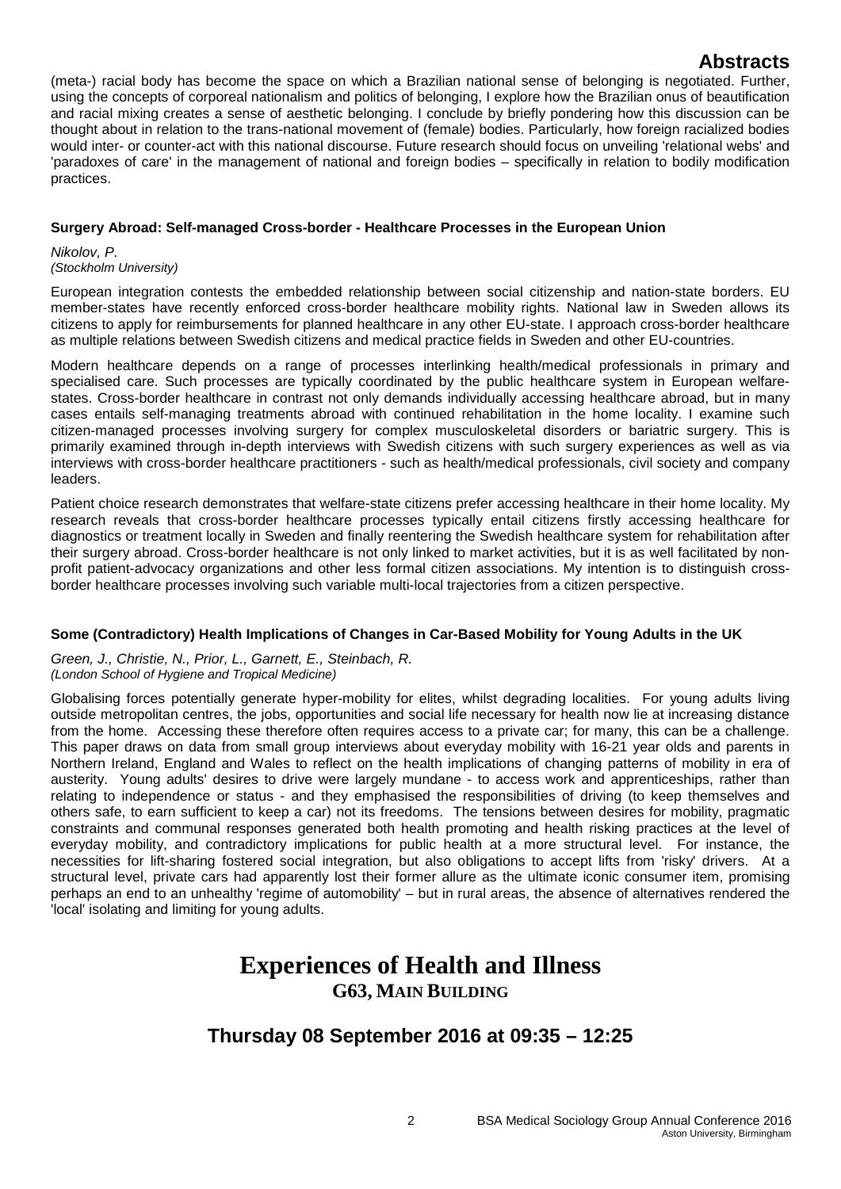(meta-) racial body has become the space on which a Brazilian national sense of belonging is negotiated. Further, using the concepts of corporeal nationalism and politics of belonging, I explore how the Brazilian onus of beautification and racial mixing creates a sense of aesthetic belonging. I conclude by briefly pondering how this discussion can be thought about in relation to the trans-national movement of (female) bodies. Particularly, how foreign racialized bodies would inter- or counter-act with this national discourse. Future research should focus on unveiling 'relational webs' and 'paradoxes of care' in the management of national and foreign bodies – specifically in relation to bodily modification practices.

**Surgery Abroad: Self-managed Cross-border - Healthcare Processes in the European Union**

*Nikolov, P.*
*(Stockholm University)*

European integration contests the embedded relationship between social citizenship and nation-state borders. EU member-states have recently enforced cross-border healthcare mobility rights. National law in Sweden allows its citizens to apply for reimbursements for planned healthcare in any other EU-state. I approach cross-border healthcare as multiple relations between Swedish citizens and medical practice fields in Sweden and other EU-countries.

Modern healthcare depends on a range of processes interlinking health/medical professionals in primary and specialised care. Such processes are typically coordinated by the public healthcare system in European welfare-states. Cross-border healthcare in contrast not only demands individually accessing healthcare abroad, but in many cases entails self-managing treatments abroad with continued rehabilitation in the home locality. I examine such citizen-managed processes involving surgery for complex musculoskeletal disorders or bariatric surgery. This is primarily examined through in-depth interviews with Swedish citizens with such surgery experiences as well as via interviews with cross-border healthcare practitioners - such as health/medical professionals, civil society and company leaders.

Patient choice research demonstrates that welfare-state citizens prefer accessing healthcare in their home locality. My research reveals that cross-border healthcare processes typically entail citizens firstly accessing healthcare for diagnostics or treatment locally in Sweden and finally reentering the Swedish healthcare system for rehabilitation after their surgery abroad. Cross-border healthcare is not only linked to market activities, but it is as well facilitated by non-profit patient-advocacy organizations and other less formal citizen associations. My intention is to distinguish cross-border healthcare processes involving such variable multi-local trajectories from a citizen perspective.

**Some (Contradictory) Health Implications of Changes in Car-Based Mobility for Young Adults in the UK**

*Green, J., Christie, N., Prior, L., Garnett, E., Steinbach, R.*
*(London School of Hygiene and Tropical Medicine)*

Globalising forces potentially generate hyper-mobility for elites, whilst degrading localities. For young adults living outside metropolitan centres, the jobs, opportunities and social life necessary for health now lie at increasing distance from the home. Accessing these therefore often requires access to a private car; for many, this can be a challenge. This paper draws on data from small group interviews about everyday mobility with 16-21 year olds and parents in Northern Ireland, England and Wales to reflect on the health implications of changing patterns of mobility in era of austerity. Young adults' desires to drive were largely mundane - to access work and apprenticeships, rather than relating to independence or status - and they emphasised the responsibilities of driving (to keep themselves and others safe, to earn sufficient to keep a car) not its freedoms. The tensions between desires for mobility, pragmatic constraints and communal responses generated both health promoting and health risking practices at the level of everyday mobility, and contradictory implications for public health at a more structural level. For instance, the necessities for lift-sharing fostered social integration, but also obligations to accept lifts from 'risky' drivers. At a structural level, private cars had apparently lost their former allure as the ultimate iconic consumer item, promising perhaps an end to an unhealthy 'regime of automobility' – but in rural areas, the absence of alternatives rendered the 'local' isolating and limiting for young adults.

# Experiences of Health and Illness

## G63, Main Building

## Thursday 08 September 2016 at 09:35 – 12:25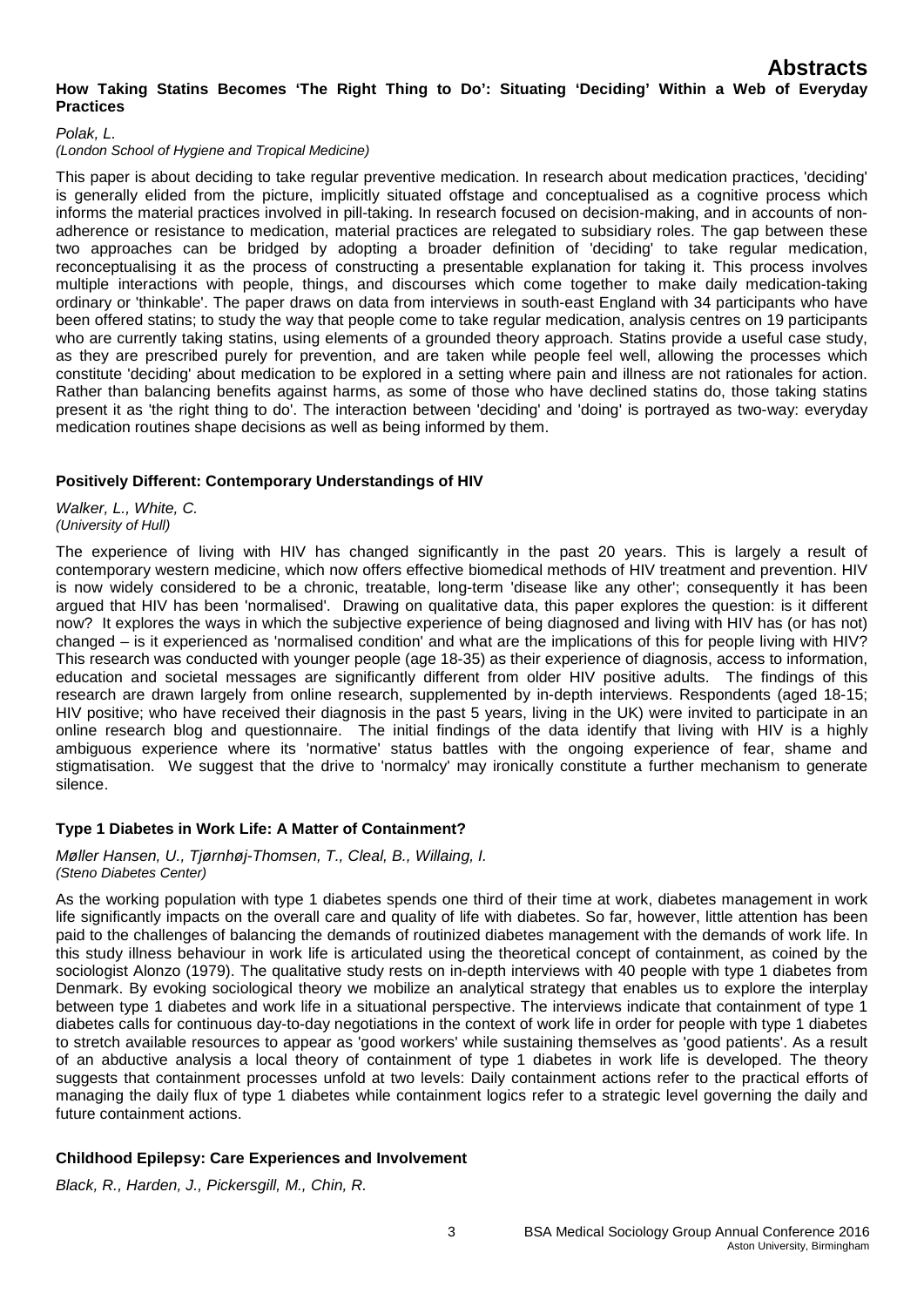# Abstracts

## How Taking Statins Becomes 'The Right Thing to Do': Situating 'Deciding' Within a Web of Everyday Practices

*Polak, L.*
*(London School of Hygiene and Tropical Medicine)*

This paper is about deciding to take regular preventive medication. In research about medication practices, 'deciding' is generally elided from the picture, implicitly situated offstage and conceptualised as a cognitive process which informs the material practices involved in pill-taking. In research focused on decision-making, and in accounts of non-adherence or resistance to medication, material practices are relegated to subsidiary roles. The gap between these two approaches can be bridged by adopting a broader definition of 'deciding' to take regular medication, reconceptualising it as the process of constructing a presentable explanation for taking it. This process involves multiple interactions with people, things, and discourses which come together to make daily medication-taking ordinary or 'thinkable'. The paper draws on data from interviews in south-east England with 34 participants who have been offered statins; to study the way that people come to take regular medication, analysis centres on 19 participants who are currently taking statins, using elements of a grounded theory approach. Statins provide a useful case study, as they are prescribed purely for prevention, and are taken while people feel well, allowing the processes which constitute 'deciding' about medication to be explored in a setting where pain and illness are not rationales for action. Rather than balancing benefits against harms, as some of those who have declined statins do, those taking statins present it as 'the right thing to do'. The interaction between 'deciding' and 'doing' is portrayed as two-way: everyday medication routines shape decisions as well as being informed by them.

## Positively Different: Contemporary Understandings of HIV

*Walker, L., White, C.*
*(University of Hull)*

The experience of living with HIV has changed significantly in the past 20 years. This is largely a result of contemporary western medicine, which now offers effective biomedical methods of HIV treatment and prevention. HIV is now widely considered to be a chronic, treatable, long-term 'disease like any other'; consequently it has been argued that HIV has been 'normalised'. Drawing on qualitative data, this paper explores the question: is it different now? It explores the ways in which the subjective experience of being diagnosed and living with HIV has (or has not) changed – is it experienced as 'normalised condition' and what are the implications of this for people living with HIV? This research was conducted with younger people (age 18-35) as their experience of diagnosis, access to information, education and societal messages are significantly different from older HIV positive adults. The findings of this research are drawn largely from online research, supplemented by in-depth interviews. Respondents (aged 18-15; HIV positive; who have received their diagnosis in the past 5 years, living in the UK) were invited to participate in an online research blog and questionnaire. The initial findings of the data identify that living with HIV is a highly ambiguous experience where its 'normative' status battles with the ongoing experience of fear, shame and stigmatisation. We suggest that the drive to 'normalcy' may ironically constitute a further mechanism to generate silence.

## Type 1 Diabetes in Work Life: A Matter of Containment?

*Møller Hansen, U., Tjørnhøj-Thomsen, T., Cleal, B., Willaing, I.*
*(Steno Diabetes Center)*

As the working population with type 1 diabetes spends one third of their time at work, diabetes management in work life significantly impacts on the overall care and quality of life with diabetes. So far, however, little attention has been paid to the challenges of balancing the demands of routinized diabetes management with the demands of work life. In this study illness behaviour in work life is articulated using the theoretical concept of containment, as coined by the sociologist Alonzo (1979). The qualitative study rests on in-depth interviews with 40 people with type 1 diabetes from Denmark. By evoking sociological theory we mobilize an analytical strategy that enables us to explore the interplay between type 1 diabetes and work life in a situational perspective. The interviews indicate that containment of type 1 diabetes calls for continuous day-to-day negotiations in the context of work life in order for people with type 1 diabetes to stretch available resources to appear as 'good workers' while sustaining themselves as 'good patients'. As a result of an abductive analysis a local theory of containment of type 1 diabetes in work life is developed. The theory suggests that containment processes unfold at two levels: Daily containment actions refer to the practical efforts of managing the daily flux of type 1 diabetes while containment logics refer to a strategic level governing the daily and future containment actions.

## Childhood Epilepsy: Care Experiences and Involvement

*Black, R., Harden, J., Pickersgill, M., Chin, R.*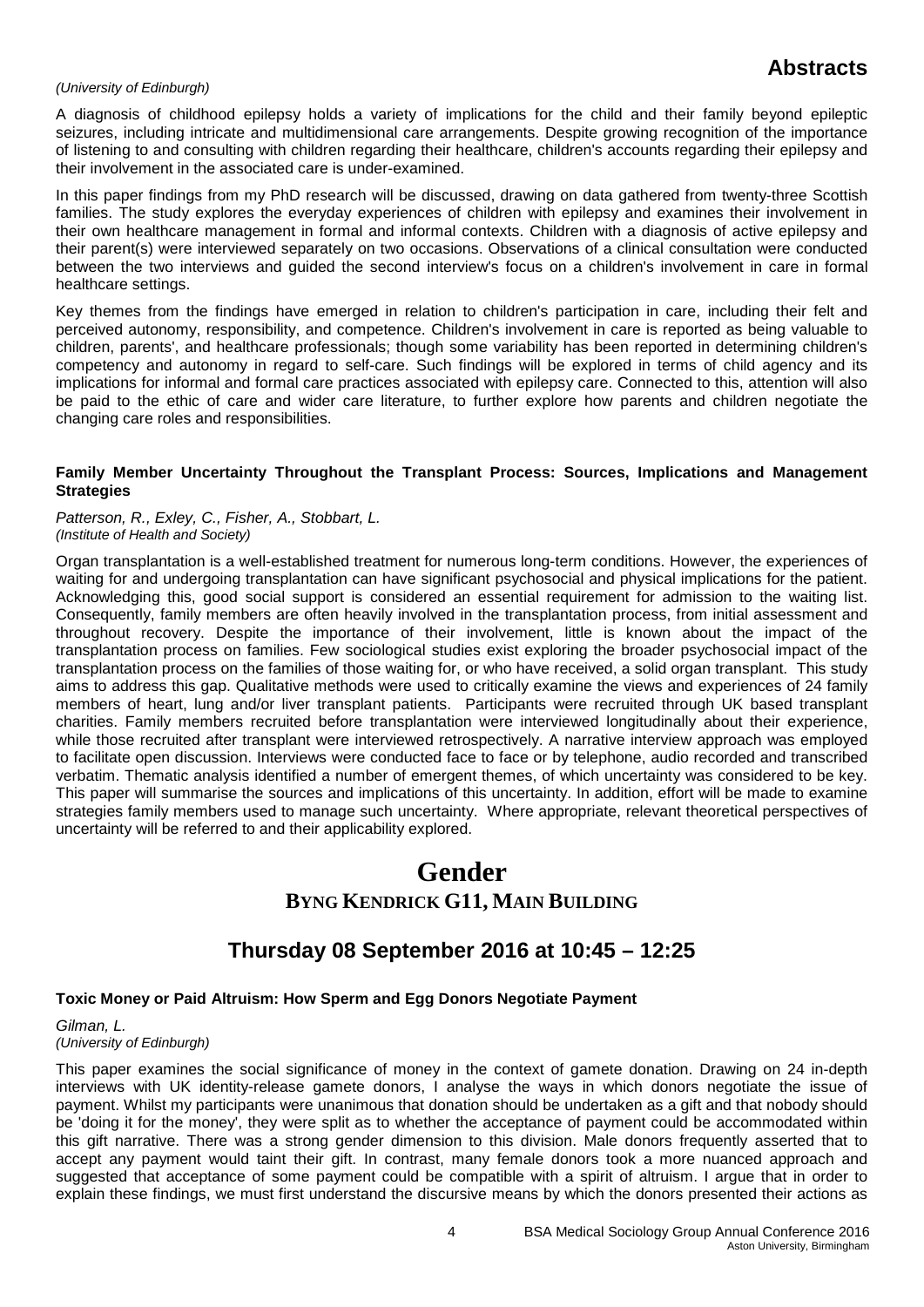*(University of Edinburgh)*

A diagnosis of childhood epilepsy holds a variety of implications for the child and their family beyond epileptic seizures, including intricate and multidimensional care arrangements. Despite growing recognition of the importance of listening to and consulting with children regarding their healthcare, children's accounts regarding their epilepsy and their involvement in the associated care is under-examined.

In this paper findings from my PhD research will be discussed, drawing on data gathered from twenty-three Scottish families. The study explores the everyday experiences of children with epilepsy and examines their involvement in their own healthcare management in formal and informal contexts. Children with a diagnosis of active epilepsy and their parent(s) were interviewed separately on two occasions. Observations of a clinical consultation were conducted between the two interviews and guided the second interview's focus on a children's involvement in care in formal healthcare settings.

Key themes from the findings have emerged in relation to children's participation in care, including their felt and perceived autonomy, responsibility, and competence. Children's involvement in care is reported as being valuable to children, parents', and healthcare professionals; though some variability has been reported in determining children's competency and autonomy in regard to self-care. Such findings will be explored in terms of child agency and its implications for informal and formal care practices associated with epilepsy care. Connected to this, attention will also be paid to the ethic of care and wider care literature, to further explore how parents and children negotiate the changing care roles and responsibilities.

**Family Member Uncertainty Throughout the Transplant Process: Sources, Implications and Management Strategies**

*Patterson, R., Exley, C., Fisher, A., Stobbart, L.*
*(Institute of Health and Society)*

Organ transplantation is a well-established treatment for numerous long-term conditions. However, the experiences of waiting for and undergoing transplantation can have significant psychosocial and physical implications for the patient. Acknowledging this, good social support is considered an essential requirement for admission to the waiting list. Consequently, family members are often heavily involved in the transplantation process, from initial assessment and throughout recovery. Despite the importance of their involvement, little is known about the impact of the transplantation process on families. Few sociological studies exist exploring the broader psychosocial impact of the transplantation process on the families of those waiting for, or who have received, a solid organ transplant. This study aims to address this gap. Qualitative methods were used to critically examine the views and experiences of 24 family members of heart, lung and/or liver transplant patients. Participants were recruited through UK based transplant charities. Family members recruited before transplantation were interviewed longitudinally about their experience, while those recruited after transplant were interviewed retrospectively. A narrative interview approach was employed to facilitate open discussion. Interviews were conducted face to face or by telephone, audio recorded and transcribed verbatim. Thematic analysis identified a number of emergent themes, of which uncertainty was considered to be key. This paper will summarise the sources and implications of this uncertainty. In addition, effort will be made to examine strategies family members used to manage such uncertainty. Where appropriate, relevant theoretical perspectives of uncertainty will be referred to and their applicability explored.

# Gender

## Byng Kendrick G11, Main Building

## Thursday 08 September 2016 at 10:45 – 12:25

**Toxic Money or Paid Altruism: How Sperm and Egg Donors Negotiate Payment**

*Gilman, L.*
*(University of Edinburgh)*

This paper examines the social significance of money in the context of gamete donation. Drawing on 24 in-depth interviews with UK identity-release gamete donors, I analyse the ways in which donors negotiate the issue of payment. Whilst my participants were unanimous that donation should be undertaken as a gift and that nobody should be 'doing it for the money', they were split as to whether the acceptance of payment could be accommodated within this gift narrative. There was a strong gender dimension to this division. Male donors frequently asserted that to accept any payment would taint their gift. In contrast, many female donors took a more nuanced approach and suggested that acceptance of some payment could be compatible with a spirit of altruism. I argue that in order to explain these findings, we must first understand the discursive means by which the donors presented their actions as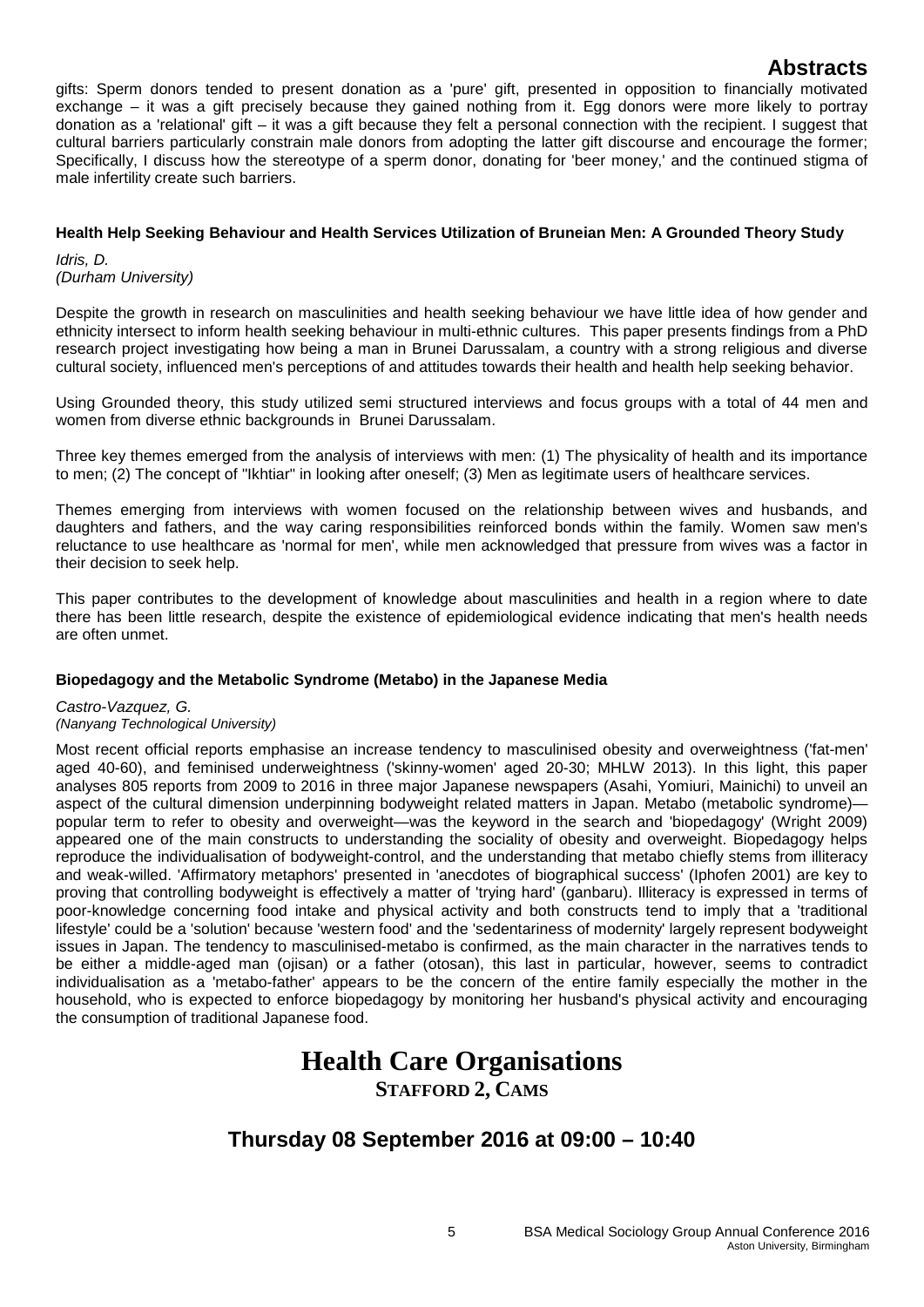gifts: Sperm donors tended to present donation as a 'pure' gift, presented in opposition to financially motivated exchange – it was a gift precisely because they gained nothing from it. Egg donors were more likely to portray donation as a 'relational' gift – it was a gift because they felt a personal connection with the recipient. I suggest that cultural barriers particularly constrain male donors from adopting the latter gift discourse and encourage the former; Specifically, I discuss how the stereotype of a sperm donor, donating for 'beer money,' and the continued stigma of male infertility create such barriers.

**Health Help Seeking Behaviour and Health Services Utilization of Bruneian Men: A Grounded Theory Study**

*Idris, D.*
*(Durham University)*

Despite the growth in research on masculinities and health seeking behaviour we have little idea of how gender and ethnicity intersect to inform health seeking behaviour in multi-ethnic cultures. This paper presents findings from a PhD research project investigating how being a man in Brunei Darussalam, a country with a strong religious and diverse cultural society, influenced men's perceptions of and attitudes towards their health and health help seeking behavior.

Using Grounded theory, this study utilized semi structured interviews and focus groups with a total of 44 men and women from diverse ethnic backgrounds in Brunei Darussalam.

Three key themes emerged from the analysis of interviews with men: (1) The physicality of health and its importance to men; (2) The concept of "Ikhtiar" in looking after oneself; (3) Men as legitimate users of healthcare services.

Themes emerging from interviews with women focused on the relationship between wives and husbands, and daughters and fathers, and the way caring responsibilities reinforced bonds within the family. Women saw men's reluctance to use healthcare as 'normal for men', while men acknowledged that pressure from wives was a factor in their decision to seek help.

This paper contributes to the development of knowledge about masculinities and health in a region where to date there has been little research, despite the existence of epidemiological evidence indicating that men's health needs are often unmet.

**Biopedagogy and the Metabolic Syndrome (Metabo) in the Japanese Media**

*Castro-Vazquez, G.*
*(Nanyang Technological University)*

Most recent official reports emphasise an increase tendency to masculinised obesity and overweightness ('fat-men' aged 40-60), and feminised underweightness ('skinny-women' aged 20-30; MHLW 2013). In this light, this paper analyses 805 reports from 2009 to 2016 in three major Japanese newspapers (Asahi, Yomiuri, Mainichi) to unveil an aspect of the cultural dimension underpinning bodyweight related matters in Japan. Metabo (metabolic syndrome)—popular term to refer to obesity and overweight—was the keyword in the search and 'biopedagogy' (Wright 2009) appeared one of the main constructs to understanding the sociality of obesity and overweight. Biopedagogy helps reproduce the individualisation of bodyweight-control, and the understanding that metabo chiefly stems from illiteracy and weak-willed. 'Affirmatory metaphors' presented in 'anecdotes of biographical success' (Iphofen 2001) are key to proving that controlling bodyweight is effectively a matter of 'trying hard' (ganbaru). Illiteracy is expressed in terms of poor-knowledge concerning food intake and physical activity and both constructs tend to imply that a 'traditional lifestyle' could be a 'solution' because 'western food' and the 'sedentariness of modernity' largely represent bodyweight issues in Japan. The tendency to masculinised-metabo is confirmed, as the main character in the narratives tends to be either a middle-aged man (ojisan) or a father (otosan), this last in particular, however, seems to contradict individualisation as a 'metabo-father' appears to be the concern of the entire family especially the mother in the household, who is expected to enforce biopedagogy by monitoring her husband's physical activity and encouraging the consumption of traditional Japanese food.

# Health Care Organisations

**STAFFORD 2, CAMS**

## Thursday 08 September 2016 at 09:00 – 10:40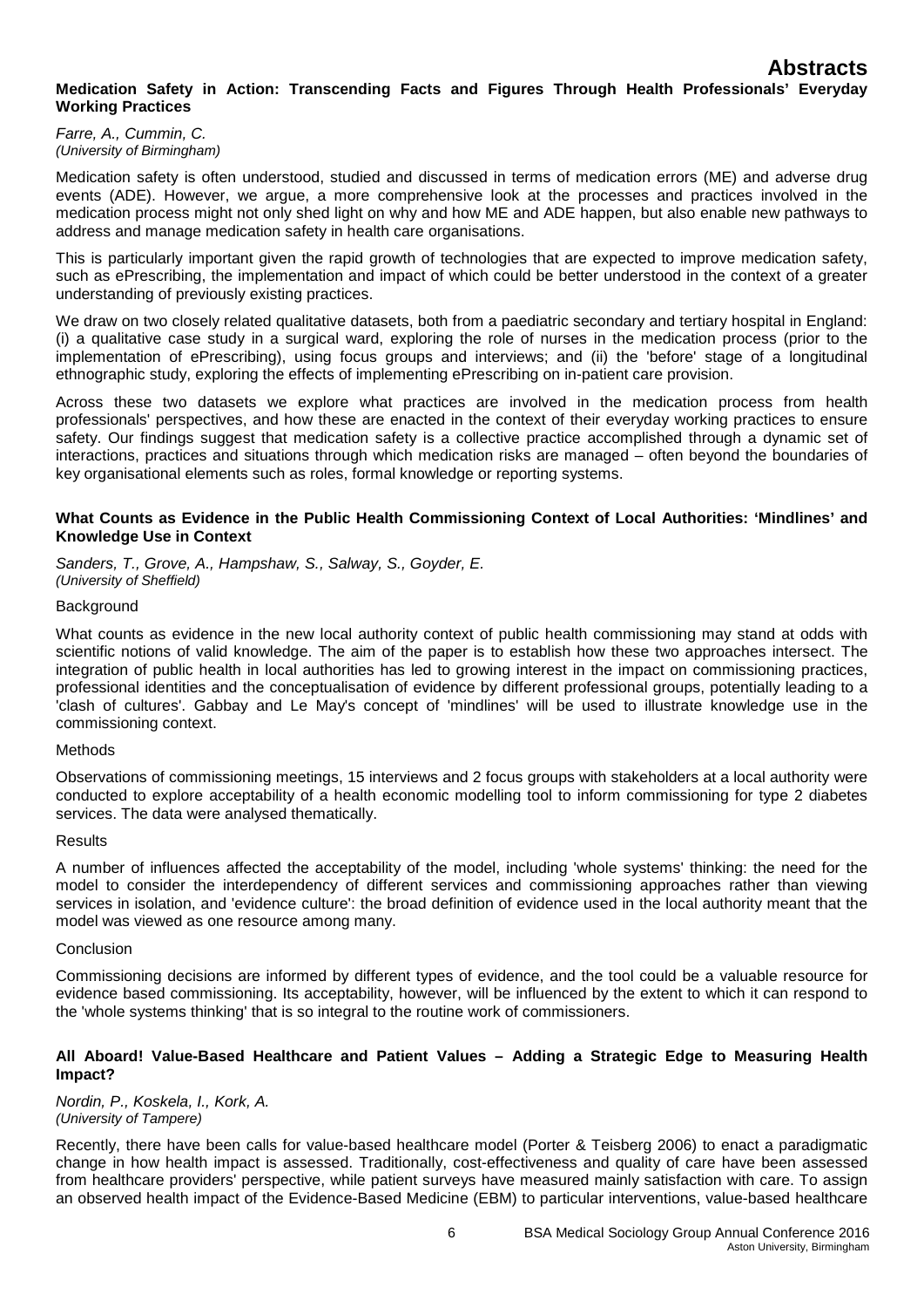# Abstracts

### Medication Safety in Action: Transcending Facts and Figures Through Health Professionals' Everyday Working Practices

*Farre, A., Cummin, C.*
*(University of Birmingham)*

Medication safety is often understood, studied and discussed in terms of medication errors (ME) and adverse drug events (ADE). However, we argue, a more comprehensive look at the processes and practices involved in the medication process might not only shed light on why and how ME and ADE happen, but also enable new pathways to address and manage medication safety in health care organisations.

This is particularly important given the rapid growth of technologies that are expected to improve medication safety, such as ePrescribing, the implementation and impact of which could be better understood in the context of a greater understanding of previously existing practices.

We draw on two closely related qualitative datasets, both from a paediatric secondary and tertiary hospital in England: (i) a qualitative case study in a surgical ward, exploring the role of nurses in the medication process (prior to the implementation of ePrescribing), using focus groups and interviews; and (ii) the 'before' stage of a longitudinal ethnographic study, exploring the effects of implementing ePrescribing on in-patient care provision.

Across these two datasets we explore what practices are involved in the medication process from health professionals' perspectives, and how these are enacted in the context of their everyday working practices to ensure safety. Our findings suggest that medication safety is a collective practice accomplished through a dynamic set of interactions, practices and situations through which medication risks are managed – often beyond the boundaries of key organisational elements such as roles, formal knowledge or reporting systems.

### What Counts as Evidence in the Public Health Commissioning Context of Local Authorities: 'Mindlines' and Knowledge Use in Context

*Sanders, T., Grove, A., Hampshaw, S., Salway, S., Goyder, E.*
*(University of Sheffield)*

Background

What counts as evidence in the new local authority context of public health commissioning may stand at odds with scientific notions of valid knowledge. The aim of the paper is to establish how these two approaches intersect. The integration of public health in local authorities has led to growing interest in the impact on commissioning practices, professional identities and the conceptualisation of evidence by different professional groups, potentially leading to a 'clash of cultures'. Gabbay and Le May's concept of 'mindlines' will be used to illustrate knowledge use in the commissioning context.

Methods

Observations of commissioning meetings, 15 interviews and 2 focus groups with stakeholders at a local authority were conducted to explore acceptability of a health economic modelling tool to inform commissioning for type 2 diabetes services. The data were analysed thematically.

Results

A number of influences affected the acceptability of the model, including 'whole systems' thinking: the need for the model to consider the interdependency of different services and commissioning approaches rather than viewing services in isolation, and 'evidence culture': the broad definition of evidence used in the local authority meant that the model was viewed as one resource among many.

Conclusion

Commissioning decisions are informed by different types of evidence, and the tool could be a valuable resource for evidence based commissioning. Its acceptability, however, will be influenced by the extent to which it can respond to the 'whole systems thinking' that is so integral to the routine work of commissioners.

### All Aboard! Value-Based Healthcare and Patient Values – Adding a Strategic Edge to Measuring Health Impact?

*Nordin, P., Koskela, I., Kork, A.*
*(University of Tampere)*

Recently, there have been calls for value-based healthcare model (Porter & Teisberg 2006) to enact a paradigmatic change in how health impact is assessed. Traditionally, cost-effectiveness and quality of care have been assessed from healthcare providers' perspective, while patient surveys have measured mainly satisfaction with care. To assign an observed health impact of the Evidence-Based Medicine (EBM) to particular interventions, value-based healthcare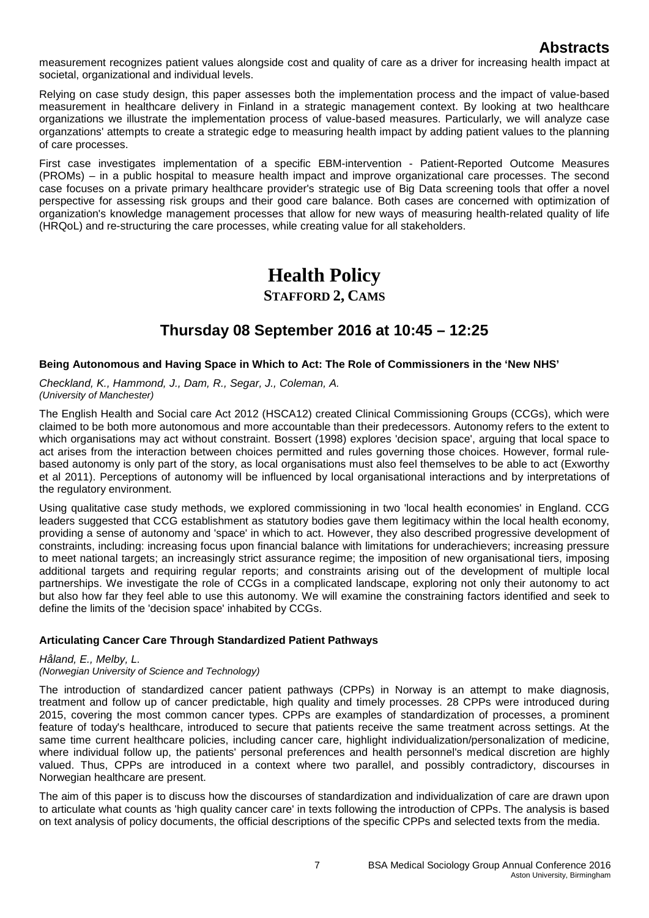measurement recognizes patient values alongside cost and quality of care as a driver for increasing health impact at societal, organizational and individual levels.

Relying on case study design, this paper assesses both the implementation process and the impact of value-based measurement in healthcare delivery in Finland in a strategic management context. By looking at two healthcare organizations we illustrate the implementation process of value-based measures. Particularly, we will analyze case organzations' attempts to create a strategic edge to measuring health impact by adding patient values to the planning of care processes.

First case investigates implementation of a specific EBM-intervention - Patient-Reported Outcome Measures (PROMs) – in a public hospital to measure health impact and improve organizational care processes. The second case focuses on a private primary healthcare provider's strategic use of Big Data screening tools that offer a novel perspective for assessing risk groups and their good care balance. Both cases are concerned with optimization of organization's knowledge management processes that allow for new ways of measuring health-related quality of life (HRQoL) and re-structuring the care processes, while creating value for all stakeholders.

# Health Policy

**STAFFORD 2, CAMS**

## Thursday 08 September 2016 at 10:45 – 12:25

**Being Autonomous and Having Space in Which to Act: The Role of Commissioners in the 'New NHS'**

*Checkland, K., Hammond, J., Dam, R., Segar, J., Coleman, A.*
*(University of Manchester)*

The English Health and Social care Act 2012 (HSCA12) created Clinical Commissioning Groups (CCGs), which were claimed to be both more autonomous and more accountable than their predecessors. Autonomy refers to the extent to which organisations may act without constraint. Bossert (1998) explores 'decision space', arguing that local space to act arises from the interaction between choices permitted and rules governing those choices. However, formal rule-based autonomy is only part of the story, as local organisations must also feel themselves to be able to act (Exworthy et al 2011). Perceptions of autonomy will be influenced by local organisational interactions and by interpretations of the regulatory environment.

Using qualitative case study methods, we explored commissioning in two 'local health economies' in England. CCG leaders suggested that CCG establishment as statutory bodies gave them legitimacy within the local health economy, providing a sense of autonomy and 'space' in which to act. However, they also described progressive development of constraints, including: increasing focus upon financial balance with limitations for underachievers; increasing pressure to meet national targets; an increasingly strict assurance regime; the imposition of new organisational tiers, imposing additional targets and requiring regular reports; and constraints arising out of the development of multiple local partnerships. We investigate the role of CCGs in a complicated landscape, exploring not only their autonomy to act but also how far they feel able to use this autonomy. We will examine the constraining factors identified and seek to define the limits of the 'decision space' inhabited by CCGs.

**Articulating Cancer Care Through Standardized Patient Pathways**

*Håland, E., Melby, L.*
*(Norwegian University of Science and Technology)*

The introduction of standardized cancer patient pathways (CPPs) in Norway is an attempt to make diagnosis, treatment and follow up of cancer predictable, high quality and timely processes. 28 CPPs were introduced during 2015, covering the most common cancer types. CPPs are examples of standardization of processes, a prominent feature of today's healthcare, introduced to secure that patients receive the same treatment across settings. At the same time current healthcare policies, including cancer care, highlight individualization/personalization of medicine, where individual follow up, the patients' personal preferences and health personnel's medical discretion are highly valued. Thus, CPPs are introduced in a context where two parallel, and possibly contradictory, discourses in Norwegian healthcare are present.

The aim of this paper is to discuss how the discourses of standardization and individualization of care are drawn upon to articulate what counts as 'high quality cancer care' in texts following the introduction of CPPs. The analysis is based on text analysis of policy documents, the official descriptions of the specific CPPs and selected texts from the media.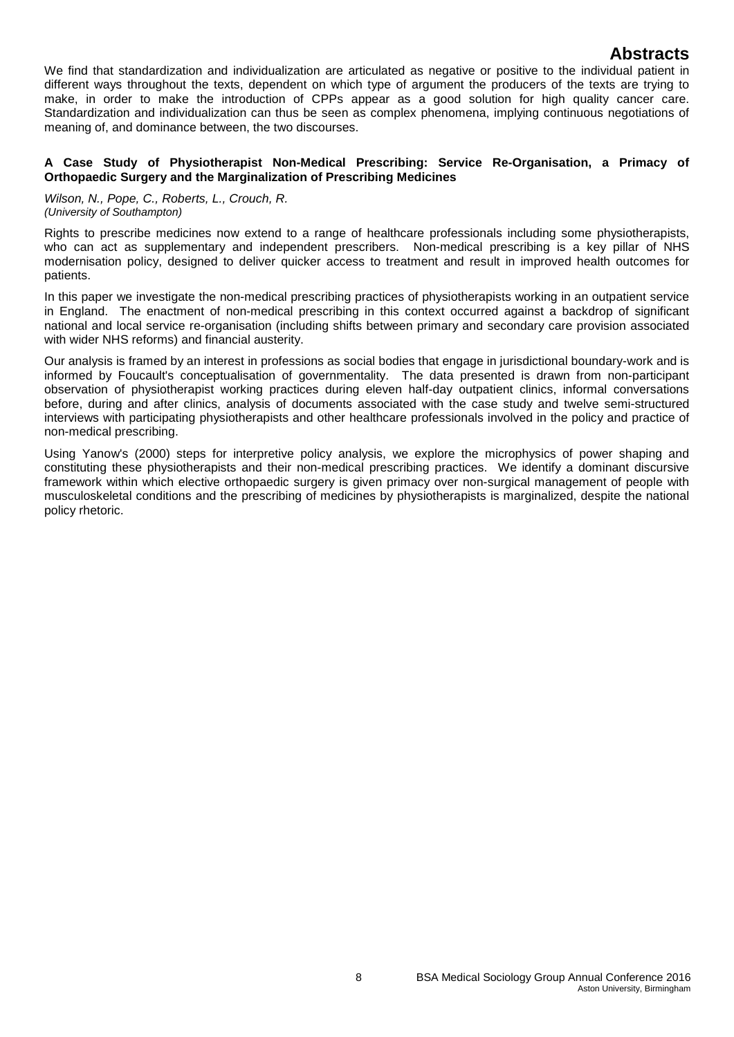We find that standardization and individualization are articulated as negative or positive to the individual patient in different ways throughout the texts, dependent on which type of argument the producers of the texts are trying to make, in order to make the introduction of CPPs appear as a good solution for high quality cancer care. Standardization and individualization can thus be seen as complex phenomena, implying continuous negotiations of meaning of, and dominance between, the two discourses.

**A Case Study of Physiotherapist Non-Medical Prescribing: Service Re-Organisation, a Primacy of Orthopaedic Surgery and the Marginalization of Prescribing Medicines**

*Wilson, N., Pope, C., Roberts, L., Crouch, R.*
*(University of Southampton)*

Rights to prescribe medicines now extend to a range of healthcare professionals including some physiotherapists, who can act as supplementary and independent prescribers. Non-medical prescribing is a key pillar of NHS modernisation policy, designed to deliver quicker access to treatment and result in improved health outcomes for patients.

In this paper we investigate the non-medical prescribing practices of physiotherapists working in an outpatient service in England. The enactment of non-medical prescribing in this context occurred against a backdrop of significant national and local service re-organisation (including shifts between primary and secondary care provision associated with wider NHS reforms) and financial austerity.

Our analysis is framed by an interest in professions as social bodies that engage in jurisdictional boundary-work and is informed by Foucault's conceptualisation of governmentality. The data presented is drawn from non-participant observation of physiotherapist working practices during eleven half-day outpatient clinics, informal conversations before, during and after clinics, analysis of documents associated with the case study and twelve semi-structured interviews with participating physiotherapists and other healthcare professionals involved in the policy and practice of non-medical prescribing.

Using Yanow's (2000) steps for interpretive policy analysis, we explore the microphysics of power shaping and constituting these physiotherapists and their non-medical prescribing practices. We identify a dominant discursive framework within which elective orthopaedic surgery is given primacy over non-surgical management of people with musculoskeletal conditions and the prescribing of medicines by physiotherapists is marginalized, despite the national policy rhetoric.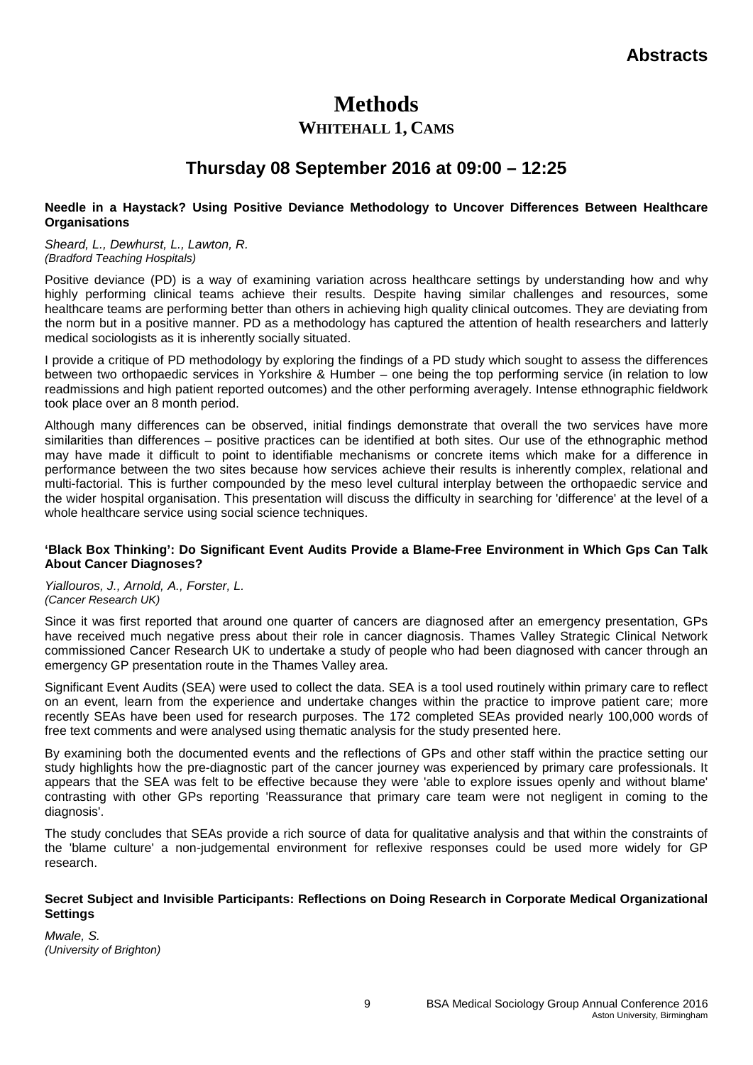# Methods

## WHITEHALL 1, CAMS

## Thursday 08 September 2016 at 09:00 – 12:25

**Needle in a Haystack? Using Positive Deviance Methodology to Uncover Differences Between Healthcare Organisations**

*Sheard, L., Dewhurst, L., Lawton, R.*
*(Bradford Teaching Hospitals)*

Positive deviance (PD) is a way of examining variation across healthcare settings by understanding how and why highly performing clinical teams achieve their results. Despite having similar challenges and resources, some healthcare teams are performing better than others in achieving high quality clinical outcomes. They are deviating from the norm but in a positive manner. PD as a methodology has captured the attention of health researchers and latterly medical sociologists as it is inherently socially situated.

I provide a critique of PD methodology by exploring the findings of a PD study which sought to assess the differences between two orthopaedic services in Yorkshire & Humber – one being the top performing service (in relation to low readmissions and high patient reported outcomes) and the other performing averagely. Intense ethnographic fieldwork took place over an 8 month period.

Although many differences can be observed, initial findings demonstrate that overall the two services have more similarities than differences – positive practices can be identified at both sites. Our use of the ethnographic method may have made it difficult to point to identifiable mechanisms or concrete items which make for a difference in performance between the two sites because how services achieve their results is inherently complex, relational and multi-factorial. This is further compounded by the meso level cultural interplay between the orthopaedic service and the wider hospital organisation. This presentation will discuss the difficulty in searching for 'difference' at the level of a whole healthcare service using social science techniques.

**'Black Box Thinking': Do Significant Event Audits Provide a Blame-Free Environment in Which Gps Can Talk About Cancer Diagnoses?**

*Yiallouros, J., Arnold, A., Forster, L.*
*(Cancer Research UK)*

Since it was first reported that around one quarter of cancers are diagnosed after an emergency presentation, GPs have received much negative press about their role in cancer diagnosis. Thames Valley Strategic Clinical Network commissioned Cancer Research UK to undertake a study of people who had been diagnosed with cancer through an emergency GP presentation route in the Thames Valley area.

Significant Event Audits (SEA) were used to collect the data. SEA is a tool used routinely within primary care to reflect on an event, learn from the experience and undertake changes within the practice to improve patient care; more recently SEAs have been used for research purposes. The 172 completed SEAs provided nearly 100,000 words of free text comments and were analysed using thematic analysis for the study presented here.

By examining both the documented events and the reflections of GPs and other staff within the practice setting our study highlights how the pre-diagnostic part of the cancer journey was experienced by primary care professionals. It appears that the SEA was felt to be effective because they were 'able to explore issues openly and without blame' contrasting with other GPs reporting 'Reassurance that primary care team were not negligent in coming to the diagnosis'.

The study concludes that SEAs provide a rich source of data for qualitative analysis and that within the constraints of the 'blame culture' a non-judgemental environment for reflexive responses could be used more widely for GP research.

**Secret Subject and Invisible Participants: Reflections on Doing Research in Corporate Medical Organizational Settings**

*Mwale, S.*
*(University of Brighton)*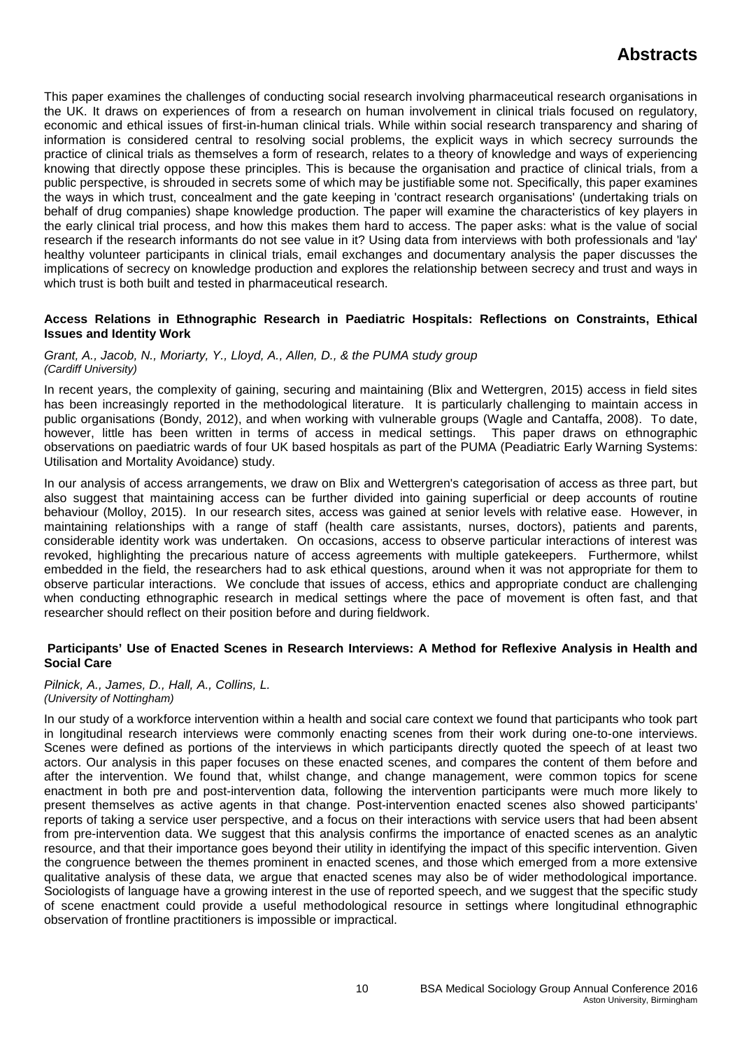This paper examines the challenges of conducting social research involving pharmaceutical research organisations in the UK. It draws on experiences of from a research on human involvement in clinical trials focused on regulatory, economic and ethical issues of first-in-human clinical trials. While within social research transparency and sharing of information is considered central to resolving social problems, the explicit ways in which secrecy surrounds the practice of clinical trials as themselves a form of research, relates to a theory of knowledge and ways of experiencing knowing that directly oppose these principles. This is because the organisation and practice of clinical trials, from a public perspective, is shrouded in secrets some of which may be justifiable some not. Specifically, this paper examines the ways in which trust, concealment and the gate keeping in 'contract research organisations' (undertaking trials on behalf of drug companies) shape knowledge production. The paper will examine the characteristics of key players in the early clinical trial process, and how this makes them hard to access. The paper asks: what is the value of social research if the research informants do not see value in it? Using data from interviews with both professionals and 'lay' healthy volunteer participants in clinical trials, email exchanges and documentary analysis the paper discusses the implications of secrecy on knowledge production and explores the relationship between secrecy and trust and ways in which trust is both built and tested in pharmaceutical research.

**Access Relations in Ethnographic Research in Paediatric Hospitals: Reflections on Constraints, Ethical Issues and Identity Work**

*Grant, A., Jacob, N., Moriarty, Y., Lloyd, A., Allen, D., & the PUMA study group*
*(Cardiff University)*

In recent years, the complexity of gaining, securing and maintaining (Blix and Wettergren, 2015) access in field sites has been increasingly reported in the methodological literature. It is particularly challenging to maintain access in public organisations (Bondy, 2012), and when working with vulnerable groups (Wagle and Cantaffa, 2008). To date, however, little has been written in terms of access in medical settings. This paper draws on ethnographic observations on paediatric wards of four UK based hospitals as part of the PUMA (Peadiatric Early Warning Systems: Utilisation and Mortality Avoidance) study.

In our analysis of access arrangements, we draw on Blix and Wettergren's categorisation of access as three part, but also suggest that maintaining access can be further divided into gaining superficial or deep accounts of routine behaviour (Molloy, 2015). In our research sites, access was gained at senior levels with relative ease. However, in maintaining relationships with a range of staff (health care assistants, nurses, doctors), patients and parents, considerable identity work was undertaken. On occasions, access to observe particular interactions of interest was revoked, highlighting the precarious nature of access agreements with multiple gatekeepers. Furthermore, whilst embedded in the field, the researchers had to ask ethical questions, around when it was not appropriate for them to observe particular interactions. We conclude that issues of access, ethics and appropriate conduct are challenging when conducting ethnographic research in medical settings where the pace of movement is often fast, and that researcher should reflect on their position before and during fieldwork.

**Participants' Use of Enacted Scenes in Research Interviews: A Method for Reflexive Analysis in Health and Social Care**

*Pilnick, A., James, D., Hall, A., Collins, L.*
*(University of Nottingham)*

In our study of a workforce intervention within a health and social care context we found that participants who took part in longitudinal research interviews were commonly enacting scenes from their work during one-to-one interviews. Scenes were defined as portions of the interviews in which participants directly quoted the speech of at least two actors. Our analysis in this paper focuses on these enacted scenes, and compares the content of them before and after the intervention. We found that, whilst change, and change management, were common topics for scene enactment in both pre and post-intervention data, following the intervention participants were much more likely to present themselves as active agents in that change. Post-intervention enacted scenes also showed participants' reports of taking a service user perspective, and a focus on their interactions with service users that had been absent from pre-intervention data. We suggest that this analysis confirms the importance of enacted scenes as an analytic resource, and that their importance goes beyond their utility in identifying the impact of this specific intervention. Given the congruence between the themes prominent in enacted scenes, and those which emerged from a more extensive qualitative analysis of these data, we argue that enacted scenes may also be of wider methodological importance. Sociologists of language have a growing interest in the use of reported speech, and we suggest that the specific study of scene enactment could provide a useful methodological resource in settings where longitudinal ethnographic observation of frontline practitioners is impossible or impractical.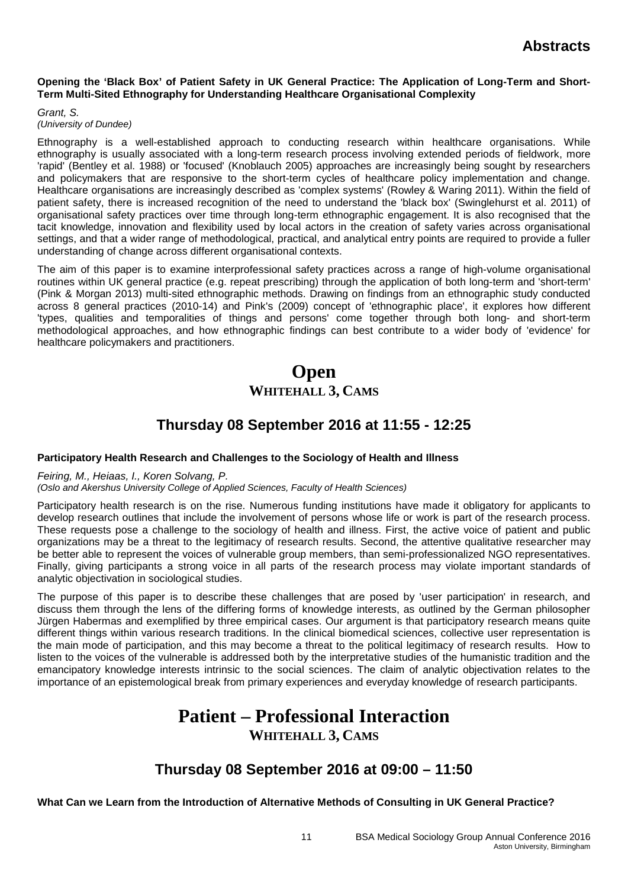**Opening the 'Black Box' of Patient Safety in UK General Practice: The Application of Long-Term and Short-Term Multi-Sited Ethnography for Understanding Healthcare Organisational Complexity**

*Grant, S.*
*(University of Dundee)*

Ethnography is a well-established approach to conducting research within healthcare organisations. While ethnography is usually associated with a long-term research process involving extended periods of fieldwork, more 'rapid' (Bentley et al. 1988) or 'focused' (Knoblauch 2005) approaches are increasingly being sought by researchers and policymakers that are responsive to the short-term cycles of healthcare policy implementation and change. Healthcare organisations are increasingly described as 'complex systems' (Rowley & Waring 2011). Within the field of patient safety, there is increased recognition of the need to understand the 'black box' (Swinglehurst et al. 2011) of organisational safety practices over time through long-term ethnographic engagement. It is also recognised that the tacit knowledge, innovation and flexibility used by local actors in the creation of safety varies across organisational settings, and that a wider range of methodological, practical, and analytical entry points are required to provide a fuller understanding of change across different organisational contexts.

The aim of this paper is to examine interprofessional safety practices across a range of high-volume organisational routines within UK general practice (e.g. repeat prescribing) through the application of both long-term and 'short-term' (Pink & Morgan 2013) multi-sited ethnographic methods. Drawing on findings from an ethnographic study conducted across 8 general practices (2010-14) and Pink's (2009) concept of 'ethnographic place', it explores how different 'types, qualities and temporalities of things and persons' come together through both long- and short-term methodological approaches, and how ethnographic findings can best contribute to a wider body of 'evidence' for healthcare policymakers and practitioners.

# Open

## WHITEHALL 3, CAMS

## Thursday 08 September 2016 at 11:55 - 12:25

**Participatory Health Research and Challenges to the Sociology of Health and Illness**

*Feiring, M., Heiaas, I., Koren Solvang, P.*
*(Oslo and Akershus University College of Applied Sciences, Faculty of Health Sciences)*

Participatory health research is on the rise. Numerous funding institutions have made it obligatory for applicants to develop research outlines that include the involvement of persons whose life or work is part of the research process. These requests pose a challenge to the sociology of health and illness. First, the active voice of patient and public organizations may be a threat to the legitimacy of research results. Second, the attentive qualitative researcher may be better able to represent the voices of vulnerable group members, than semi-professionalized NGO representatives. Finally, giving participants a strong voice in all parts of the research process may violate important standards of analytic objectivation in sociological studies.

The purpose of this paper is to describe these challenges that are posed by 'user participation' in research, and discuss them through the lens of the differing forms of knowledge interests, as outlined by the German philosopher Jürgen Habermas and exemplified by three empirical cases. Our argument is that participatory research means quite different things within various research traditions. In the clinical biomedical sciences, collective user representation is the main mode of participation, and this may become a threat to the political legitimacy of research results. How to listen to the voices of the vulnerable is addressed both by the interpretative studies of the humanistic tradition and the emancipatory knowledge interests intrinsic to the social sciences. The claim of analytic objectivation relates to the importance of an epistemological break from primary experiences and everyday knowledge of research participants.

# Patient – Professional Interaction

## WHITEHALL 3, CAMS

## Thursday 08 September 2016 at 09:00 – 11:50

**What Can we Learn from the Introduction of Alternative Methods of Consulting in UK General Practice?**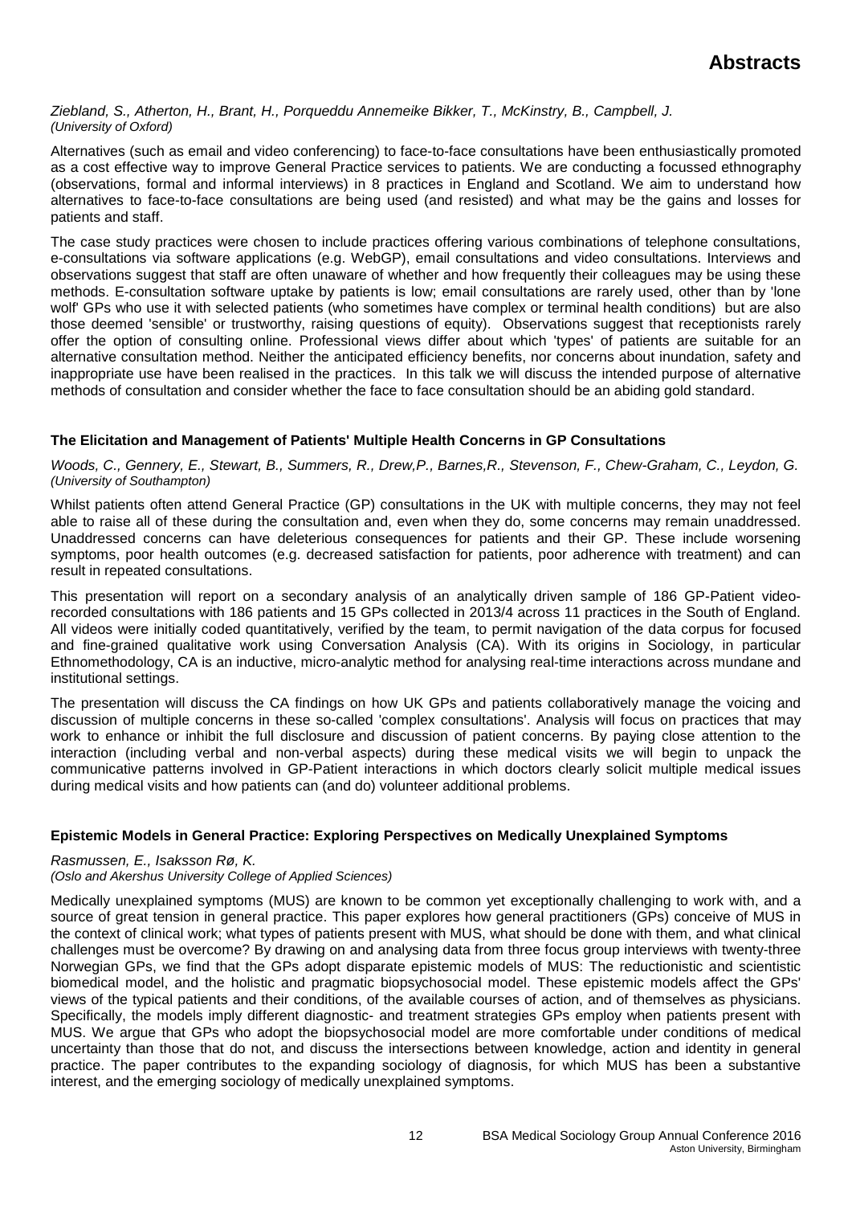*Ziebland, S., Atherton, H., Brant, H., Porqueddu Annemeike Bikker, T., McKinstry, B., Campbell, J.*
*(University of Oxford)*

Alternatives (such as email and video conferencing) to face-to-face consultations have been enthusiastically promoted as a cost effective way to improve General Practice services to patients. We are conducting a focussed ethnography (observations, formal and informal interviews) in 8 practices in England and Scotland. We aim to understand how alternatives to face-to-face consultations are being used (and resisted) and what may be the gains and losses for patients and staff.

The case study practices were chosen to include practices offering various combinations of telephone consultations, e-consultations via software applications (e.g. WebGP), email consultations and video consultations. Interviews and observations suggest that staff are often unaware of whether and how frequently their colleagues may be using these methods. E-consultation software uptake by patients is low; email consultations are rarely used, other than by 'lone wolf' GPs who use it with selected patients (who sometimes have complex or terminal health conditions) but are also those deemed 'sensible' or trustworthy, raising questions of equity). Observations suggest that receptionists rarely offer the option of consulting online. Professional views differ about which 'types' of patients are suitable for an alternative consultation method. Neither the anticipated efficiency benefits, nor concerns about inundation, safety and inappropriate use have been realised in the practices. In this talk we will discuss the intended purpose of alternative methods of consultation and consider whether the face to face consultation should be an abiding gold standard.

### The Elicitation and Management of Patients' Multiple Health Concerns in GP Consultations

*Woods, C., Gennery, E., Stewart, B., Summers, R., Drew,P., Barnes,R., Stevenson, F., Chew-Graham, C., Leydon, G.*
*(University of Southampton)*

Whilst patients often attend General Practice (GP) consultations in the UK with multiple concerns, they may not feel able to raise all of these during the consultation and, even when they do, some concerns may remain unaddressed. Unaddressed concerns can have deleterious consequences for patients and their GP. These include worsening symptoms, poor health outcomes (e.g. decreased satisfaction for patients, poor adherence with treatment) and can result in repeated consultations.

This presentation will report on a secondary analysis of an analytically driven sample of 186 GP-Patient video-recorded consultations with 186 patients and 15 GPs collected in 2013/4 across 11 practices in the South of England. All videos were initially coded quantitatively, verified by the team, to permit navigation of the data corpus for focused and fine-grained qualitative work using Conversation Analysis (CA). With its origins in Sociology, in particular Ethnomethodology, CA is an inductive, micro-analytic method for analysing real-time interactions across mundane and institutional settings.

The presentation will discuss the CA findings on how UK GPs and patients collaboratively manage the voicing and discussion of multiple concerns in these so-called 'complex consultations'. Analysis will focus on practices that may work to enhance or inhibit the full disclosure and discussion of patient concerns. By paying close attention to the interaction (including verbal and non-verbal aspects) during these medical visits we will begin to unpack the communicative patterns involved in GP-Patient interactions in which doctors clearly solicit multiple medical issues during medical visits and how patients can (and do) volunteer additional problems.

### Epistemic Models in General Practice: Exploring Perspectives on Medically Unexplained Symptoms

*Rasmussen, E., Isaksson Rø, K.*
*(Oslo and Akershus University College of Applied Sciences)*

Medically unexplained symptoms (MUS) are known to be common yet exceptionally challenging to work with, and a source of great tension in general practice. This paper explores how general practitioners (GPs) conceive of MUS in the context of clinical work; what types of patients present with MUS, what should be done with them, and what clinical challenges must be overcome? By drawing on and analysing data from three focus group interviews with twenty-three Norwegian GPs, we find that the GPs adopt disparate epistemic models of MUS: The reductionistic and scientistic biomedical model, and the holistic and pragmatic biopsychosocial model. These epistemic models affect the GPs' views of the typical patients and their conditions, of the available courses of action, and of themselves as physicians. Specifically, the models imply different diagnostic- and treatment strategies GPs employ when patients present with MUS. We argue that GPs who adopt the biopsychosocial model are more comfortable under conditions of medical uncertainty than those that do not, and discuss the intersections between knowledge, action and identity in general practice. The paper contributes to the expanding sociology of diagnosis, for which MUS has been a substantive interest, and the emerging sociology of medically unexplained symptoms.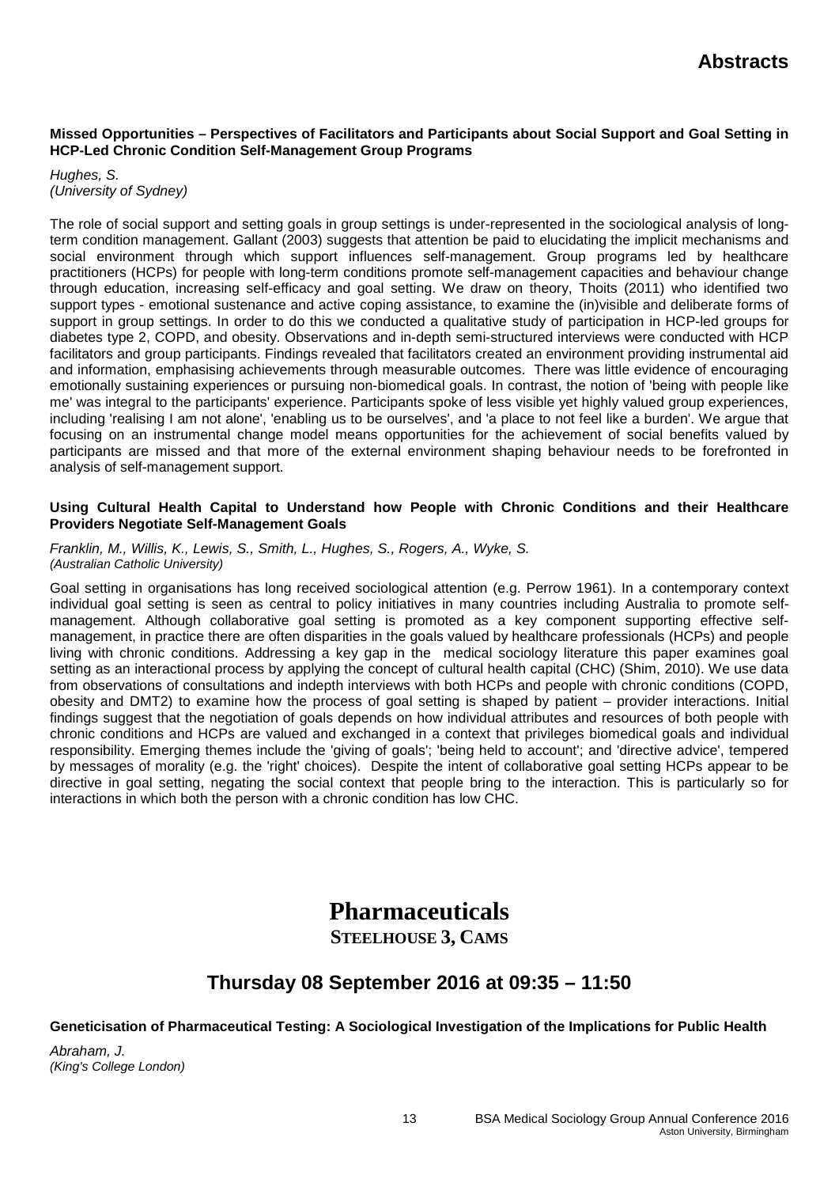**Missed Opportunities – Perspectives of Facilitators and Participants about Social Support and Goal Setting in HCP-Led Chronic Condition Self-Management Group Programs**

*Hughes, S.*
*(University of Sydney)*

The role of social support and setting goals in group settings is under-represented in the sociological analysis of long-term condition management. Gallant (2003) suggests that attention be paid to elucidating the implicit mechanisms and social environment through which support influences self-management. Group programs led by healthcare practitioners (HCPs) for people with long-term conditions promote self-management capacities and behaviour change through education, increasing self-efficacy and goal setting. We draw on theory, Thoits (2011) who identified two support types - emotional sustenance and active coping assistance, to examine the (in)visible and deliberate forms of support in group settings. In order to do this we conducted a qualitative study of participation in HCP-led groups for diabetes type 2, COPD, and obesity. Observations and in-depth semi-structured interviews were conducted with HCP facilitators and group participants. Findings revealed that facilitators created an environment providing instrumental aid and information, emphasising achievements through measurable outcomes. There was little evidence of encouraging emotionally sustaining experiences or pursuing non-biomedical goals. In contrast, the notion of 'being with people like me' was integral to the participants' experience. Participants spoke of less visible yet highly valued group experiences, including 'realising I am not alone', 'enabling us to be ourselves', and 'a place to not feel like a burden'. We argue that focusing on an instrumental change model means opportunities for the achievement of social benefits valued by participants are missed and that more of the external environment shaping behaviour needs to be forefronted in analysis of self-management support.

**Using Cultural Health Capital to Understand how People with Chronic Conditions and their Healthcare Providers Negotiate Self-Management Goals**

*Franklin, M., Willis, K., Lewis, S., Smith, L., Hughes, S., Rogers, A., Wyke, S.*
*(Australian Catholic University)*

Goal setting in organisations has long received sociological attention (e.g. Perrow 1961). In a contemporary context individual goal setting is seen as central to policy initiatives in many countries including Australia to promote self-management. Although collaborative goal setting is promoted as a key component supporting effective self-management, in practice there are often disparities in the goals valued by healthcare professionals (HCPs) and people living with chronic conditions. Addressing a key gap in the medical sociology literature this paper examines goal setting as an interactional process by applying the concept of cultural health capital (CHC) (Shim, 2010). We use data from observations of consultations and indepth interviews with both HCPs and people with chronic conditions (COPD, obesity and DMT2) to examine how the process of goal setting is shaped by patient – provider interactions. Initial findings suggest that the negotiation of goals depends on how individual attributes and resources of both people with chronic conditions and HCPs are valued and exchanged in a context that privileges biomedical goals and individual responsibility. Emerging themes include the 'giving of goals'; 'being held to account'; and 'directive advice', tempered by messages of morality (e.g. the 'right' choices). Despite the intent of collaborative goal setting HCPs appear to be directive in goal setting, negating the social context that people bring to the interaction. This is particularly so for interactions in which both the person with a chronic condition has low CHC.

# Pharmaceuticals

**STEELHOUSE 3, CAMS**

## Thursday 08 September 2016 at 09:35 – 11:50

**Geneticisation of Pharmaceutical Testing: A Sociological Investigation of the Implications for Public Health**

*Abraham, J.*
*(King's College London)*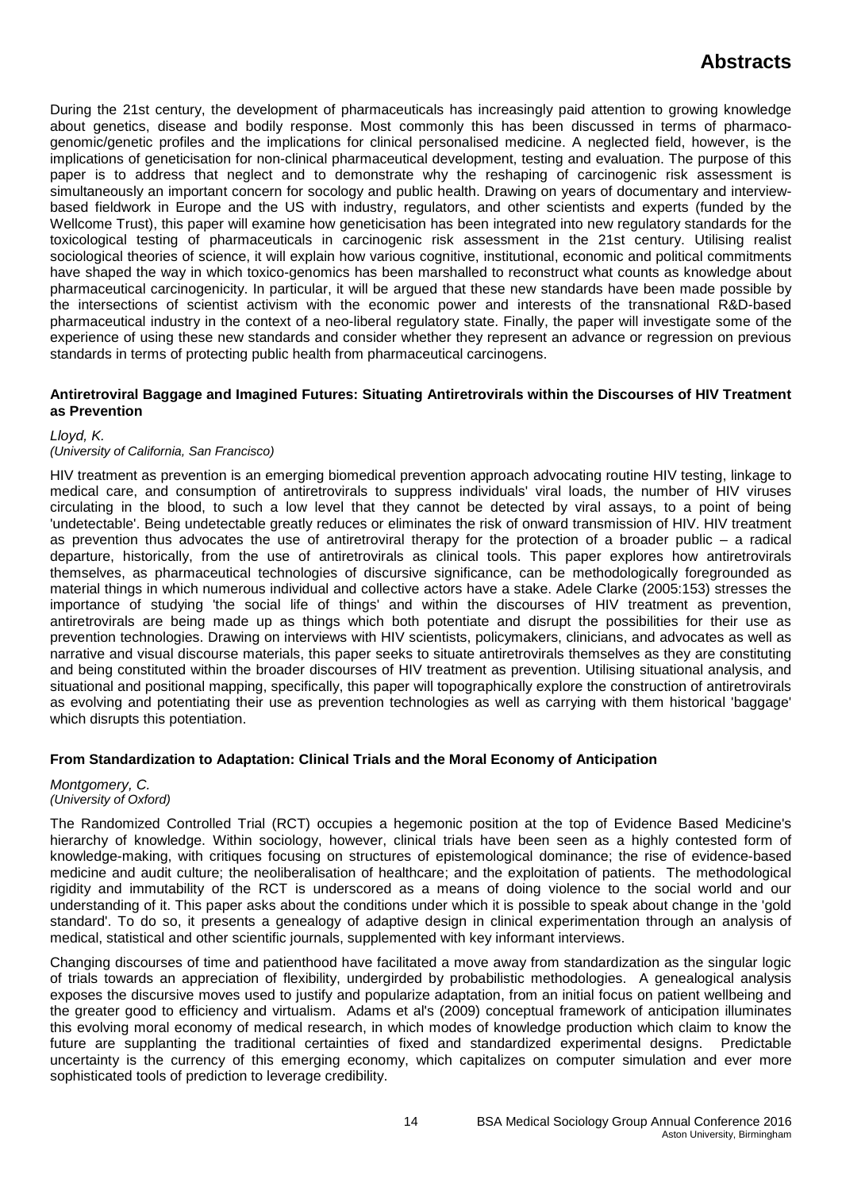During the 21st century, the development of pharmaceuticals has increasingly paid attention to growing knowledge about genetics, disease and bodily response. Most commonly this has been discussed in terms of pharmaco-genomic/genetic profiles and the implications for clinical personalised medicine. A neglected field, however, is the implications of geneticisation for non-clinical pharmaceutical development, testing and evaluation. The purpose of this paper is to address that neglect and to demonstrate why the reshaping of carcinogenic risk assessment is simultaneously an important concern for socology and public health. Drawing on years of documentary and interview-based fieldwork in Europe and the US with industry, regulators, and other scientists and experts (funded by the Wellcome Trust), this paper will examine how geneticisation has been integrated into new regulatory standards for the toxicological testing of pharmaceuticals in carcinogenic risk assessment in the 21st century. Utilising realist sociological theories of science, it will explain how various cognitive, institutional, economic and political commitments have shaped the way in which toxico-genomics has been marshalled to reconstruct what counts as knowledge about pharmaceutical carcinogenicity. In particular, it will be argued that these new standards have been made possible by the intersections of scientist activism with the economic power and interests of the transnational R&D-based pharmaceutical industry in the context of a neo-liberal regulatory state. Finally, the paper will investigate some of the experience of using these new standards and consider whether they represent an advance or regression on previous standards in terms of protecting public health from pharmaceutical carcinogens.

### Antiretroviral Baggage and Imagined Futures: Situating Antiretrovirals within the Discourses of HIV Treatment as Prevention

*Lloyd, K.*
*(University of California, San Francisco)*

HIV treatment as prevention is an emerging biomedical prevention approach advocating routine HIV testing, linkage to medical care, and consumption of antiretrovirals to suppress individuals' viral loads, the number of HIV viruses circulating in the blood, to such a low level that they cannot be detected by viral assays, to a point of being 'undetectable'. Being undetectable greatly reduces or eliminates the risk of onward transmission of HIV. HIV treatment as prevention thus advocates the use of antiretroviral therapy for the protection of a broader public – a radical departure, historically, from the use of antiretrovirals as clinical tools. This paper explores how antiretrovirals themselves, as pharmaceutical technologies of discursive significance, can be methodologically foregrounded as material things in which numerous individual and collective actors have a stake. Adele Clarke (2005:153) stresses the importance of studying 'the social life of things' and within the discourses of HIV treatment as prevention, antiretrovirals are being made up as things which both potentiate and disrupt the possibilities for their use as prevention technologies. Drawing on interviews with HIV scientists, policymakers, clinicians, and advocates as well as narrative and visual discourse materials, this paper seeks to situate antiretrovirals themselves as they are constituting and being constituted within the broader discourses of HIV treatment as prevention. Utilising situational analysis, and situational and positional mapping, specifically, this paper will topographically explore the construction of antiretrovirals as evolving and potentiating their use as prevention technologies as well as carrying with them historical 'baggage' which disrupts this potentiation.

### From Standardization to Adaptation: Clinical Trials and the Moral Economy of Anticipation

*Montgomery, C.*
*(University of Oxford)*

The Randomized Controlled Trial (RCT) occupies a hegemonic position at the top of Evidence Based Medicine's hierarchy of knowledge. Within sociology, however, clinical trials have been seen as a highly contested form of knowledge-making, with critiques focusing on structures of epistemological dominance; the rise of evidence-based medicine and audit culture; the neoliberalisation of healthcare; and the exploitation of patients. The methodological rigidity and immutability of the RCT is underscored as a means of doing violence to the social world and our understanding of it. This paper asks about the conditions under which it is possible to speak about change in the 'gold standard'. To do so, it presents a genealogy of adaptive design in clinical experimentation through an analysis of medical, statistical and other scientific journals, supplemented with key informant interviews.

Changing discourses of time and patienthood have facilitated a move away from standardization as the singular logic of trials towards an appreciation of flexibility, undergirded by probabilistic methodologies. A genealogical analysis exposes the discursive moves used to justify and popularize adaptation, from an initial focus on patient wellbeing and the greater good to efficiency and virtualism. Adams et al's (2009) conceptual framework of anticipation illuminates this evolving moral economy of medical research, in which modes of knowledge production which claim to know the future are supplanting the traditional certainties of fixed and standardized experimental designs. Predictable uncertainty is the currency of this emerging economy, which capitalizes on computer simulation and ever more sophisticated tools of prediction to leverage credibility.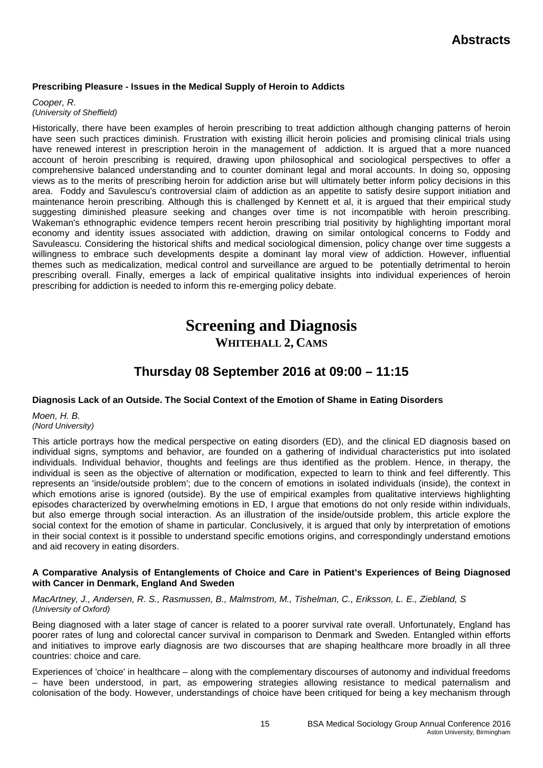**Prescribing Pleasure - Issues in the Medical Supply of Heroin to Addicts**

*Cooper, R.*
*(University of Sheffield)*

Historically, there have been examples of heroin prescribing to treat addiction although changing patterns of heroin have seen such practices diminish. Frustration with existing illicit heroin policies and promising clinical trials using have renewed interest in prescription heroin in the management of addiction. It is argued that a more nuanced account of heroin prescribing is required, drawing upon philosophical and sociological perspectives to offer a comprehensive balanced understanding and to counter dominant legal and moral accounts. In doing so, opposing views as to the merits of prescribing heroin for addiction arise but will ultimately better inform policy decisions in this area. Foddy and Savulescu's controversial claim of addiction as an appetite to satisfy desire support initiation and maintenance heroin prescribing. Although this is challenged by Kennett et al, it is argued that their empirical study suggesting diminished pleasure seeking and changes over time is not incompatible with heroin prescribing. Wakeman's ethnographic evidence tempers recent heroin prescribing trial positivity by highlighting important moral economy and identity issues associated with addiction, drawing on similar ontological concerns to Foddy and Savuleascu. Considering the historical shifts and medical sociological dimension, policy change over time suggests a willingness to embrace such developments despite a dominant lay moral view of addiction. However, influential themes such as medicalization, medical control and surveillance are argued to be potentially detrimental to heroin prescribing overall. Finally, emerges a lack of empirical qualitative insights into individual experiences of heroin prescribing for addiction is needed to inform this re-emerging policy debate.

# Screening and Diagnosis

## WHITEHALL 2, CAMS

## Thursday 08 September 2016 at 09:00 – 11:15

**Diagnosis Lack of an Outside. The Social Context of the Emotion of Shame in Eating Disorders**

*Moen, H. B.*
*(Nord University)*

This article portrays how the medical perspective on eating disorders (ED), and the clinical ED diagnosis based on individual signs, symptoms and behavior, are founded on a gathering of individual characteristics put into isolated individuals. Individual behavior, thoughts and feelings are thus identified as the problem. Hence, in therapy, the individual is seen as the objective of alternation or modification, expected to learn to think and feel differently. This represents an 'inside/outside problem'; due to the concern of emotions in isolated individuals (inside), the context in which emotions arise is ignored (outside). By the use of empirical examples from qualitative interviews highlighting episodes characterized by overwhelming emotions in ED, I argue that emotions do not only reside within individuals, but also emerge through social interaction. As an illustration of the inside/outside problem, this article explore the social context for the emotion of shame in particular. Conclusively, it is argued that only by interpretation of emotions in their social context is it possible to understand specific emotions origins, and correspondingly understand emotions and aid recovery in eating disorders.

**A Comparative Analysis of Entanglements of Choice and Care in Patient's Experiences of Being Diagnosed with Cancer in Denmark, England And Sweden**

*MacArtney, J., Andersen, R. S., Rasmussen, B., Malmstrom, M., Tishelman, C., Eriksson, L. E., Ziebland, S*
*(University of Oxford)*

Being diagnosed with a later stage of cancer is related to a poorer survival rate overall. Unfortunately, England has poorer rates of lung and colorectal cancer survival in comparison to Denmark and Sweden. Entangled within efforts and initiatives to improve early diagnosis are two discourses that are shaping healthcare more broadly in all three countries: choice and care.

Experiences of 'choice' in healthcare – along with the complementary discourses of autonomy and individual freedoms – have been understood, in part, as empowering strategies allowing resistance to medical paternalism and colonisation of the body. However, understandings of choice have been critiqued for being a key mechanism through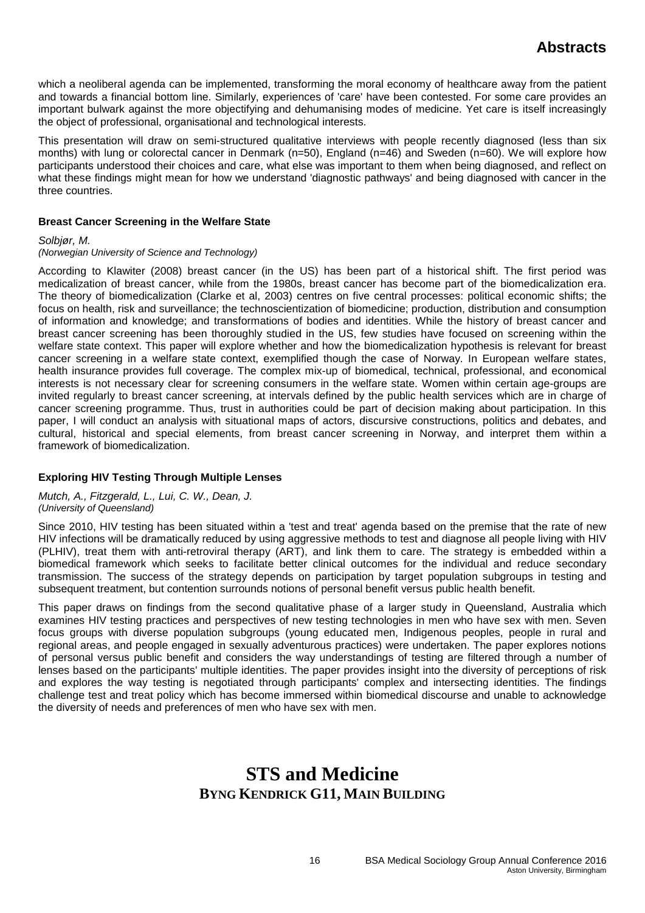which a neoliberal agenda can be implemented, transforming the moral economy of healthcare away from the patient and towards a financial bottom line. Similarly, experiences of 'care' have been contested. For some care provides an important bulwark against the more objectifying and dehumanising modes of medicine. Yet care is itself increasingly the object of professional, organisational and technological interests.

This presentation will draw on semi-structured qualitative interviews with people recently diagnosed (less than six months) with lung or colorectal cancer in Denmark (n=50), England (n=46) and Sweden (n=60). We will explore how participants understood their choices and care, what else was important to them when being diagnosed, and reflect on what these findings might mean for how we understand 'diagnostic pathways' and being diagnosed with cancer in the three countries.

### Breast Cancer Screening in the Welfare State

*Solbjør, M.*
*(Norwegian University of Science and Technology)*

According to Klawiter (2008) breast cancer (in the US) has been part of a historical shift. The first period was medicalization of breast cancer, while from the 1980s, breast cancer has become part of the biomedicalization era. The theory of biomedicalization (Clarke et al, 2003) centres on five central processes: political economic shifts; the focus on health, risk and surveillance; the technoscientization of biomedicine; production, distribution and consumption of information and knowledge; and transformations of bodies and identities. While the history of breast cancer and breast cancer screening has been thoroughly studied in the US, few studies have focused on screening within the welfare state context. This paper will explore whether and how the biomedicalization hypothesis is relevant for breast cancer screening in a welfare state context, exemplified though the case of Norway. In European welfare states, health insurance provides full coverage. The complex mix-up of biomedical, technical, professional, and economical interests is not necessary clear for screening consumers in the welfare state. Women within certain age-groups are invited regularly to breast cancer screening, at intervals defined by the public health services which are in charge of cancer screening programme. Thus, trust in authorities could be part of decision making about participation. In this paper, I will conduct an analysis with situational maps of actors, discursive constructions, politics and debates, and cultural, historical and special elements, from breast cancer screening in Norway, and interpret them within a framework of biomedicalization.

### Exploring HIV Testing Through Multiple Lenses

*Mutch, A., Fitzgerald, L., Lui, C. W., Dean, J.*
*(University of Queensland)*

Since 2010, HIV testing has been situated within a 'test and treat' agenda based on the premise that the rate of new HIV infections will be dramatically reduced by using aggressive methods to test and diagnose all people living with HIV (PLHIV), treat them with anti-retroviral therapy (ART), and link them to care. The strategy is embedded within a biomedical framework which seeks to facilitate better clinical outcomes for the individual and reduce secondary transmission. The success of the strategy depends on participation by target population subgroups in testing and subsequent treatment, but contention surrounds notions of personal benefit versus public health benefit.

This paper draws on findings from the second qualitative phase of a larger study in Queensland, Australia which examines HIV testing practices and perspectives of new testing technologies in men who have sex with men. Seven focus groups with diverse population subgroups (young educated men, Indigenous peoples, people in rural and regional areas, and people engaged in sexually adventurous practices) were undertaken. The paper explores notions of personal versus public benefit and considers the way understandings of testing are filtered through a number of lenses based on the participants' multiple identities. The paper provides insight into the diversity of perceptions of risk and explores the way testing is negotiated through participants' complex and intersecting identities. The findings challenge test and treat policy which has become immersed within biomedical discourse and unable to acknowledge the diversity of needs and preferences of men who have sex with men.

## STS and Medicine
**BYNG KENDRICK G11, MAIN BUILDING**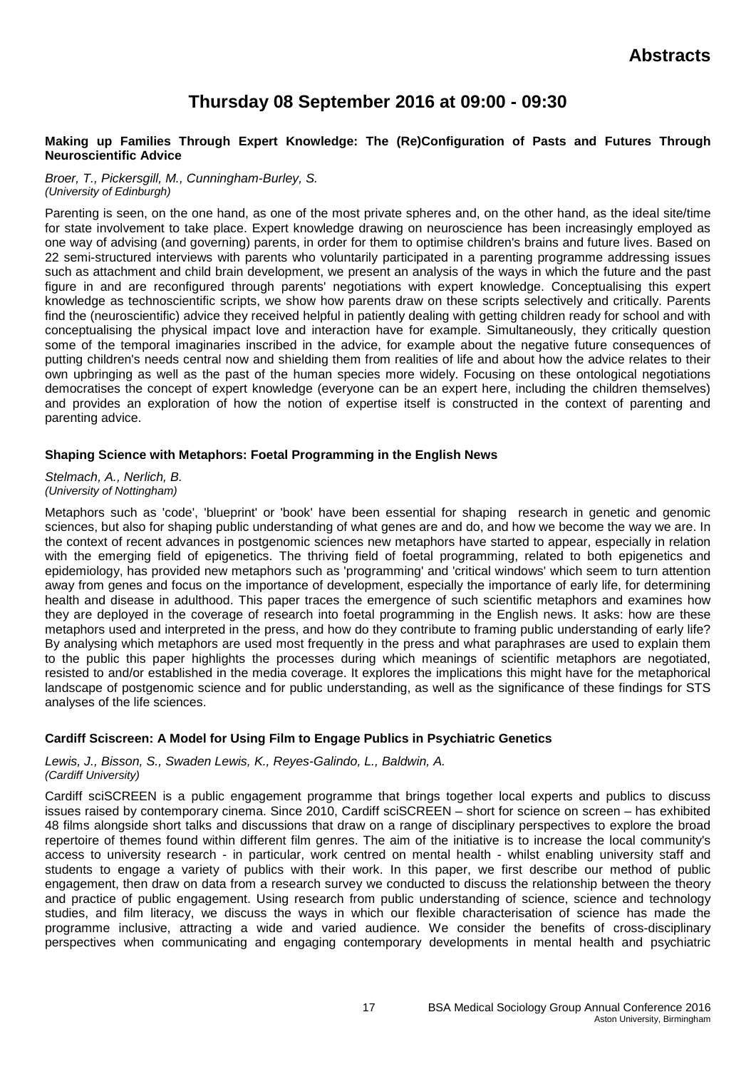## Thursday 08 September 2016 at 09:00 - 09:30

### Making up Families Through Expert Knowledge: The (Re)Configuration of Pasts and Futures Through Neuroscientific Advice

*Broer, T., Pickersgill, M., Cunningham-Burley, S.*
*(University of Edinburgh)*

Parenting is seen, on the one hand, as one of the most private spheres and, on the other hand, as the ideal site/time for state involvement to take place. Expert knowledge drawing on neuroscience has been increasingly employed as one way of advising (and governing) parents, in order for them to optimise children's brains and future lives. Based on 22 semi-structured interviews with parents who voluntarily participated in a parenting programme addressing issues such as attachment and child brain development, we present an analysis of the ways in which the future and the past figure in and are reconfigured through parents' negotiations with expert knowledge. Conceptualising this expert knowledge as technoscientific scripts, we show how parents draw on these scripts selectively and critically. Parents find the (neuroscientific) advice they received helpful in patiently dealing with getting children ready for school and with conceptualising the physical impact love and interaction have for example. Simultaneously, they critically question some of the temporal imaginaries inscribed in the advice, for example about the negative future consequences of putting children's needs central now and shielding them from realities of life and about how the advice relates to their own upbringing as well as the past of the human species more widely. Focusing on these ontological negotiations democratises the concept of expert knowledge (everyone can be an expert here, including the children themselves) and provides an exploration of how the notion of expertise itself is constructed in the context of parenting and parenting advice.

### Shaping Science with Metaphors: Foetal Programming in the English News

*Stelmach, A., Nerlich, B.*
*(University of Nottingham)*

Metaphors such as 'code', 'blueprint' or 'book' have been essential for shaping research in genetic and genomic sciences, but also for shaping public understanding of what genes are and do, and how we become the way we are. In the context of recent advances in postgenomic sciences new metaphors have started to appear, especially in relation with the emerging field of epigenetics. The thriving field of foetal programming, related to both epigenetics and epidemiology, has provided new metaphors such as 'programming' and 'critical windows' which seem to turn attention away from genes and focus on the importance of development, especially the importance of early life, for determining health and disease in adulthood. This paper traces the emergence of such scientific metaphors and examines how they are deployed in the coverage of research into foetal programming in the English news. It asks: how are these metaphors used and interpreted in the press, and how do they contribute to framing public understanding of early life? By analysing which metaphors are used most frequently in the press and what paraphrases are used to explain them to the public this paper highlights the processes during which meanings of scientific metaphors are negotiated, resisted to and/or established in the media coverage. It explores the implications this might have for the metaphorical landscape of postgenomic science and for public understanding, as well as the significance of these findings for STS analyses of the life sciences.

### Cardiff Sciscreen: A Model for Using Film to Engage Publics in Psychiatric Genetics

*Lewis, J., Bisson, S., Swaden Lewis, K., Reyes-Galindo, L., Baldwin, A.*
*(Cardiff University)*

Cardiff sciSCREEN is a public engagement programme that brings together local experts and publics to discuss issues raised by contemporary cinema. Since 2010, Cardiff sciSCREEN – short for science on screen – has exhibited 48 films alongside short talks and discussions that draw on a range of disciplinary perspectives to explore the broad repertoire of themes found within different film genres. The aim of the initiative is to increase the local community's access to university research - in particular, work centred on mental health - whilst enabling university staff and students to engage a variety of publics with their work. In this paper, we first describe our method of public engagement, then draw on data from a research survey we conducted to discuss the relationship between the theory and practice of public engagement. Using research from public understanding of science, science and technology studies, and film literacy, we discuss the ways in which our flexible characterisation of science has made the programme inclusive, attracting a wide and varied audience. We consider the benefits of cross-disciplinary perspectives when communicating and engaging contemporary developments in mental health and psychiatric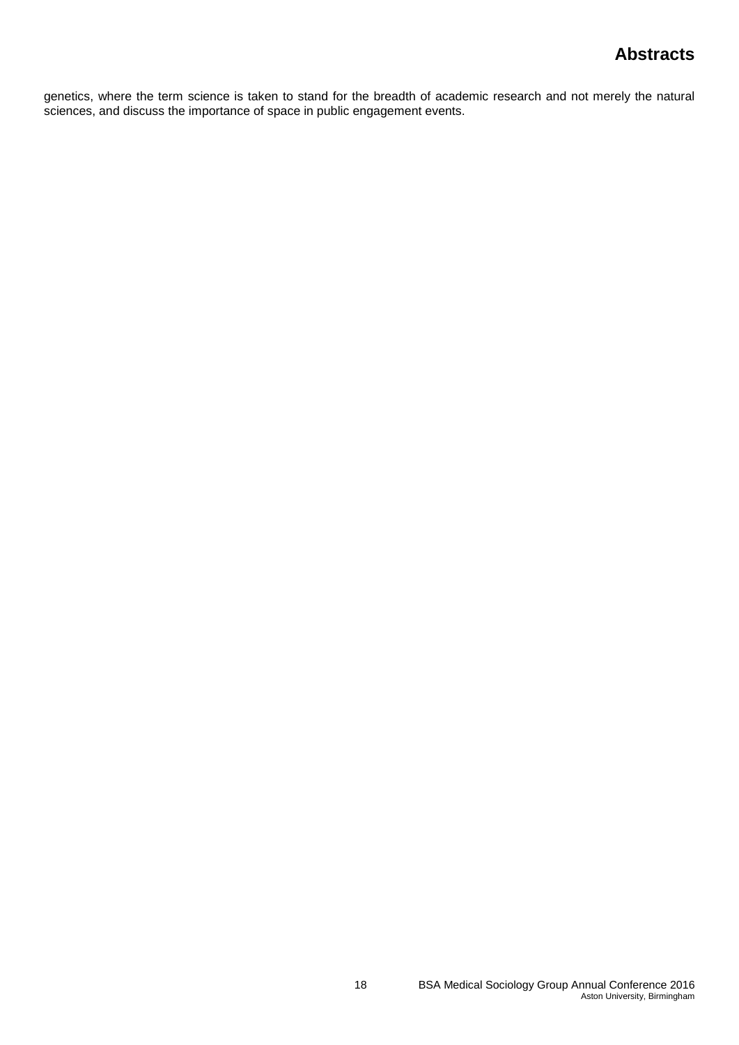genetics, where the term science is taken to stand for the breadth of academic research and not merely the natural sciences, and discuss the importance of space in public engagement events.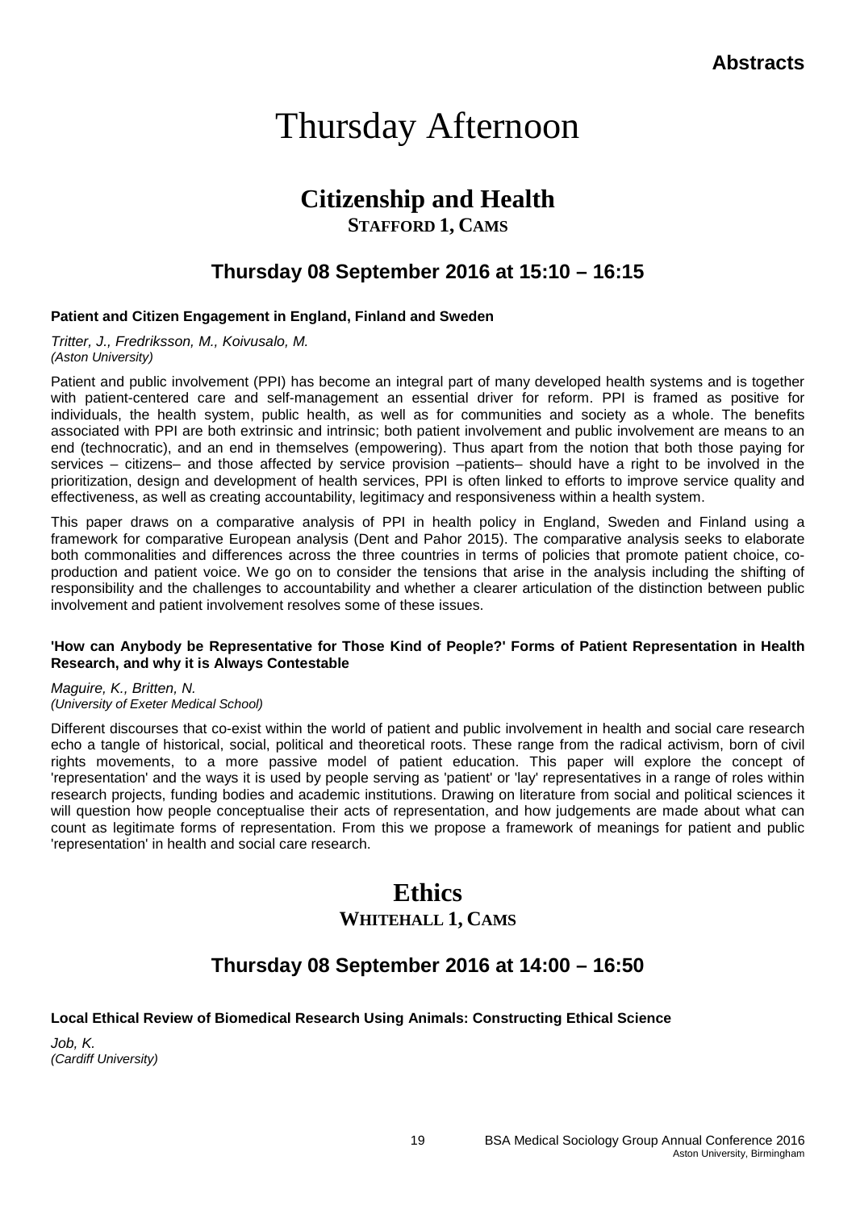# Thursday Afternoon

## Citizenship and Health

**STAFFORD 1, CAMS**

### Thursday 08 September 2016 at 15:10 – 16:15

**Patient and Citizen Engagement in England, Finland and Sweden**

*Tritter, J., Fredriksson, M., Koivusalo, M.*
*(Aston University)*

Patient and public involvement (PPI) has become an integral part of many developed health systems and is together with patient-centered care and self-management an essential driver for reform. PPI is framed as positive for individuals, the health system, public health, as well as for communities and society as a whole. The benefits associated with PPI are both extrinsic and intrinsic; both patient involvement and public involvement are means to an end (technocratic), and an end in themselves (empowering). Thus apart from the notion that both those paying for services – citizens– and those affected by service provision –patients– should have a right to be involved in the prioritization, design and development of health services, PPI is often linked to efforts to improve service quality and effectiveness, as well as creating accountability, legitimacy and responsiveness within a health system.

This paper draws on a comparative analysis of PPI in health policy in England, Sweden and Finland using a framework for comparative European analysis (Dent and Pahor 2015). The comparative analysis seeks to elaborate both commonalities and differences across the three countries in terms of policies that promote patient choice, co-production and patient voice. We go on to consider the tensions that arise in the analysis including the shifting of responsibility and the challenges to accountability and whether a clearer articulation of the distinction between public involvement and patient involvement resolves some of these issues.

**'How can Anybody be Representative for Those Kind of People?' Forms of Patient Representation in Health Research, and why it is Always Contestable**

*Maguire, K., Britten, N.*
*(University of Exeter Medical School)*

Different discourses that co-exist within the world of patient and public involvement in health and social care research echo a tangle of historical, social, political and theoretical roots. These range from the radical activism, born of civil rights movements, to a more passive model of patient education. This paper will explore the concept of 'representation' and the ways it is used by people serving as 'patient' or 'lay' representatives in a range of roles within research projects, funding bodies and academic institutions. Drawing on literature from social and political sciences it will question how people conceptualise their acts of representation, and how judgements are made about what can count as legitimate forms of representation. From this we propose a framework of meanings for patient and public 'representation' in health and social care research.

## Ethics

**WHITEHALL 1, CAMS**

### Thursday 08 September 2016 at 14:00 – 16:50

**Local Ethical Review of Biomedical Research Using Animals: Constructing Ethical Science**

*Job, K.*
*(Cardiff University)*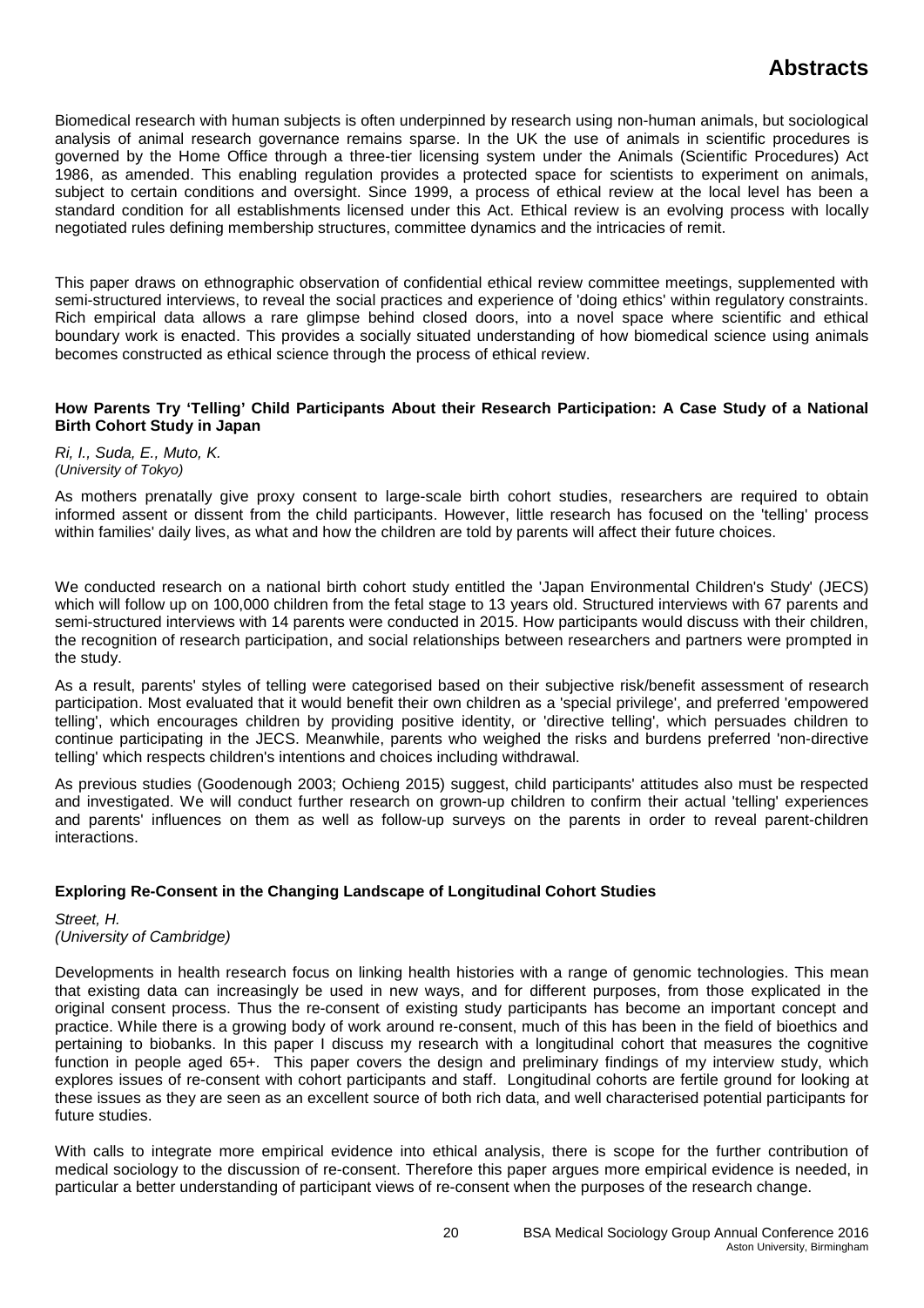Biomedical research with human subjects is often underpinned by research using non-human animals, but sociological analysis of animal research governance remains sparse. In the UK the use of animals in scientific procedures is governed by the Home Office through a three-tier licensing system under the Animals (Scientific Procedures) Act 1986, as amended. This enabling regulation provides a protected space for scientists to experiment on animals, subject to certain conditions and oversight. Since 1999, a process of ethical review at the local level has been a standard condition for all establishments licensed under this Act. Ethical review is an evolving process with locally negotiated rules defining membership structures, committee dynamics and the intricacies of remit.

This paper draws on ethnographic observation of confidential ethical review committee meetings, supplemented with semi-structured interviews, to reveal the social practices and experience of 'doing ethics' within regulatory constraints. Rich empirical data allows a rare glimpse behind closed doors, into a novel space where scientific and ethical boundary work is enacted. This provides a socially situated understanding of how biomedical science using animals becomes constructed as ethical science through the process of ethical review.

### How Parents Try 'Telling' Child Participants About their Research Participation: A Case Study of a National Birth Cohort Study in Japan

*Ri, I., Suda, E., Muto, K.*
*(University of Tokyo)*

As mothers prenatally give proxy consent to large-scale birth cohort studies, researchers are required to obtain informed assent or dissent from the child participants. However, little research has focused on the 'telling' process within families' daily lives, as what and how the children are told by parents will affect their future choices.

We conducted research on a national birth cohort study entitled the 'Japan Environmental Children's Study' (JECS) which will follow up on 100,000 children from the fetal stage to 13 years old. Structured interviews with 67 parents and semi-structured interviews with 14 parents were conducted in 2015. How participants would discuss with their children, the recognition of research participation, and social relationships between researchers and partners were prompted in the study.

As a result, parents' styles of telling were categorised based on their subjective risk/benefit assessment of research participation. Most evaluated that it would benefit their own children as a 'special privilege', and preferred 'empowered telling', which encourages children by providing positive identity, or 'directive telling', which persuades children to continue participating in the JECS. Meanwhile, parents who weighed the risks and burdens preferred 'non-directive telling' which respects children's intentions and choices including withdrawal.

As previous studies (Goodenough 2003; Ochieng 2015) suggest, child participants' attitudes also must be respected and investigated. We will conduct further research on grown-up children to confirm their actual 'telling' experiences and parents' influences on them as well as follow-up surveys on the parents in order to reveal parent-children interactions.

### Exploring Re-Consent in the Changing Landscape of Longitudinal Cohort Studies

*Street, H.*
*(University of Cambridge)*

Developments in health research focus on linking health histories with a range of genomic technologies. This mean that existing data can increasingly be used in new ways, and for different purposes, from those explicated in the original consent process. Thus the re-consent of existing study participants has become an important concept and practice. While there is a growing body of work around re-consent, much of this has been in the field of bioethics and pertaining to biobanks. In this paper I discuss my research with a longitudinal cohort that measures the cognitive function in people aged 65+. This paper covers the design and preliminary findings of my interview study, which explores issues of re-consent with cohort participants and staff. Longitudinal cohorts are fertile ground for looking at these issues as they are seen as an excellent source of both rich data, and well characterised potential participants for future studies.

With calls to integrate more empirical evidence into ethical analysis, there is scope for the further contribution of medical sociology to the discussion of re-consent. Therefore this paper argues more empirical evidence is needed, in particular a better understanding of participant views of re-consent when the purposes of the research change.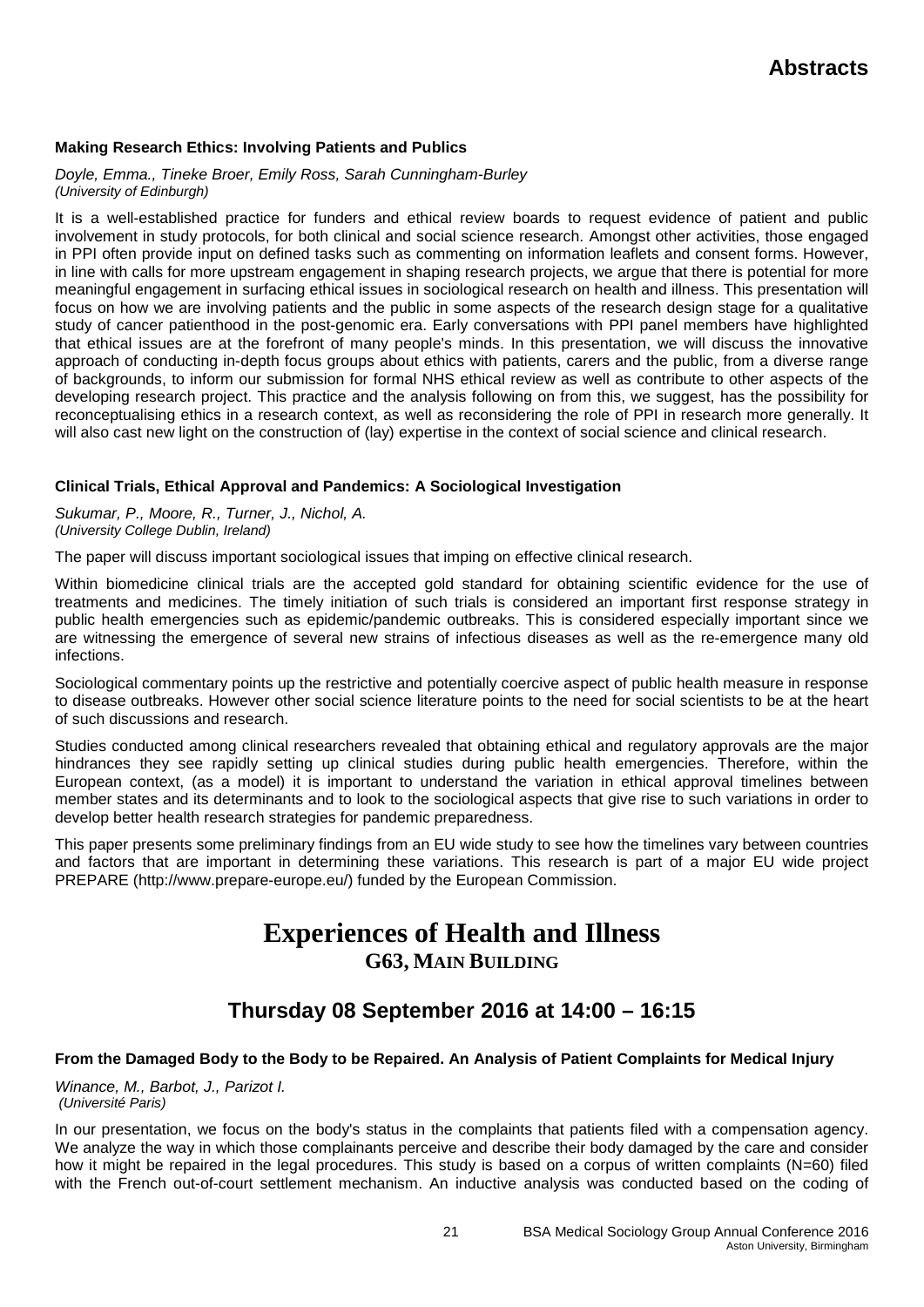### Making Research Ethics: Involving Patients and Publics

*Doyle, Emma., Tineke Broer, Emily Ross, Sarah Cunningham-Burley*
*(University of Edinburgh)*

It is a well-established practice for funders and ethical review boards to request evidence of patient and public involvement in study protocols, for both clinical and social science research. Amongst other activities, those engaged in PPI often provide input on defined tasks such as commenting on information leaflets and consent forms. However, in line with calls for more upstream engagement in shaping research projects, we argue that there is potential for more meaningful engagement in surfacing ethical issues in sociological research on health and illness. This presentation will focus on how we are involving patients and the public in some aspects of the research design stage for a qualitative study of cancer patienthood in the post-genomic era. Early conversations with PPI panel members have highlighted that ethical issues are at the forefront of many people's minds. In this presentation, we will discuss the innovative approach of conducting in-depth focus groups about ethics with patients, carers and the public, from a diverse range of backgrounds, to inform our submission for formal NHS ethical review as well as contribute to other aspects of the developing research project. This practice and the analysis following on from this, we suggest, has the possibility for reconceptualising ethics in a research context, as well as reconsidering the role of PPI in research more generally. It will also cast new light on the construction of (lay) expertise in the context of social science and clinical research.

### Clinical Trials, Ethical Approval and Pandemics: A Sociological Investigation

*Sukumar, P., Moore, R., Turner, J., Nichol, A.*
*(University College Dublin, Ireland)*

The paper will discuss important sociological issues that imping on effective clinical research.

Within biomedicine clinical trials are the accepted gold standard for obtaining scientific evidence for the use of treatments and medicines. The timely initiation of such trials is considered an important first response strategy in public health emergencies such as epidemic/pandemic outbreaks. This is considered especially important since we are witnessing the emergence of several new strains of infectious diseases as well as the re-emergence many old infections.

Sociological commentary points up the restrictive and potentially coercive aspect of public health measure in response to disease outbreaks. However other social science literature points to the need for social scientists to be at the heart of such discussions and research.

Studies conducted among clinical researchers revealed that obtaining ethical and regulatory approvals are the major hindrances they see rapidly setting up clinical studies during public health emergencies. Therefore, within the European context, (as a model) it is important to understand the variation in ethical approval timelines between member states and its determinants and to look to the sociological aspects that give rise to such variations in order to develop better health research strategies for pandemic preparedness.

This paper presents some preliminary findings from an EU wide study to see how the timelines vary between countries and factors that are important in determining these variations. This research is part of a major EU wide project PREPARE (http://www.prepare-europe.eu/) funded by the European Commission.

# Experiences of Health and Illness

## G63, Main Building

## Thursday 08 September 2016 at 14:00 – 16:15

### From the Damaged Body to the Body to be Repaired. An Analysis of Patient Complaints for Medical Injury

*Winance, M., Barbot, J., Parizot I.*
*(Université Paris)*

In our presentation, we focus on the body's status in the complaints that patients filed with a compensation agency. We analyze the way in which those complainants perceive and describe their body damaged by the care and consider how it might be repaired in the legal procedures. This study is based on a corpus of written complaints (N=60) filed with the French out-of-court settlement mechanism. An inductive analysis was conducted based on the coding of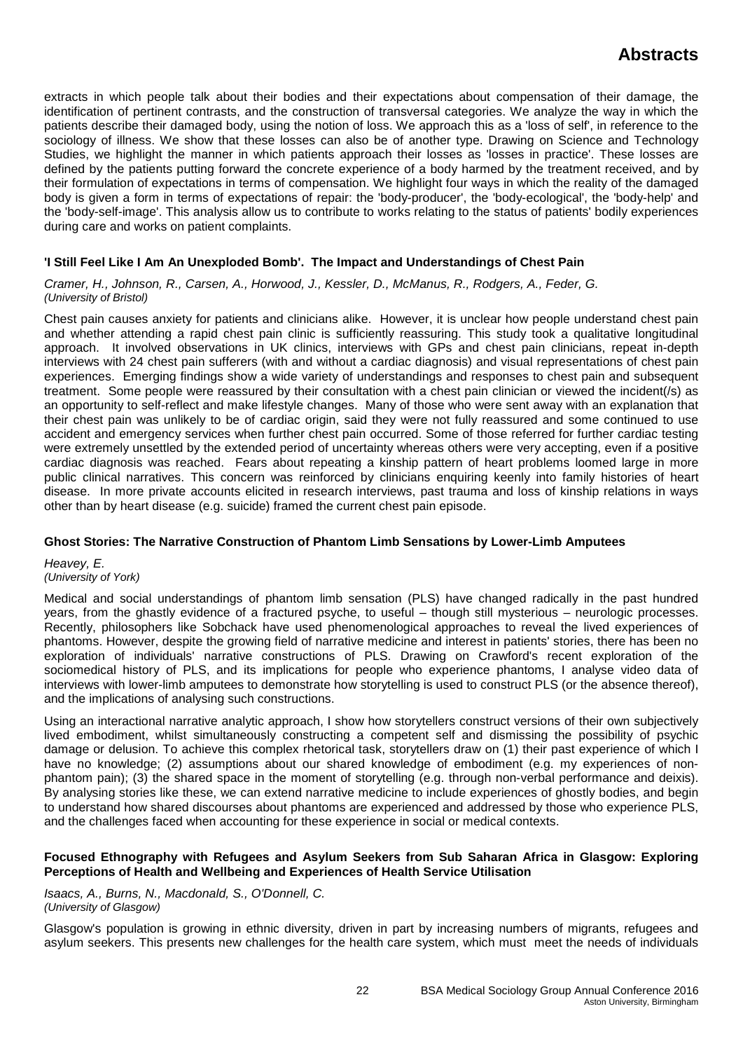extracts in which people talk about their bodies and their expectations about compensation of their damage, the identification of pertinent contrasts, and the construction of transversal categories. We analyze the way in which the patients describe their damaged body, using the notion of loss. We approach this as a 'loss of self', in reference to the sociology of illness. We show that these losses can also be of another type. Drawing on Science and Technology Studies, we highlight the manner in which patients approach their losses as 'losses in practice'. These losses are defined by the patients putting forward the concrete experience of a body harmed by the treatment received, and by their formulation of expectations in terms of compensation. We highlight four ways in which the reality of the damaged body is given a form in terms of expectations of repair: the 'body-producer', the 'body-ecological', the 'body-help' and the 'body-self-image'. This analysis allow us to contribute to works relating to the status of patients' bodily experiences during care and works on patient complaints.

### 'I Still Feel Like I Am An Unexploded Bomb'. The Impact and Understandings of Chest Pain

*Cramer, H., Johnson, R., Carsen, A., Horwood, J., Kessler, D., McManus, R., Rodgers, A., Feder, G.*
*(University of Bristol)*

Chest pain causes anxiety for patients and clinicians alike. However, it is unclear how people understand chest pain and whether attending a rapid chest pain clinic is sufficiently reassuring. This study took a qualitative longitudinal approach. It involved observations in UK clinics, interviews with GPs and chest pain clinicians, repeat in-depth interviews with 24 chest pain sufferers (with and without a cardiac diagnosis) and visual representations of chest pain experiences. Emerging findings show a wide variety of understandings and responses to chest pain and subsequent treatment. Some people were reassured by their consultation with a chest pain clinician or viewed the incident(/s) as an opportunity to self-reflect and make lifestyle changes. Many of those who were sent away with an explanation that their chest pain was unlikely to be of cardiac origin, said they were not fully reassured and some continued to use accident and emergency services when further chest pain occurred. Some of those referred for further cardiac testing were extremely unsettled by the extended period of uncertainty whereas others were very accepting, even if a positive cardiac diagnosis was reached. Fears about repeating a kinship pattern of heart problems loomed large in more public clinical narratives. This concern was reinforced by clinicians enquiring keenly into family histories of heart disease. In more private accounts elicited in research interviews, past trauma and loss of kinship relations in ways other than by heart disease (e.g. suicide) framed the current chest pain episode.

### Ghost Stories: The Narrative Construction of Phantom Limb Sensations by Lower-Limb Amputees

*Heavey, E.*
*(University of York)*

Medical and social understandings of phantom limb sensation (PLS) have changed radically in the past hundred years, from the ghastly evidence of a fractured psyche, to useful – though still mysterious – neurologic processes. Recently, philosophers like Sobchack have used phenomenological approaches to reveal the lived experiences of phantoms. However, despite the growing field of narrative medicine and interest in patients' stories, there has been no exploration of individuals' narrative constructions of PLS. Drawing on Crawford's recent exploration of the sociomedical history of PLS, and its implications for people who experience phantoms, I analyse video data of interviews with lower-limb amputees to demonstrate how storytelling is used to construct PLS (or the absence thereof), and the implications of analysing such constructions.

Using an interactional narrative analytic approach, I show how storytellers construct versions of their own subjectively lived embodiment, whilst simultaneously constructing a competent self and dismissing the possibility of psychic damage or delusion. To achieve this complex rhetorical task, storytellers draw on (1) their past experience of which I have no knowledge; (2) assumptions about our shared knowledge of embodiment (e.g. my experiences of non-phantom pain); (3) the shared space in the moment of storytelling (e.g. through non-verbal performance and deixis). By analysing stories like these, we can extend narrative medicine to include experiences of ghostly bodies, and begin to understand how shared discourses about phantoms are experienced and addressed by those who experience PLS, and the challenges faced when accounting for these experience in social or medical contexts.

### Focused Ethnography with Refugees and Asylum Seekers from Sub Saharan Africa in Glasgow: Exploring Perceptions of Health and Wellbeing and Experiences of Health Service Utilisation

*Isaacs, A., Burns, N., Macdonald, S., O'Donnell, C.*
*(University of Glasgow)*

Glasgow's population is growing in ethnic diversity, driven in part by increasing numbers of migrants, refugees and asylum seekers. This presents new challenges for the health care system, which must meet the needs of individuals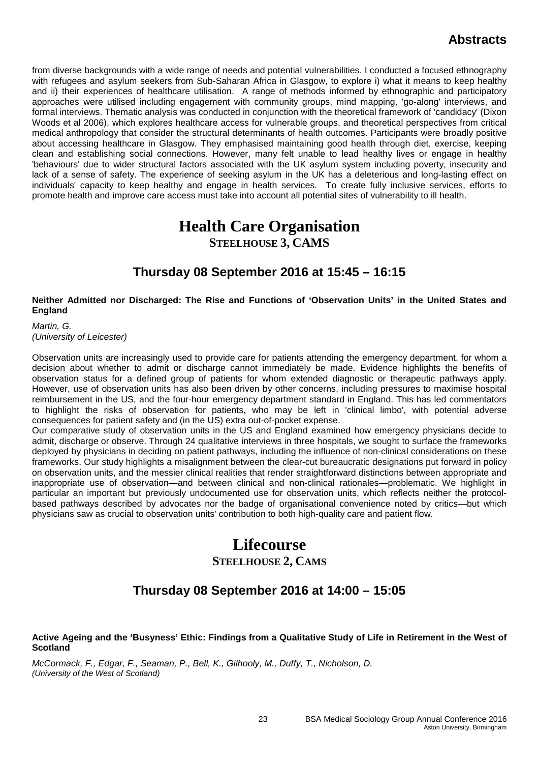from diverse backgrounds with a wide range of needs and potential vulnerabilities. I conducted a focused ethnography with refugees and asylum seekers from Sub-Saharan Africa in Glasgow, to explore i) what it means to keep healthy and ii) their experiences of healthcare utilisation. A range of methods informed by ethnographic and participatory approaches were utilised including engagement with community groups, mind mapping, 'go-along' interviews, and formal interviews. Thematic analysis was conducted in conjunction with the theoretical framework of 'candidacy' (Dixon Woods et al 2006), which explores healthcare access for vulnerable groups, and theoretical perspectives from critical medical anthropology that consider the structural determinants of health outcomes. Participants were broadly positive about accessing healthcare in Glasgow. They emphasised maintaining good health through diet, exercise, keeping clean and establishing social connections. However, many felt unable to lead healthy lives or engage in healthy 'behaviours' due to wider structural factors associated with the UK asylum system including poverty, insecurity and lack of a sense of safety. The experience of seeking asylum in the UK has a deleterious and long-lasting effect on individuals' capacity to keep healthy and engage in health services. To create fully inclusive services, efforts to promote health and improve care access must take into account all potential sites of vulnerability to ill health.

# Health Care Organisation

**STEELHOUSE 3, CAMS**

## Thursday 08 September 2016 at 15:45 – 16:15

**Neither Admitted nor Discharged: The Rise and Functions of 'Observation Units' in the United States and England**

*Martin, G.*
*(University of Leicester)*

Observation units are increasingly used to provide care for patients attending the emergency department, for whom a decision about whether to admit or discharge cannot immediately be made. Evidence highlights the benefits of observation status for a defined group of patients for whom extended diagnostic or therapeutic pathways apply. However, use of observation units has also been driven by other concerns, including pressures to maximise hospital reimbursement in the US, and the four-hour emergency department standard in England. This has led commentators to highlight the risks of observation for patients, who may be left in 'clinical limbo', with potential adverse consequences for patient safety and (in the US) extra out-of-pocket expense.

Our comparative study of observation units in the US and England examined how emergency physicians decide to admit, discharge or observe. Through 24 qualitative interviews in three hospitals, we sought to surface the frameworks deployed by physicians in deciding on patient pathways, including the influence of non-clinical considerations on these frameworks. Our study highlights a misalignment between the clear-cut bureaucratic designations put forward in policy on observation units, and the messier clinical realities that render straightforward distinctions between appropriate and inappropriate use of observation—and between clinical and non-clinical rationales—problematic. We highlight in particular an important but previously undocumented use for observation units, which reflects neither the protocol-based pathways described by advocates nor the badge of organisational convenience noted by critics—but which physicians saw as crucial to observation units' contribution to both high-quality care and patient flow.

# Lifecourse

**STEELHOUSE 2, CAMS**

## Thursday 08 September 2016 at 14:00 – 15:05

**Active Ageing and the 'Busyness' Ethic: Findings from a Qualitative Study of Life in Retirement in the West of Scotland**

*McCormack, F., Edgar, F., Seaman, P., Bell, K., Gilhooly, M., Duffy, T., Nicholson, D.*
*(University of the West of Scotland)*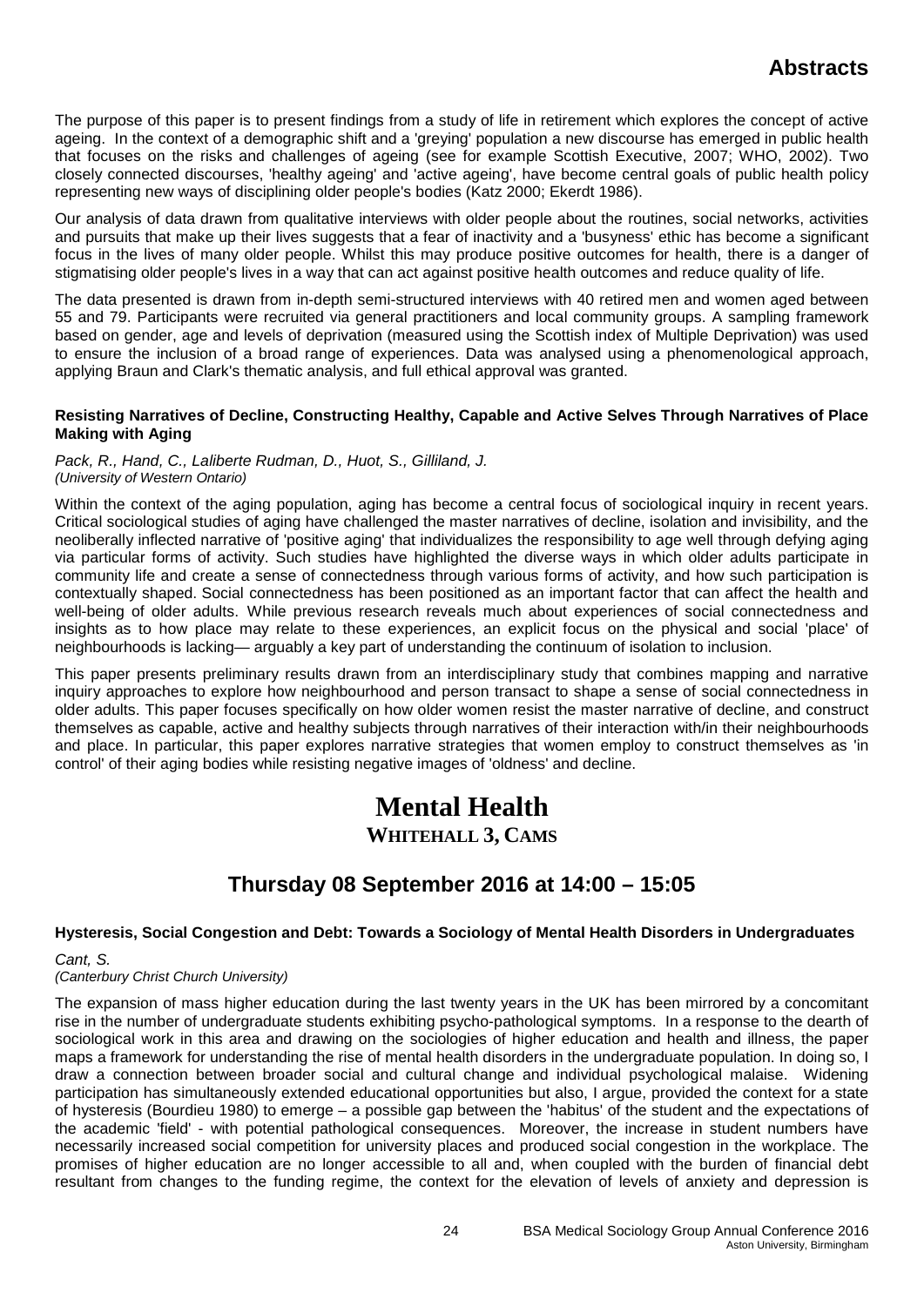The purpose of this paper is to present findings from a study of life in retirement which explores the concept of active ageing. In the context of a demographic shift and a 'greying' population a new discourse has emerged in public health that focuses on the risks and challenges of ageing (see for example Scottish Executive, 2007; WHO, 2002). Two closely connected discourses, 'healthy ageing' and 'active ageing', have become central goals of public health policy representing new ways of disciplining older people's bodies (Katz 2000; Ekerdt 1986).

Our analysis of data drawn from qualitative interviews with older people about the routines, social networks, activities and pursuits that make up their lives suggests that a fear of inactivity and a 'busyness' ethic has become a significant focus in the lives of many older people. Whilst this may produce positive outcomes for health, there is a danger of stigmatising older people's lives in a way that can act against positive health outcomes and reduce quality of life.

The data presented is drawn from in-depth semi-structured interviews with 40 retired men and women aged between 55 and 79. Participants were recruited via general practitioners and local community groups. A sampling framework based on gender, age and levels of deprivation (measured using the Scottish index of Multiple Deprivation) was used to ensure the inclusion of a broad range of experiences. Data was analysed using a phenomenological approach, applying Braun and Clark's thematic analysis, and full ethical approval was granted.

**Resisting Narratives of Decline, Constructing Healthy, Capable and Active Selves Through Narratives of Place Making with Aging**

*Pack, R., Hand, C., Laliberte Rudman, D., Huot, S., Gilliland, J.*
*(University of Western Ontario)*

Within the context of the aging population, aging has become a central focus of sociological inquiry in recent years. Critical sociological studies of aging have challenged the master narratives of decline, isolation and invisibility, and the neoliberally inflected narrative of 'positive aging' that individualizes the responsibility to age well through defying aging via particular forms of activity. Such studies have highlighted the diverse ways in which older adults participate in community life and create a sense of connectedness through various forms of activity, and how such participation is contextually shaped. Social connectedness has been positioned as an important factor that can affect the health and well-being of older adults. While previous research reveals much about experiences of social connectedness and insights as to how place may relate to these experiences, an explicit focus on the physical and social 'place' of neighbourhoods is lacking— arguably a key part of understanding the continuum of isolation to inclusion.

This paper presents preliminary results drawn from an interdisciplinary study that combines mapping and narrative inquiry approaches to explore how neighbourhood and person transact to shape a sense of social connectedness in older adults. This paper focuses specifically on how older women resist the master narrative of decline, and construct themselves as capable, active and healthy subjects through narratives of their interaction with/in their neighbourhoods and place. In particular, this paper explores narrative strategies that women employ to construct themselves as 'in control' of their aging bodies while resisting negative images of 'oldness' and decline.

# Mental Health

## WHITEHALL 3, CAMS

## Thursday 08 September 2016 at 14:00 – 15:05

**Hysteresis, Social Congestion and Debt: Towards a Sociology of Mental Health Disorders in Undergraduates**

*Cant, S.*
*(Canterbury Christ Church University)*

The expansion of mass higher education during the last twenty years in the UK has been mirrored by a concomitant rise in the number of undergraduate students exhibiting psycho-pathological symptoms. In a response to the dearth of sociological work in this area and drawing on the sociologies of higher education and health and illness, the paper maps a framework for understanding the rise of mental health disorders in the undergraduate population. In doing so, I draw a connection between broader social and cultural change and individual psychological malaise. Widening participation has simultaneously extended educational opportunities but also, I argue, provided the context for a state of hysteresis (Bourdieu 1980) to emerge – a possible gap between the 'habitus' of the student and the expectations of the academic 'field' - with potential pathological consequences. Moreover, the increase in student numbers have necessarily increased social competition for university places and produced social congestion in the workplace. The promises of higher education are no longer accessible to all and, when coupled with the burden of financial debt resultant from changes to the funding regime, the context for the elevation of levels of anxiety and depression is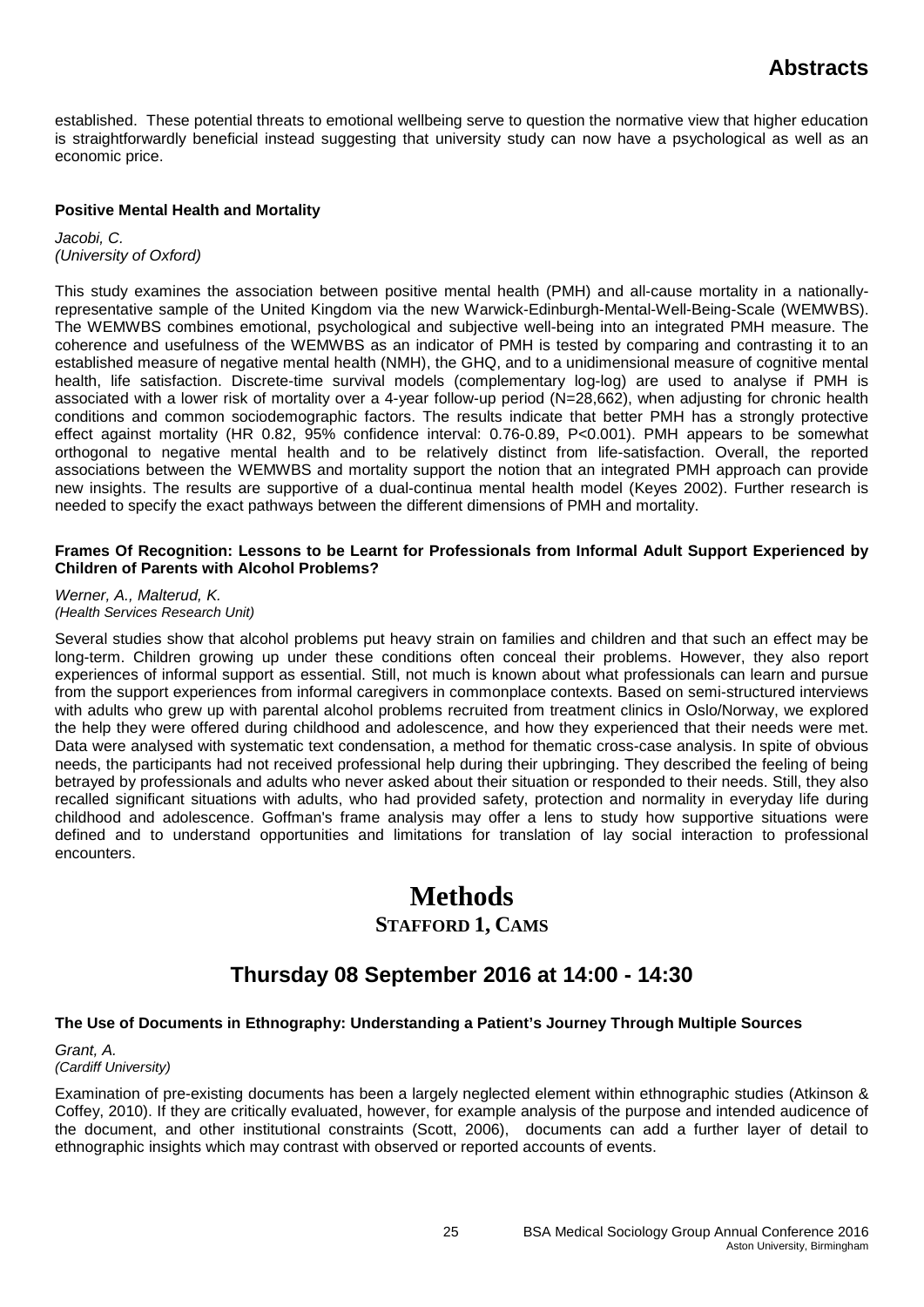established. These potential threats to emotional wellbeing serve to question the normative view that higher education is straightforwardly beneficial instead suggesting that university study can now have a psychological as well as an economic price.

### Positive Mental Health and Mortality

*Jacobi, C.*
*(University of Oxford)*

This study examines the association between positive mental health (PMH) and all-cause mortality in a nationally-representative sample of the United Kingdom via the new Warwick-Edinburgh-Mental-Well-Being-Scale (WEMWBS). The WEMWBS combines emotional, psychological and subjective well-being into an integrated PMH measure. The coherence and usefulness of the WEMWBS as an indicator of PMH is tested by comparing and contrasting it to an established measure of negative mental health (NMH), the GHQ, and to a unidimensional measure of cognitive mental health, life satisfaction. Discrete-time survival models (complementary log-log) are used to analyse if PMH is associated with a lower risk of mortality over a 4-year follow-up period (N=28,662), when adjusting for chronic health conditions and common sociodemographic factors. The results indicate that better PMH has a strongly protective effect against mortality (HR 0.82, 95% confidence interval: 0.76-0.89, P<0.001). PMH appears to be somewhat orthogonal to negative mental health and to be relatively distinct from life-satisfaction. Overall, the reported associations between the WEMWBS and mortality support the notion that an integrated PMH approach can provide new insights. The results are supportive of a dual-continua mental health model (Keyes 2002). Further research is needed to specify the exact pathways between the different dimensions of PMH and mortality.

### Frames Of Recognition: Lessons to be Learnt for Professionals from Informal Adult Support Experienced by Children of Parents with Alcohol Problems?

*Werner, A., Malterud, K.*
*(Health Services Research Unit)*

Several studies show that alcohol problems put heavy strain on families and children and that such an effect may be long-term. Children growing up under these conditions often conceal their problems. However, they also report experiences of informal support as essential. Still, not much is known about what professionals can learn and pursue from the support experiences from informal caregivers in commonplace contexts. Based on semi-structured interviews with adults who grew up with parental alcohol problems recruited from treatment clinics in Oslo/Norway, we explored the help they were offered during childhood and adolescence, and how they experienced that their needs were met. Data were analysed with systematic text condensation, a method for thematic cross-case analysis. In spite of obvious needs, the participants had not received professional help during their upbringing. They described the feeling of being betrayed by professionals and adults who never asked about their situation or responded to their needs. Still, they also recalled significant situations with adults, who had provided safety, protection and normality in everyday life during childhood and adolescence. Goffman's frame analysis may offer a lens to study how supportive situations were defined and to understand opportunities and limitations for translation of lay social interaction to professional encounters.

# Methods

## Stafford 1, Cams

## Thursday 08 September 2016 at 14:00 - 14:30

### The Use of Documents in Ethnography: Understanding a Patient's Journey Through Multiple Sources

*Grant, A.*
*(Cardiff University)*

Examination of pre-existing documents has been a largely neglected element within ethnographic studies (Atkinson & Coffey, 2010). If they are critically evaluated, however, for example analysis of the purpose and intended audicence of the document, and other institutional constraints (Scott, 2006), documents can add a further layer of detail to ethnographic insights which may contrast with observed or reported accounts of events.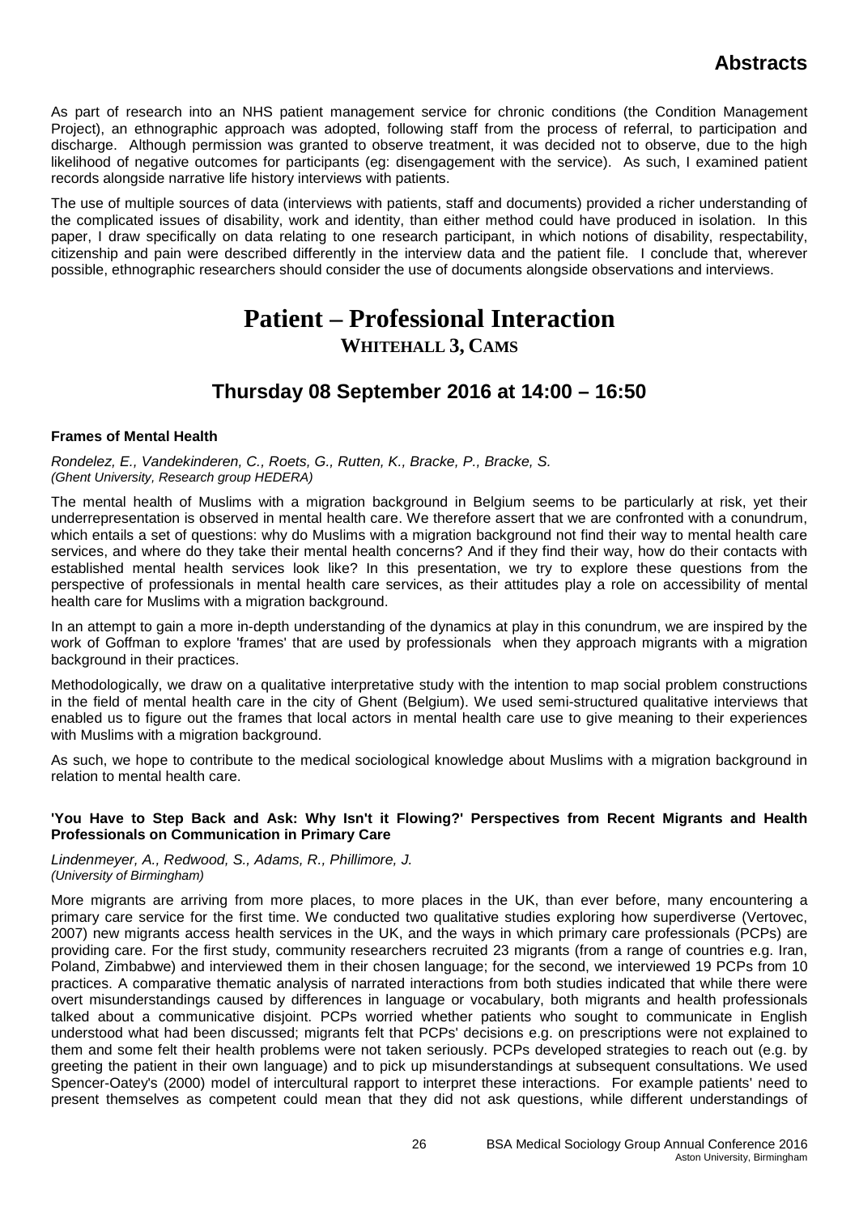As part of research into an NHS patient management service for chronic conditions (the Condition Management Project), an ethnographic approach was adopted, following staff from the process of referral, to participation and discharge. Although permission was granted to observe treatment, it was decided not to observe, due to the high likelihood of negative outcomes for participants (eg: disengagement with the service). As such, I examined patient records alongside narrative life history interviews with patients.

The use of multiple sources of data (interviews with patients, staff and documents) provided a richer understanding of the complicated issues of disability, work and identity, than either method could have produced in isolation. In this paper, I draw specifically on data relating to one research participant, in which notions of disability, respectability, citizenship and pain were described differently in the interview data and the patient file. I conclude that, wherever possible, ethnographic researchers should consider the use of documents alongside observations and interviews.

# Patient – Professional Interaction

**WHITEHALL 3, CAMS**

## Thursday 08 September 2016 at 14:00 – 16:50

### Frames of Mental Health

*Rondelez, E., Vandekinderen, C., Roets, G., Rutten, K., Bracke, P., Bracke, S.*
*(Ghent University, Research group HEDERA)*

The mental health of Muslims with a migration background in Belgium seems to be particularly at risk, yet their underrepresentation is observed in mental health care. We therefore assert that we are confronted with a conundrum, which entails a set of questions: why do Muslims with a migration background not find their way to mental health care services, and where do they take their mental health concerns? And if they find their way, how do their contacts with established mental health services look like? In this presentation, we try to explore these questions from the perspective of professionals in mental health care services, as their attitudes play a role on accessibility of mental health care for Muslims with a migration background.

In an attempt to gain a more in-depth understanding of the dynamics at play in this conundrum, we are inspired by the work of Goffman to explore 'frames' that are used by professionals when they approach migrants with a migration background in their practices.

Methodologically, we draw on a qualitative interpretative study with the intention to map social problem constructions in the field of mental health care in the city of Ghent (Belgium). We used semi-structured qualitative interviews that enabled us to figure out the frames that local actors in mental health care use to give meaning to their experiences with Muslims with a migration background.

As such, we hope to contribute to the medical sociological knowledge about Muslims with a migration background in relation to mental health care.

### 'You Have to Step Back and Ask: Why Isn't it Flowing?' Perspectives from Recent Migrants and Health Professionals on Communication in Primary Care

*Lindenmeyer, A., Redwood, S., Adams, R., Phillimore, J.*
*(University of Birmingham)*

More migrants are arriving from more places, to more places in the UK, than ever before, many encountering a primary care service for the first time. We conducted two qualitative studies exploring how superdiverse (Vertovec, 2007) new migrants access health services in the UK, and the ways in which primary care professionals (PCPs) are providing care. For the first study, community researchers recruited 23 migrants (from a range of countries e.g. Iran, Poland, Zimbabwe) and interviewed them in their chosen language; for the second, we interviewed 19 PCPs from 10 practices. A comparative thematic analysis of narrated interactions from both studies indicated that while there were overt misunderstandings caused by differences in language or vocabulary, both migrants and health professionals talked about a communicative disjoint. PCPs worried whether patients who sought to communicate in English understood what had been discussed; migrants felt that PCPs' decisions e.g. on prescriptions were not explained to them and some felt their health problems were not taken seriously. PCPs developed strategies to reach out (e.g. by greeting the patient in their own language) and to pick up misunderstandings at subsequent consultations. We used Spencer-Oatey's (2000) model of intercultural rapport to interpret these interactions. For example patients' need to present themselves as competent could mean that they did not ask questions, while different understandings of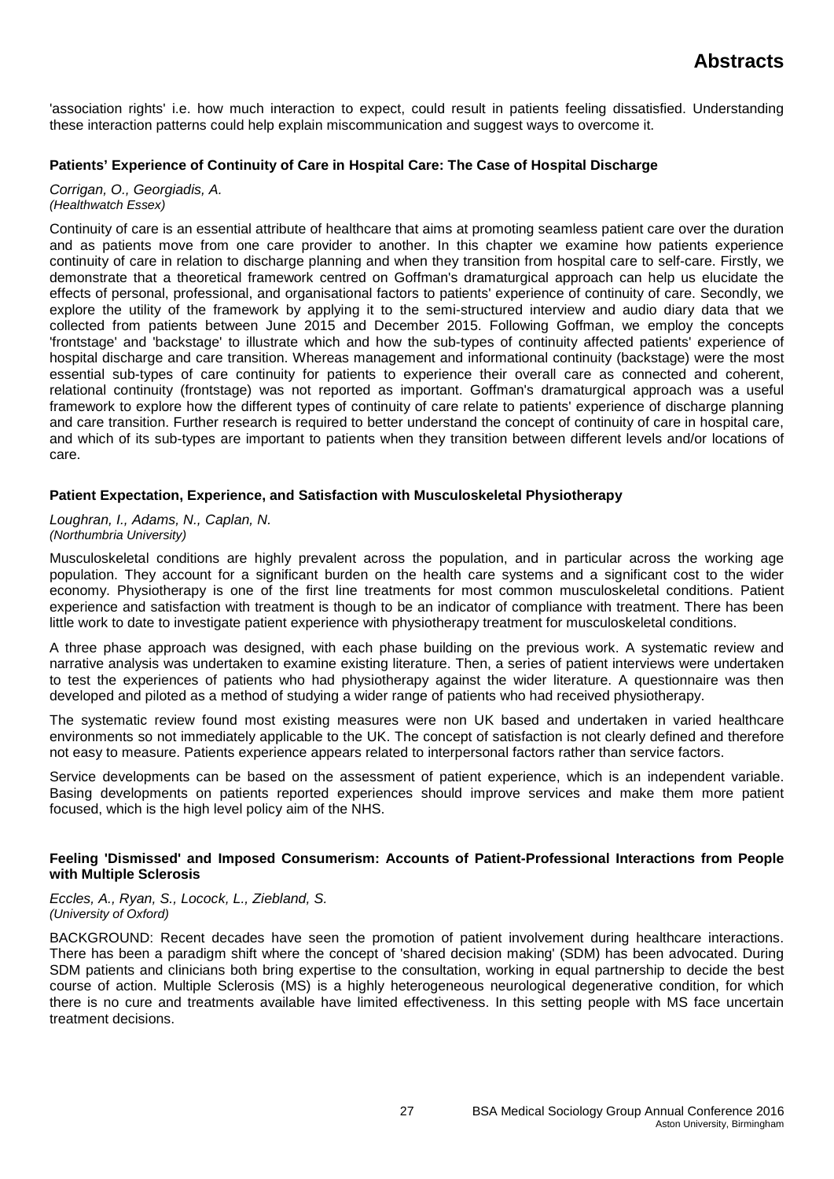'association rights' i.e. how much interaction to expect, could result in patients feeling dissatisfied. Understanding these interaction patterns could help explain miscommunication and suggest ways to overcome it.

### Patients' Experience of Continuity of Care in Hospital Care: The Case of Hospital Discharge

*Corrigan, O., Georgiadis, A.*
*(Healthwatch Essex)*

Continuity of care is an essential attribute of healthcare that aims at promoting seamless patient care over the duration and as patients move from one care provider to another. In this chapter we examine how patients experience continuity of care in relation to discharge planning and when they transition from hospital care to self-care. Firstly, we demonstrate that a theoretical framework centred on Goffman's dramaturgical approach can help us elucidate the effects of personal, professional, and organisational factors to patients' experience of continuity of care. Secondly, we explore the utility of the framework by applying it to the semi-structured interview and audio diary data that we collected from patients between June 2015 and December 2015. Following Goffman, we employ the concepts 'frontstage' and 'backstage' to illustrate which and how the sub-types of continuity affected patients' experience of hospital discharge and care transition. Whereas management and informational continuity (backstage) were the most essential sub-types of care continuity for patients to experience their overall care as connected and coherent, relational continuity (frontstage) was not reported as important. Goffman's dramaturgical approach was a useful framework to explore how the different types of continuity of care relate to patients' experience of discharge planning and care transition. Further research is required to better understand the concept of continuity of care in hospital care, and which of its sub-types are important to patients when they transition between different levels and/or locations of care.

### Patient Expectation, Experience, and Satisfaction with Musculoskeletal Physiotherapy

*Loughran, I., Adams, N., Caplan, N.*
*(Northumbria University)*

Musculoskeletal conditions are highly prevalent across the population, and in particular across the working age population. They account for a significant burden on the health care systems and a significant cost to the wider economy. Physiotherapy is one of the first line treatments for most common musculoskeletal conditions. Patient experience and satisfaction with treatment is though to be an indicator of compliance with treatment. There has been little work to date to investigate patient experience with physiotherapy treatment for musculoskeletal conditions.

A three phase approach was designed, with each phase building on the previous work. A systematic review and narrative analysis was undertaken to examine existing literature. Then, a series of patient interviews were undertaken to test the experiences of patients who had physiotherapy against the wider literature. A questionnaire was then developed and piloted as a method of studying a wider range of patients who had received physiotherapy.

The systematic review found most existing measures were non UK based and undertaken in varied healthcare environments so not immediately applicable to the UK. The concept of satisfaction is not clearly defined and therefore not easy to measure. Patients experience appears related to interpersonal factors rather than service factors.

Service developments can be based on the assessment of patient experience, which is an independent variable. Basing developments on patients reported experiences should improve services and make them more patient focused, which is the high level policy aim of the NHS.

### Feeling 'Dismissed' and Imposed Consumerism: Accounts of Patient-Professional Interactions from People with Multiple Sclerosis

*Eccles, A., Ryan, S., Locock, L., Ziebland, S.*
*(University of Oxford)*

BACKGROUND: Recent decades have seen the promotion of patient involvement during healthcare interactions. There has been a paradigm shift where the concept of 'shared decision making' (SDM) has been advocated. During SDM patients and clinicians both bring expertise to the consultation, working in equal partnership to decide the best course of action. Multiple Sclerosis (MS) is a highly heterogeneous neurological degenerative condition, for which there is no cure and treatments available have limited effectiveness. In this setting people with MS face uncertain treatment decisions.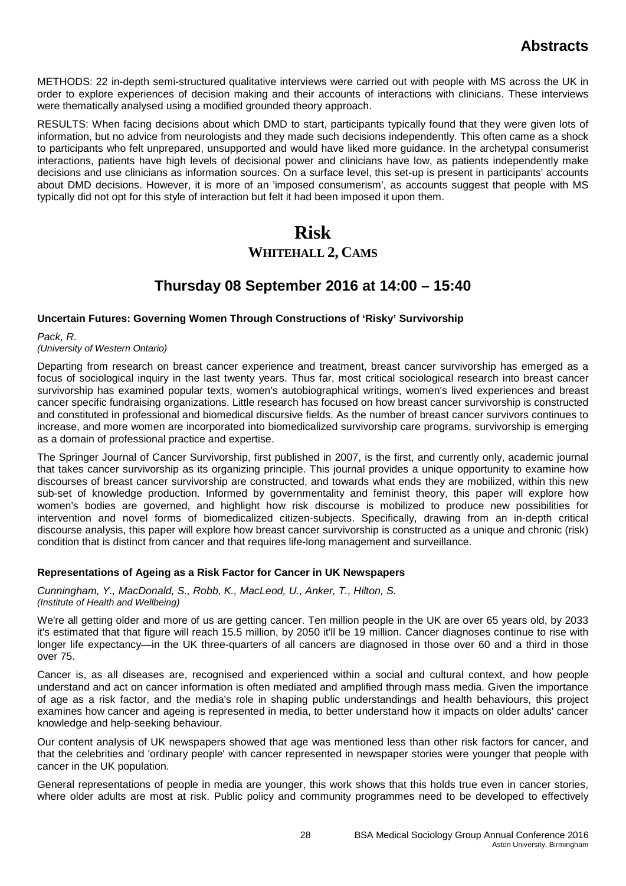METHODS: 22 in-depth semi-structured qualitative interviews were carried out with people with MS across the UK in order to explore experiences of decision making and their accounts of interactions with clinicians. These interviews were thematically analysed using a modified grounded theory approach.

RESULTS: When facing decisions about which DMD to start, participants typically found that they were given lots of information, but no advice from neurologists and they made such decisions independently. This often came as a shock to participants who felt unprepared, unsupported and would have liked more guidance. In the archetypal consumerist interactions, patients have high levels of decisional power and clinicians have low, as patients independently make decisions and use clinicians as information sources. On a surface level, this set-up is present in participants' accounts about DMD decisions. However, it is more of an 'imposed consumerism', as accounts suggest that people with MS typically did not opt for this style of interaction but felt it had been imposed it upon them.

# Risk

## WHITEHALL 2, CAMS

## Thursday 08 September 2016 at 14:00 – 15:40

### Uncertain Futures: Governing Women Through Constructions of 'Risky' Survivorship

*Pack, R.*
*(University of Western Ontario)*

Departing from research on breast cancer experience and treatment, breast cancer survivorship has emerged as a focus of sociological inquiry in the last twenty years. Thus far, most critical sociological research into breast cancer survivorship has examined popular texts, women's autobiographical writings, women's lived experiences and breast cancer specific fundraising organizations. Little research has focused on how breast cancer survivorship is constructed and constituted in professional and biomedical discursive fields. As the number of breast cancer survivors continues to increase, and more women are incorporated into biomedicalized survivorship care programs, survivorship is emerging as a domain of professional practice and expertise.

The Springer Journal of Cancer Survivorship, first published in 2007, is the first, and currently only, academic journal that takes cancer survivorship as its organizing principle. This journal provides a unique opportunity to examine how discourses of breast cancer survivorship are constructed, and towards what ends they are mobilized, within this new sub-set of knowledge production. Informed by governmentality and feminist theory, this paper will explore how women's bodies are governed, and highlight how risk discourse is mobilized to produce new possibilities for intervention and novel forms of biomedicalized citizen-subjects. Specifically, drawing from an in-depth critical discourse analysis, this paper will explore how breast cancer survivorship is constructed as a unique and chronic (risk) condition that is distinct from cancer and that requires life-long management and surveillance.

### Representations of Ageing as a Risk Factor for Cancer in UK Newspapers

*Cunningham, Y., MacDonald, S., Robb, K., MacLeod, U., Anker, T., Hilton, S.*
*(Institute of Health and Wellbeing)*

We're all getting older and more of us are getting cancer. Ten million people in the UK are over 65 years old, by 2033 it's estimated that that figure will reach 15.5 million, by 2050 it'll be 19 million. Cancer diagnoses continue to rise with longer life expectancy—in the UK three-quarters of all cancers are diagnosed in those over 60 and a third in those over 75.

Cancer is, as all diseases are, recognised and experienced within a social and cultural context, and how people understand and act on cancer information is often mediated and amplified through mass media. Given the importance of age as a risk factor, and the media's role in shaping public understandings and health behaviours, this project examines how cancer and ageing is represented in media, to better understand how it impacts on older adults' cancer knowledge and help-seeking behaviour.

Our content analysis of UK newspapers showed that age was mentioned less than other risk factors for cancer, and that the celebrities and 'ordinary people' with cancer represented in newspaper stories were younger that people with cancer in the UK population.

General representations of people in media are younger, this work shows that this holds true even in cancer stories, where older adults are most at risk. Public policy and community programmes need to be developed to effectively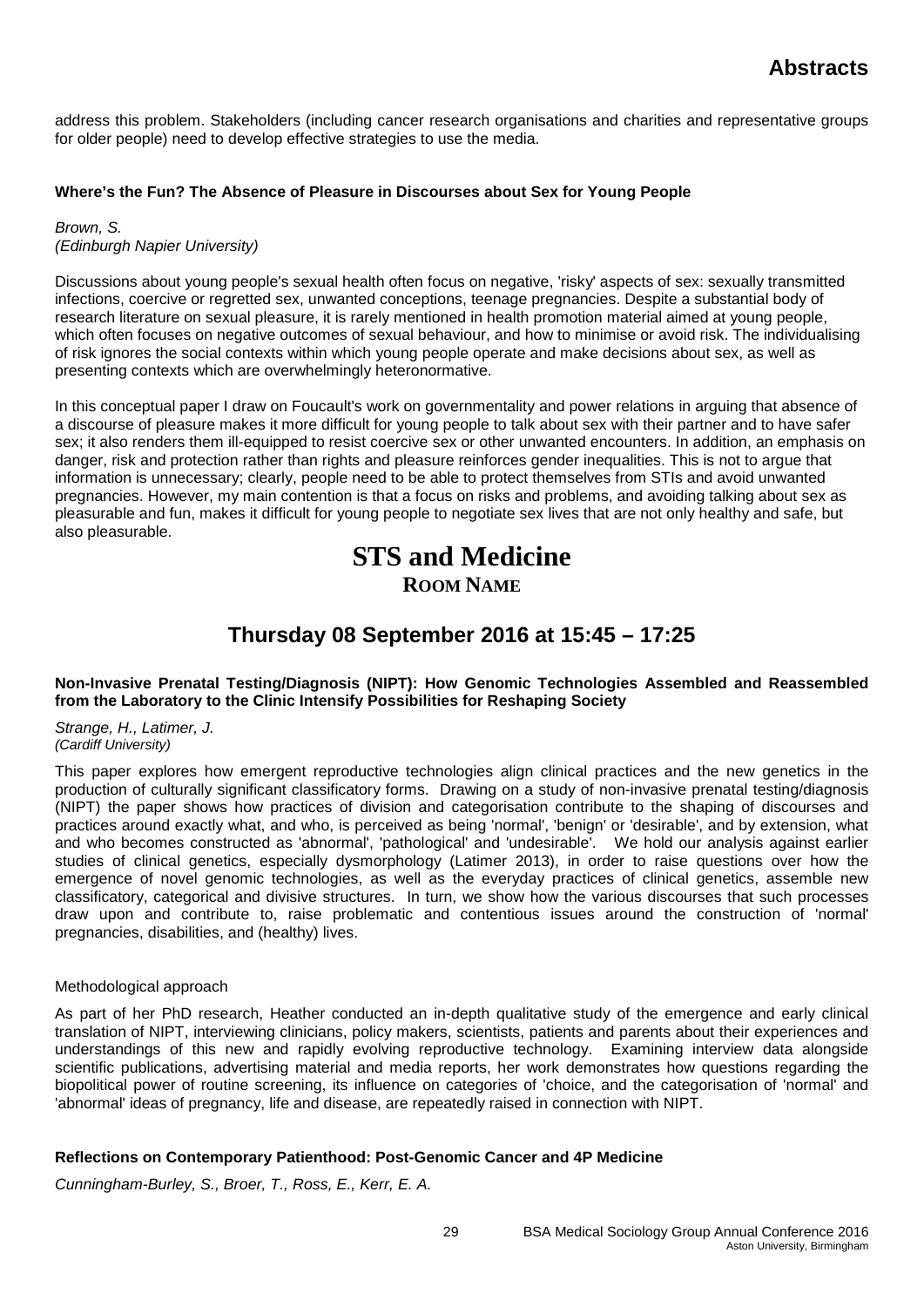address this problem. Stakeholders (including cancer research organisations and charities and representative groups for older people) need to develop effective strategies to use the media.

**Where's the Fun? The Absence of Pleasure in Discourses about Sex for Young People**

*Brown, S.*
*(Edinburgh Napier University)*

Discussions about young people's sexual health often focus on negative, 'risky' aspects of sex: sexually transmitted infections, coercive or regretted sex, unwanted conceptions, teenage pregnancies. Despite a substantial body of research literature on sexual pleasure, it is rarely mentioned in health promotion material aimed at young people, which often focuses on negative outcomes of sexual behaviour, and how to minimise or avoid risk. The individualising of risk ignores the social contexts within which young people operate and make decisions about sex, as well as presenting contexts which are overwhelmingly heteronormative.

In this conceptual paper I draw on Foucault's work on governmentality and power relations in arguing that absence of a discourse of pleasure makes it more difficult for young people to talk about sex with their partner and to have safer sex; it also renders them ill-equipped to resist coercive sex or other unwanted encounters. In addition, an emphasis on danger, risk and protection rather than rights and pleasure reinforces gender inequalities. This is not to argue that information is unnecessary; clearly, people need to be able to protect themselves from STIs and avoid unwanted pregnancies. However, my main contention is that a focus on risks and problems, and avoiding talking about sex as pleasurable and fun, makes it difficult for young people to negotiate sex lives that are not only healthy and safe, but also pleasurable.

# STS and Medicine

**ROOM NAME**

## Thursday 08 September 2016 at 15:45 – 17:25

**Non-Invasive Prenatal Testing/Diagnosis (NIPT): How Genomic Technologies Assembled and Reassembled from the Laboratory to the Clinic Intensify Possibilities for Reshaping Society**

*Strange, H., Latimer, J.*
*(Cardiff University)*

This paper explores how emergent reproductive technologies align clinical practices and the new genetics in the production of culturally significant classificatory forms. Drawing on a study of non-invasive prenatal testing/diagnosis (NIPT) the paper shows how practices of division and categorisation contribute to the shaping of discourses and practices around exactly what, and who, is perceived as being 'normal', 'benign' or 'desirable', and by extension, what and who becomes constructed as 'abnormal', 'pathological' and 'undesirable'. We hold our analysis against earlier studies of clinical genetics, especially dysmorphology (Latimer 2013), in order to raise questions over how the emergence of novel genomic technologies, as well as the everyday practices of clinical genetics, assemble new classificatory, categorical and divisive structures. In turn, we show how the various discourses that such processes draw upon and contribute to, raise problematic and contentious issues around the construction of 'normal' pregnancies, disabilities, and (healthy) lives.

Methodological approach

As part of her PhD research, Heather conducted an in-depth qualitative study of the emergence and early clinical translation of NIPT, interviewing clinicians, policy makers, scientists, patients and parents about their experiences and understandings of this new and rapidly evolving reproductive technology. Examining interview data alongside scientific publications, advertising material and media reports, her work demonstrates how questions regarding the biopolitical power of routine screening, its influence on categories of 'choice, and the categorisation of 'normal' and 'abnormal' ideas of pregnancy, life and disease, are repeatedly raised in connection with NIPT.

**Reflections on Contemporary Patienthood: Post-Genomic Cancer and 4P Medicine**

*Cunningham-Burley, S., Broer, T., Ross, E., Kerr, E. A.*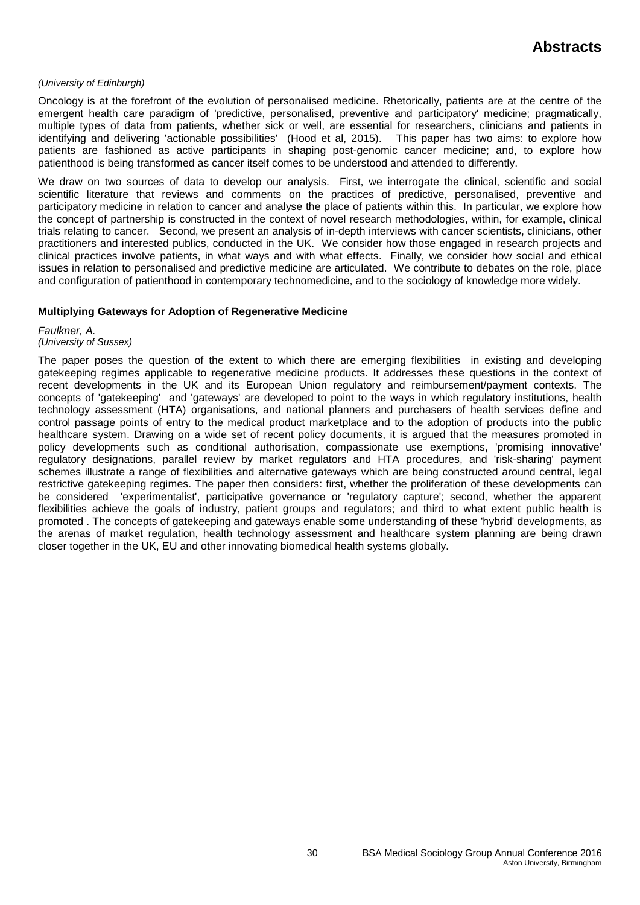*(University of Edinburgh)*

Oncology is at the forefront of the evolution of personalised medicine. Rhetorically, patients are at the centre of the emergent health care paradigm of 'predictive, personalised, preventive and participatory' medicine; pragmatically, multiple types of data from patients, whether sick or well, are essential for researchers, clinicians and patients in identifying and delivering 'actionable possibilities' (Hood et al, 2015). This paper has two aims: to explore how patients are fashioned as active participants in shaping post-genomic cancer medicine; and, to explore how patienthood is being transformed as cancer itself comes to be understood and attended to differently.

We draw on two sources of data to develop our analysis. First, we interrogate the clinical, scientific and social scientific literature that reviews and comments on the practices of predictive, personalised, preventive and participatory medicine in relation to cancer and analyse the place of patients within this. In particular, we explore how the concept of partnership is constructed in the context of novel research methodologies, within, for example, clinical trials relating to cancer. Second, we present an analysis of in-depth interviews with cancer scientists, clinicians, other practitioners and interested publics, conducted in the UK. We consider how those engaged in research projects and clinical practices involve patients, in what ways and with what effects. Finally, we consider how social and ethical issues in relation to personalised and predictive medicine are articulated. We contribute to debates on the role, place and configuration of patienthood in contemporary technomedicine, and to the sociology of knowledge more widely.

**Multiplying Gateways for Adoption of Regenerative Medicine**

*Faulkner, A.*
*(University of Sussex)*

The paper poses the question of the extent to which there are emerging flexibilities in existing and developing gatekeeping regimes applicable to regenerative medicine products. It addresses these questions in the context of recent developments in the UK and its European Union regulatory and reimbursement/payment contexts. The concepts of 'gatekeeping' and 'gateways' are developed to point to the ways in which regulatory institutions, health technology assessment (HTA) organisations, and national planners and purchasers of health services define and control passage points of entry to the medical product marketplace and to the adoption of products into the public healthcare system. Drawing on a wide set of recent policy documents, it is argued that the measures promoted in policy developments such as conditional authorisation, compassionate use exemptions, 'promising innovative' regulatory designations, parallel review by market regulators and HTA procedures, and 'risk-sharing' payment schemes illustrate a range of flexibilities and alternative gateways which are being constructed around central, legal restrictive gatekeeping regimes. The paper then considers: first, whether the proliferation of these developments can be considered 'experimentalist', participative governance or 'regulatory capture'; second, whether the apparent flexibilities achieve the goals of industry, patient groups and regulators; and third to what extent public health is promoted . The concepts of gatekeeping and gateways enable some understanding of these 'hybrid' developments, as the arenas of market regulation, health technology assessment and healthcare system planning are being drawn closer together in the UK, EU and other innovating biomedical health systems globally.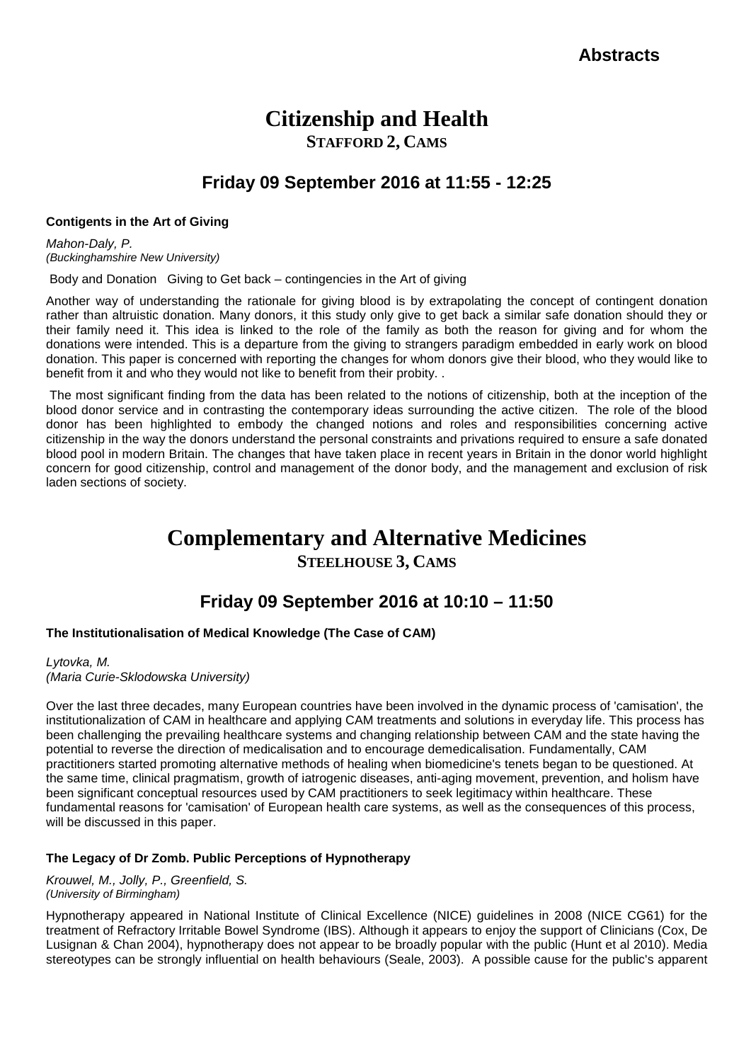# Citizenship and Health

**STAFFORD 2, CAMS**

## Friday 09 September 2016 at 11:55 - 12:25

### Contigents in the Art of Giving

*Mahon-Daly, P.*
*(Buckinghamshire New University)*

Body and Donation Giving to Get back – contingencies in the Art of giving

Another way of understanding the rationale for giving blood is by extrapolating the concept of contingent donation rather than altruistic donation. Many donors, it this study only give to get back a similar safe donation should they or their family need it. This idea is linked to the role of the family as both the reason for giving and for whom the donations were intended. This is a departure from the giving to strangers paradigm embedded in early work on blood donation. This paper is concerned with reporting the changes for whom donors give their blood, who they would like to benefit from it and who they would not like to benefit from their probity. .

The most significant finding from the data has been related to the notions of citizenship, both at the inception of the blood donor service and in contrasting the contemporary ideas surrounding the active citizen. The role of the blood donor has been highlighted to embody the changed notions and roles and responsibilities concerning active citizenship in the way the donors understand the personal constraints and privations required to ensure a safe donated blood pool in modern Britain. The changes that have taken place in recent years in Britain in the donor world highlight concern for good citizenship, control and management of the donor body, and the management and exclusion of risk laden sections of society.

# Complementary and Alternative Medicines

**STEELHOUSE 3, CAMS**

## Friday 09 September 2016 at 10:10 – 11:50

### The Institutionalisation of Medical Knowledge (The Case of CAM)

*Lytovka, M.*
*(Maria Curie-Sklodowska University)*

Over the last three decades, many European countries have been involved in the dynamic process of 'camisation', the institutionalization of CAM in healthcare and applying CAM treatments and solutions in everyday life. This process has been challenging the prevailing healthcare systems and changing relationship between CAM and the state having the potential to reverse the direction of medicalisation and to encourage demedicalisation. Fundamentally, CAM practitioners started promoting alternative methods of healing when biomedicine's tenets began to be questioned. At the same time, clinical pragmatism, growth of iatrogenic diseases, anti-aging movement, prevention, and holism have been significant conceptual resources used by CAM practitioners to seek legitimacy within healthcare. These fundamental reasons for 'camisation' of European health care systems, as well as the consequences of this process, will be discussed in this paper.

### The Legacy of Dr Zomb. Public Perceptions of Hypnotherapy

*Krouwel, M., Jolly, P., Greenfield, S.*
*(University of Birmingham)*

Hypnotherapy appeared in National Institute of Clinical Excellence (NICE) guidelines in 2008 (NICE CG61) for the treatment of Refractory Irritable Bowel Syndrome (IBS). Although it appears to enjoy the support of Clinicians (Cox, De Lusignan & Chan 2004), hypnotherapy does not appear to be broadly popular with the public (Hunt et al 2010). Media stereotypes can be strongly influential on health behaviours (Seale, 2003). A possible cause for the public's apparent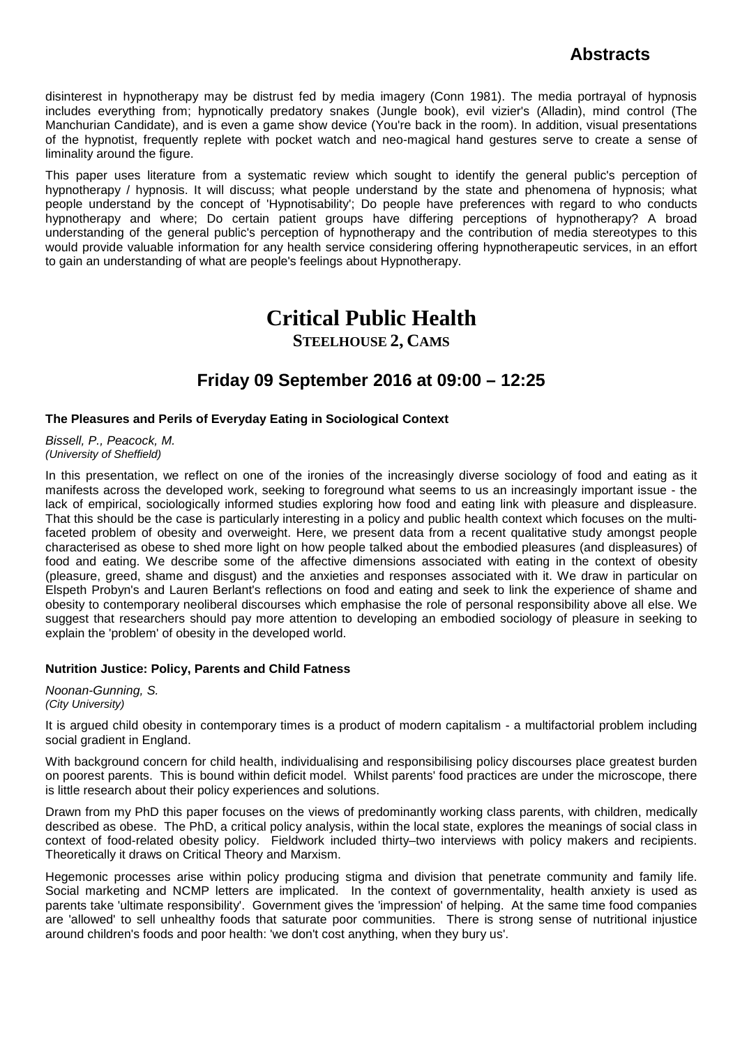disinterest in hypnotherapy may be distrust fed by media imagery (Conn 1981). The media portrayal of hypnosis includes everything from; hypnotically predatory snakes (Jungle book), evil vizier's (Alladin), mind control (The Manchurian Candidate), and is even a game show device (You're back in the room). In addition, visual presentations of the hypnotist, frequently replete with pocket watch and neo-magical hand gestures serve to create a sense of liminality around the figure.

This paper uses literature from a systematic review which sought to identify the general public's perception of hypnotherapy / hypnosis. It will discuss; what people understand by the state and phenomena of hypnosis; what people understand by the concept of 'Hypnotisability'; Do people have preferences with regard to who conducts hypnotherapy and where; Do certain patient groups have differing perceptions of hypnotherapy? A broad understanding of the general public's perception of hypnotherapy and the contribution of media stereotypes to this would provide valuable information for any health service considering offering hypnotherapeutic services, in an effort to gain an understanding of what are people's feelings about Hypnotherapy.

# Critical Public Health

**STEELHOUSE 2, CAMS**

## Friday 09 September 2016 at 09:00 – 12:25

### The Pleasures and Perils of Everyday Eating in Sociological Context

*Bissell, P., Peacock, M.*
*(University of Sheffield)*

In this presentation, we reflect on one of the ironies of the increasingly diverse sociology of food and eating as it manifests across the developed work, seeking to foreground what seems to us an increasingly important issue - the lack of empirical, sociologically informed studies exploring how food and eating link with pleasure and displeasure. That this should be the case is particularly interesting in a policy and public health context which focuses on the multi-faceted problem of obesity and overweight. Here, we present data from a recent qualitative study amongst people characterised as obese to shed more light on how people talked about the embodied pleasures (and displeasures) of food and eating. We describe some of the affective dimensions associated with eating in the context of obesity (pleasure, greed, shame and disgust) and the anxieties and responses associated with it. We draw in particular on Elspeth Probyn's and Lauren Berlant's reflections on food and eating and seek to link the experience of shame and obesity to contemporary neoliberal discourses which emphasise the role of personal responsibility above all else. We suggest that researchers should pay more attention to developing an embodied sociology of pleasure in seeking to explain the 'problem' of obesity in the developed world.

### Nutrition Justice: Policy, Parents and Child Fatness

*Noonan-Gunning, S.*
*(City University)*

It is argued child obesity in contemporary times is a product of modern capitalism - a multifactorial problem including social gradient in England.

With background concern for child health, individualising and responsibilising policy discourses place greatest burden on poorest parents. This is bound within deficit model. Whilst parents' food practices are under the microscope, there is little research about their policy experiences and solutions.

Drawn from my PhD this paper focuses on the views of predominantly working class parents, with children, medically described as obese. The PhD, a critical policy analysis, within the local state, explores the meanings of social class in context of food-related obesity policy. Fieldwork included thirty–two interviews with policy makers and recipients. Theoretically it draws on Critical Theory and Marxism.

Hegemonic processes arise within policy producing stigma and division that penetrate community and family life. Social marketing and NCMP letters are implicated. In the context of governmentality, health anxiety is used as parents take 'ultimate responsibility'. Government gives the 'impression' of helping. At the same time food companies are 'allowed' to sell unhealthy foods that saturate poor communities. There is strong sense of nutritional injustice around children's foods and poor health: 'we don't cost anything, when they bury us'.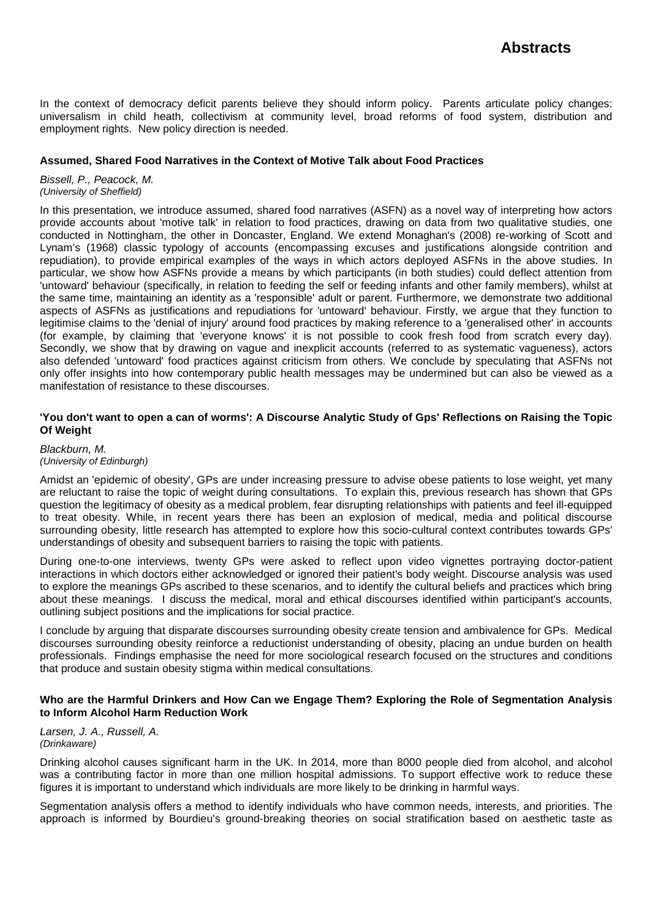In the context of democracy deficit parents believe they should inform policy. Parents articulate policy changes: universalism in child heath, collectivism at community level, broad reforms of food system, distribution and employment rights. New policy direction is needed.

### Assumed, Shared Food Narratives in the Context of Motive Talk about Food Practices

*Bissell, P., Peacock, M.*
*(University of Sheffield)*

In this presentation, we introduce assumed, shared food narratives (ASFN) as a novel way of interpreting how actors provide accounts about 'motive talk' in relation to food practices, drawing on data from two qualitative studies, one conducted in Nottingham, the other in Doncaster, England. We extend Monaghan's (2008) re-working of Scott and Lynam's (1968) classic typology of accounts (encompassing excuses and justifications alongside contrition and repudiation), to provide empirical examples of the ways in which actors deployed ASFNs in the above studies. In particular, we show how ASFNs provide a means by which participants (in both studies) could deflect attention from 'untoward' behaviour (specifically, in relation to feeding the self or feeding infants and other family members), whilst at the same time, maintaining an identity as a 'responsible' adult or parent. Furthermore, we demonstrate two additional aspects of ASFNs as justifications and repudiations for 'untoward' behaviour. Firstly, we argue that they function to legitimise claims to the 'denial of injury' around food practices by making reference to a 'generalised other' in accounts (for example, by claiming that 'everyone knows' it is not possible to cook fresh food from scratch every day). Secondly, we show that by drawing on vague and inexplicit accounts (referred to as systematic vagueness), actors also defended 'untoward' food practices against criticism from others. We conclude by speculating that ASFNs not only offer insights into how contemporary public health messages may be undermined but can also be viewed as a manifestation of resistance to these discourses.

### 'You don't want to open a can of worms': A Discourse Analytic Study of Gps' Reflections on Raising the Topic Of Weight

*Blackburn, M.*
*(University of Edinburgh)*

Amidst an 'epidemic of obesity', GPs are under increasing pressure to advise obese patients to lose weight, yet many are reluctant to raise the topic of weight during consultations. To explain this, previous research has shown that GPs question the legitimacy of obesity as a medical problem, fear disrupting relationships with patients and feel ill-equipped to treat obesity. While, in recent years there has been an explosion of medical, media and political discourse surrounding obesity, little research has attempted to explore how this socio-cultural context contributes towards GPs' understandings of obesity and subsequent barriers to raising the topic with patients.

During one-to-one interviews, twenty GPs were asked to reflect upon video vignettes portraying doctor-patient interactions in which doctors either acknowledged or ignored their patient's body weight. Discourse analysis was used to explore the meanings GPs ascribed to these scenarios, and to identify the cultural beliefs and practices which bring about these meanings. I discuss the medical, moral and ethical discourses identified within participant's accounts, outlining subject positions and the implications for social practice.

I conclude by arguing that disparate discourses surrounding obesity create tension and ambivalence for GPs. Medical discourses surrounding obesity reinforce a reductionist understanding of obesity, placing an undue burden on health professionals. Findings emphasise the need for more sociological research focused on the structures and conditions that produce and sustain obesity stigma within medical consultations.

### Who are the Harmful Drinkers and How Can we Engage Them? Exploring the Role of Segmentation Analysis to Inform Alcohol Harm Reduction Work

*Larsen, J. A., Russell, A.*
*(Drinkaware)*

Drinking alcohol causes significant harm in the UK. In 2014, more than 8000 people died from alcohol, and alcohol was a contributing factor in more than one million hospital admissions. To support effective work to reduce these figures it is important to understand which individuals are more likely to be drinking in harmful ways.

Segmentation analysis offers a method to identify individuals who have common needs, interests, and priorities. The approach is informed by Bourdieu's ground-breaking theories on social stratification based on aesthetic taste as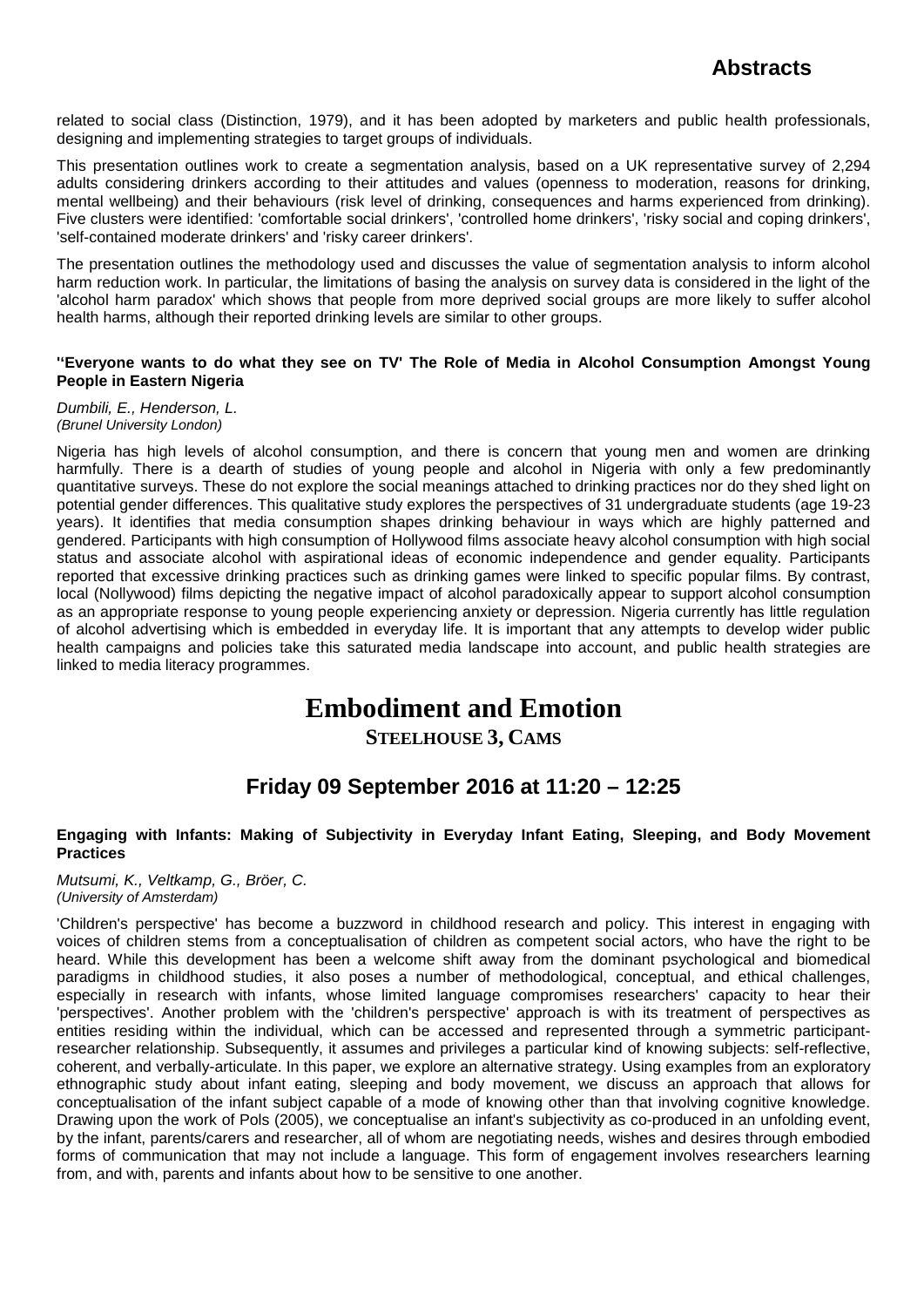related to social class (Distinction, 1979), and it has been adopted by marketers and public health professionals, designing and implementing strategies to target groups of individuals.

This presentation outlines work to create a segmentation analysis, based on a UK representative survey of 2,294 adults considering drinkers according to their attitudes and values (openness to moderation, reasons for drinking, mental wellbeing) and their behaviours (risk level of drinking, consequences and harms experienced from drinking). Five clusters were identified: 'comfortable social drinkers', 'controlled home drinkers', 'risky social and coping drinkers', 'self-contained moderate drinkers' and 'risky career drinkers'.

The presentation outlines the methodology used and discusses the value of segmentation analysis to inform alcohol harm reduction work. In particular, the limitations of basing the analysis on survey data is considered in the light of the 'alcohol harm paradox' which shows that people from more deprived social groups are more likely to suffer alcohol health harms, although their reported drinking levels are similar to other groups.

**''Everyone wants to do what they see on TV' The Role of Media in Alcohol Consumption Amongst Young People in Eastern Nigeria**

*Dumbili, E., Henderson, L.*
*(Brunel University London)*

Nigeria has high levels of alcohol consumption, and there is concern that young men and women are drinking harmfully. There is a dearth of studies of young people and alcohol in Nigeria with only a few predominantly quantitative surveys. These do not explore the social meanings attached to drinking practices nor do they shed light on potential gender differences. This qualitative study explores the perspectives of 31 undergraduate students (age 19-23 years). It identifies that media consumption shapes drinking behaviour in ways which are highly patterned and gendered. Participants with high consumption of Hollywood films associate heavy alcohol consumption with high social status and associate alcohol with aspirational ideas of economic independence and gender equality. Participants reported that excessive drinking practices such as drinking games were linked to specific popular films. By contrast, local (Nollywood) films depicting the negative impact of alcohol paradoxically appear to support alcohol consumption as an appropriate response to young people experiencing anxiety or depression. Nigeria currently has little regulation of alcohol advertising which is embedded in everyday life. It is important that any attempts to develop wider public health campaigns and policies take this saturated media landscape into account, and public health strategies are linked to media literacy programmes.

# Embodiment and Emotion

**STEELHOUSE 3, CAMS**

## Friday 09 September 2016 at 11:20 – 12:25

**Engaging with Infants: Making of Subjectivity in Everyday Infant Eating, Sleeping, and Body Movement Practices**

*Mutsumi, K., Veltkamp, G., Bröer, C.*
*(University of Amsterdam)*

'Children's perspective' has become a buzzword in childhood research and policy. This interest in engaging with voices of children stems from a conceptualisation of children as competent social actors, who have the right to be heard. While this development has been a welcome shift away from the dominant psychological and biomedical paradigms in childhood studies, it also poses a number of methodological, conceptual, and ethical challenges, especially in research with infants, whose limited language compromises researchers' capacity to hear their 'perspectives'. Another problem with the 'children's perspective' approach is with its treatment of perspectives as entities residing within the individual, which can be accessed and represented through a symmetric participant-researcher relationship. Subsequently, it assumes and privileges a particular kind of knowing subjects: self-reflective, coherent, and verbally-articulate. In this paper, we explore an alternative strategy. Using examples from an exploratory ethnographic study about infant eating, sleeping and body movement, we discuss an approach that allows for conceptualisation of the infant subject capable of a mode of knowing other than that involving cognitive knowledge. Drawing upon the work of Pols (2005), we conceptualise an infant's subjectivity as co-produced in an unfolding event, by the infant, parents/carers and researcher, all of whom are negotiating needs, wishes and desires through embodied forms of communication that may not include a language. This form of engagement involves researchers learning from, and with, parents and infants about how to be sensitive to one another.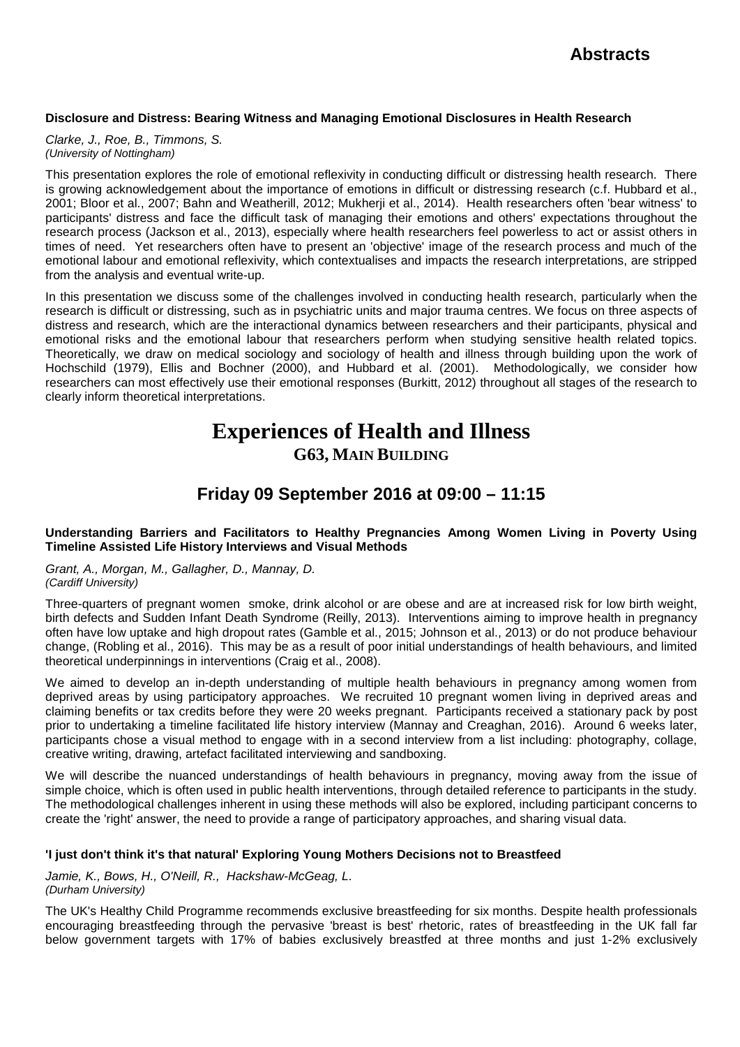**Disclosure and Distress: Bearing Witness and Managing Emotional Disclosures in Health Research**

*Clarke, J., Roe, B., Timmons, S.*
*(University of Nottingham)*

This presentation explores the role of emotional reflexivity in conducting difficult or distressing health research. There is growing acknowledgement about the importance of emotions in difficult or distressing research (c.f. Hubbard et al., 2001; Bloor et al., 2007; Bahn and Weatherill, 2012; Mukherji et al., 2014). Health researchers often 'bear witness' to participants' distress and face the difficult task of managing their emotions and others' expectations throughout the research process (Jackson et al., 2013), especially where health researchers feel powerless to act or assist others in times of need. Yet researchers often have to present an 'objective' image of the research process and much of the emotional labour and emotional reflexivity, which contextualises and impacts the research interpretations, are stripped from the analysis and eventual write-up.

In this presentation we discuss some of the challenges involved in conducting health research, particularly when the research is difficult or distressing, such as in psychiatric units and major trauma centres. We focus on three aspects of distress and research, which are the interactional dynamics between researchers and their participants, physical and emotional risks and the emotional labour that researchers perform when studying sensitive health related topics. Theoretically, we draw on medical sociology and sociology of health and illness through building upon the work of Hochschild (1979), Ellis and Bochner (2000), and Hubbard et al. (2001). Methodologically, we consider how researchers can most effectively use their emotional responses (Burkitt, 2012) throughout all stages of the research to clearly inform theoretical interpretations.

# Experiences of Health and Illness

## G63, Main Building

## Friday 09 September 2016 at 09:00 – 11:15

**Understanding Barriers and Facilitators to Healthy Pregnancies Among Women Living in Poverty Using Timeline Assisted Life History Interviews and Visual Methods**

*Grant, A., Morgan, M., Gallagher, D., Mannay, D.*
*(Cardiff University)*

Three-quarters of pregnant women smoke, drink alcohol or are obese and are at increased risk for low birth weight, birth defects and Sudden Infant Death Syndrome (Reilly, 2013). Interventions aiming to improve health in pregnancy often have low uptake and high dropout rates (Gamble et al., 2015; Johnson et al., 2013) or do not produce behaviour change, (Robling et al., 2016). This may be as a result of poor initial understandings of health behaviours, and limited theoretical underpinnings in interventions (Craig et al., 2008).

We aimed to develop an in-depth understanding of multiple health behaviours in pregnancy among women from deprived areas by using participatory approaches. We recruited 10 pregnant women living in deprived areas and claiming benefits or tax credits before they were 20 weeks pregnant. Participants received a stationary pack by post prior to undertaking a timeline facilitated life history interview (Mannay and Creaghan, 2016). Around 6 weeks later, participants chose a visual method to engage with in a second interview from a list including: photography, collage, creative writing, drawing, artefact facilitated interviewing and sandboxing.

We will describe the nuanced understandings of health behaviours in pregnancy, moving away from the issue of simple choice, which is often used in public health interventions, through detailed reference to participants in the study. The methodological challenges inherent in using these methods will also be explored, including participant concerns to create the 'right' answer, the need to provide a range of participatory approaches, and sharing visual data.

**'I just don't think it's that natural' Exploring Young Mothers Decisions not to Breastfeed**

*Jamie, K., Bows, H., O'Neill, R., Hackshaw-McGeag, L.*
*(Durham University)*

The UK's Healthy Child Programme recommends exclusive breastfeeding for six months. Despite health professionals encouraging breastfeeding through the pervasive 'breast is best' rhetoric, rates of breastfeeding in the UK fall far below government targets with 17% of babies exclusively breastfed at three months and just 1-2% exclusively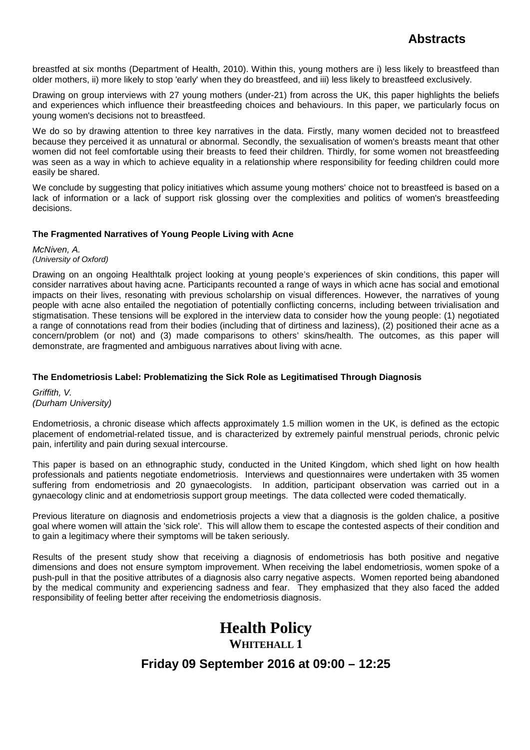breastfed at six months (Department of Health, 2010). Within this, young mothers are i) less likely to breastfeed than older mothers, ii) more likely to stop 'early' when they do breastfeed, and iii) less likely to breastfeed exclusively.

Drawing on group interviews with 27 young mothers (under-21) from across the UK, this paper highlights the beliefs and experiences which influence their breastfeeding choices and behaviours. In this paper, we particularly focus on young women's decisions not to breastfeed.

We do so by drawing attention to three key narratives in the data. Firstly, many women decided not to breastfeed because they perceived it as unnatural or abnormal. Secondly, the sexualisation of women's breasts meant that other women did not feel comfortable using their breasts to feed their children. Thirdly, for some women not breastfeeding was seen as a way in which to achieve equality in a relationship where responsibility for feeding children could more easily be shared.

We conclude by suggesting that policy initiatives which assume young mothers' choice not to breastfeed is based on a lack of information or a lack of support risk glossing over the complexities and politics of women's breastfeeding decisions.

#### The Fragmented Narratives of Young People Living with Acne

*McNiven, A.*
*(University of Oxford)*

Drawing on an ongoing Healthtalk project looking at young people's experiences of skin conditions, this paper will consider narratives about having acne. Participants recounted a range of ways in which acne has social and emotional impacts on their lives, resonating with previous scholarship on visual differences. However, the narratives of young people with acne also entailed the negotiation of potentially conflicting concerns, including between trivialisation and stigmatisation. These tensions will be explored in the interview data to consider how the young people: (1) negotiated a range of connotations read from their bodies (including that of dirtiness and laziness), (2) positioned their acne as a concern/problem (or not) and (3) made comparisons to others' skins/health. The outcomes, as this paper will demonstrate, are fragmented and ambiguous narratives about living with acne.

#### The Endometriosis Label: Problematizing the Sick Role as Legitimatised Through Diagnosis

*Griffith, V.*
*(Durham University)*

Endometriosis, a chronic disease which affects approximately 1.5 million women in the UK, is defined as the ectopic placement of endometrial-related tissue, and is characterized by extremely painful menstrual periods, chronic pelvic pain, infertility and pain during sexual intercourse.

This paper is based on an ethnographic study, conducted in the United Kingdom, which shed light on how health professionals and patients negotiate endometriosis. Interviews and questionnaires were undertaken with 35 women suffering from endometriosis and 20 gynaecologists. In addition, participant observation was carried out in a gynaecology clinic and at endometriosis support group meetings. The data collected were coded thematically.

Previous literature on diagnosis and endometriosis projects a view that a diagnosis is the golden chalice, a positive goal where women will attain the 'sick role'. This will allow them to escape the contested aspects of their condition and to gain a legitimacy where their symptoms will be taken seriously.

Results of the present study show that receiving a diagnosis of endometriosis has both positive and negative dimensions and does not ensure symptom improvement. When receiving the label endometriosis, women spoke of a push-pull in that the positive attributes of a diagnosis also carry negative aspects. Women reported being abandoned by the medical community and experiencing sadness and fear. They emphasized that they also faced the added responsibility of feeling better after receiving the endometriosis diagnosis.

## Health Policy

### WHITEHALL 1

### Friday 09 September 2016 at 09:00 – 12:25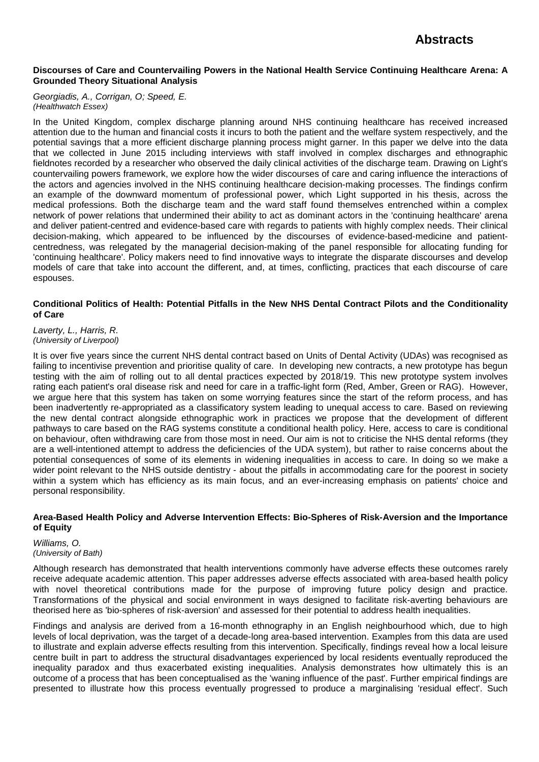**Discourses of Care and Countervailing Powers in the National Health Service Continuing Healthcare Arena: A Grounded Theory Situational Analysis**

*Georgiadis, A., Corrigan, O; Speed, E.*
*(Healthwatch Essex)*

In the United Kingdom, complex discharge planning around NHS continuing healthcare has received increased attention due to the human and financial costs it incurs to both the patient and the welfare system respectively, and the potential savings that a more efficient discharge planning process might garner. In this paper we delve into the data that we collected in June 2015 including interviews with staff involved in complex discharges and ethnographic fieldnotes recorded by a researcher who observed the daily clinical activities of the discharge team. Drawing on Light's countervailing powers framework, we explore how the wider discourses of care and caring influence the interactions of the actors and agencies involved in the NHS continuing healthcare decision-making processes. The findings confirm an example of the downward momentum of professional power, which Light supported in his thesis, across the medical professions. Both the discharge team and the ward staff found themselves entrenched within a complex network of power relations that undermined their ability to act as dominant actors in the 'continuing healthcare' arena and deliver patient-centred and evidence-based care with regards to patients with highly complex needs. Their clinical decision-making, which appeared to be influenced by the discourses of evidence-based-medicine and patient-centredness, was relegated by the managerial decision-making of the panel responsible for allocating funding for 'continuing healthcare'. Policy makers need to find innovative ways to integrate the disparate discourses and develop models of care that take into account the different, and, at times, conflicting, practices that each discourse of care espouses.

**Conditional Politics of Health: Potential Pitfalls in the New NHS Dental Contract Pilots and the Conditionality of Care**

*Laverty, L., Harris, R.*
*(University of Liverpool)*

It is over five years since the current NHS dental contract based on Units of Dental Activity (UDAs) was recognised as failing to incentivise prevention and prioritise quality of care. In developing new contracts, a new prototype has begun testing with the aim of rolling out to all dental practices expected by 2018/19. This new prototype system involves rating each patient's oral disease risk and need for care in a traffic-light form (Red, Amber, Green or RAG). However, we argue here that this system has taken on some worrying features since the start of the reform process, and has been inadvertently re-appropriated as a classificatory system leading to unequal access to care. Based on reviewing the new dental contract alongside ethnographic work in practices we propose that the development of different pathways to care based on the RAG systems constitute a conditional health policy. Here, access to care is conditional on behaviour, often withdrawing care from those most in need. Our aim is not to criticise the NHS dental reforms (they are a well-intentioned attempt to address the deficiencies of the UDA system), but rather to raise concerns about the potential consequences of some of its elements in widening inequalities in access to care. In doing so we make a wider point relevant to the NHS outside dentistry - about the pitfalls in accommodating care for the poorest in society within a system which has efficiency as its main focus, and an ever-increasing emphasis on patients' choice and personal responsibility.

**Area-Based Health Policy and Adverse Intervention Effects: Bio-Spheres of Risk-Aversion and the Importance of Equity**

*Williams, O.*
*(University of Bath)*

Although research has demonstrated that health interventions commonly have adverse effects these outcomes rarely receive adequate academic attention. This paper addresses adverse effects associated with area-based health policy with novel theoretical contributions made for the purpose of improving future policy design and practice. Transformations of the physical and social environment in ways designed to facilitate risk-averting behaviours are theorised here as 'bio-spheres of risk-aversion' and assessed for their potential to address health inequalities.

Findings and analysis are derived from a 16-month ethnography in an English neighbourhood which, due to high levels of local deprivation, was the target of a decade-long area-based intervention. Examples from this data are used to illustrate and explain adverse effects resulting from this intervention. Specifically, findings reveal how a local leisure centre built in part to address the structural disadvantages experienced by local residents eventually reproduced the inequality paradox and thus exacerbated existing inequalities. Analysis demonstrates how ultimately this is an outcome of a process that has been conceptualised as the 'waning influence of the past'. Further empirical findings are presented to illustrate how this process eventually progressed to produce a marginalising 'residual effect'. Such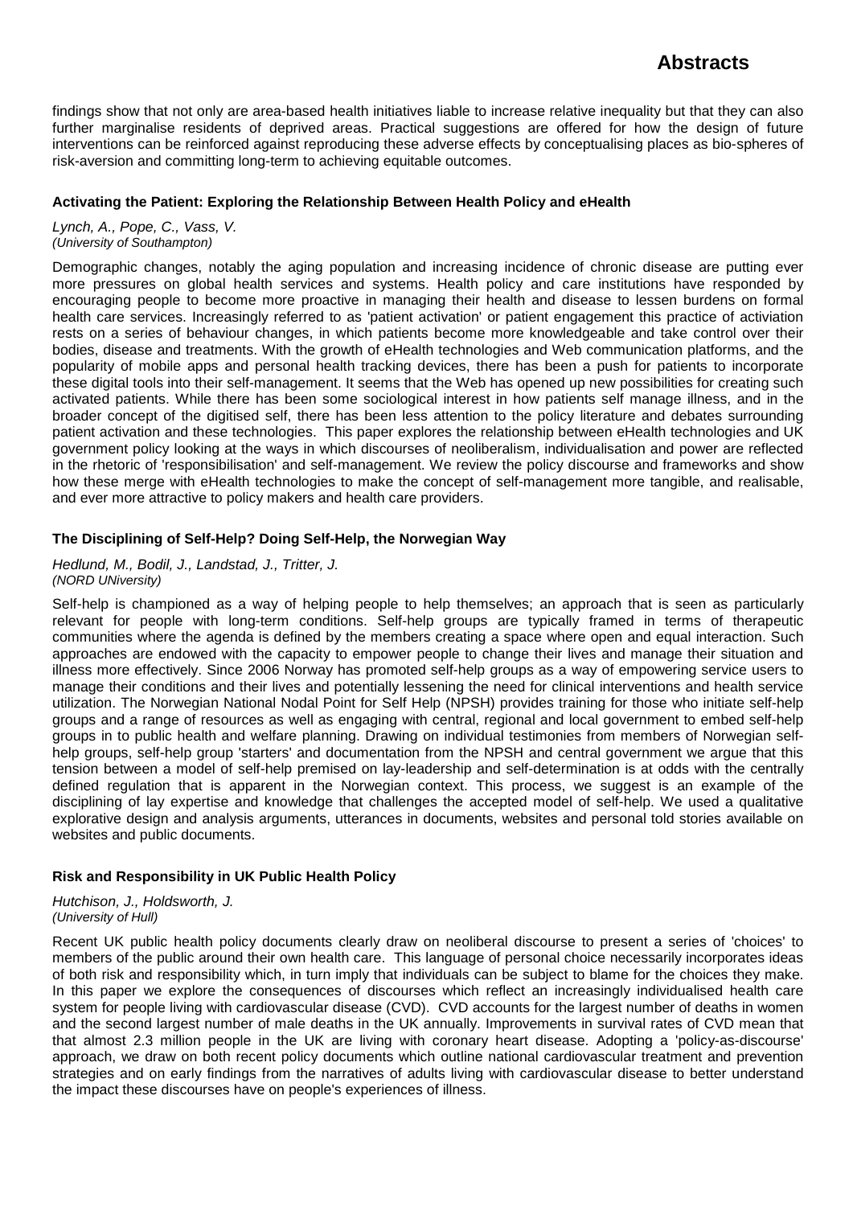findings show that not only are area-based health initiatives liable to increase relative inequality but that they can also further marginalise residents of deprived areas. Practical suggestions are offered for how the design of future interventions can be reinforced against reproducing these adverse effects by conceptualising places as bio-spheres of risk-aversion and committing long-term to achieving equitable outcomes.

### Activating the Patient: Exploring the Relationship Between Health Policy and eHealth

*Lynch, A., Pope, C., Vass, V.*
*(University of Southampton)*

Demographic changes, notably the aging population and increasing incidence of chronic disease are putting ever more pressures on global health services and systems. Health policy and care institutions have responded by encouraging people to become more proactive in managing their health and disease to lessen burdens on formal health care services. Increasingly referred to as 'patient activation' or patient engagement this practice of activiation rests on a series of behaviour changes, in which patients become more knowledgeable and take control over their bodies, disease and treatments. With the growth of eHealth technologies and Web communication platforms, and the popularity of mobile apps and personal health tracking devices, there has been a push for patients to incorporate these digital tools into their self-management. It seems that the Web has opened up new possibilities for creating such activated patients. While there has been some sociological interest in how patients self manage illness, and in the broader concept of the digitised self, there has been less attention to the policy literature and debates surrounding patient activation and these technologies. This paper explores the relationship between eHealth technologies and UK government policy looking at the ways in which discourses of neoliberalism, individualisation and power are reflected in the rhetoric of 'responsibilisation' and self-management. We review the policy discourse and frameworks and show how these merge with eHealth technologies to make the concept of self-management more tangible, and realisable, and ever more attractive to policy makers and health care providers.

### The Disciplining of Self-Help? Doing Self-Help, the Norwegian Way

*Hedlund, M., Bodil, J., Landstad, J., Tritter, J.*
*(NORD UNiversity)*

Self-help is championed as a way of helping people to help themselves; an approach that is seen as particularly relevant for people with long-term conditions. Self-help groups are typically framed in terms of therapeutic communities where the agenda is defined by the members creating a space where open and equal interaction. Such approaches are endowed with the capacity to empower people to change their lives and manage their situation and illness more effectively. Since 2006 Norway has promoted self-help groups as a way of empowering service users to manage their conditions and their lives and potentially lessening the need for clinical interventions and health service utilization. The Norwegian National Nodal Point for Self Help (NPSH) provides training for those who initiate self-help groups and a range of resources as well as engaging with central, regional and local government to embed self-help groups in to public health and welfare planning. Drawing on individual testimonies from members of Norwegian self-help groups, self-help group 'starters' and documentation from the NPSH and central government we argue that this tension between a model of self-help premised on lay-leadership and self-determination is at odds with the centrally defined regulation that is apparent in the Norwegian context. This process, we suggest is an example of the disciplining of lay expertise and knowledge that challenges the accepted model of self-help. We used a qualitative explorative design and analysis arguments, utterances in documents, websites and personal told stories available on websites and public documents.

### Risk and Responsibility in UK Public Health Policy

*Hutchison, J., Holdsworth, J.*
*(University of Hull)*

Recent UK public health policy documents clearly draw on neoliberal discourse to present a series of 'choices' to members of the public around their own health care. This language of personal choice necessarily incorporates ideas of both risk and responsibility which, in turn imply that individuals can be subject to blame for the choices they make. In this paper we explore the consequences of discourses which reflect an increasingly individualised health care system for people living with cardiovascular disease (CVD). CVD accounts for the largest number of deaths in women and the second largest number of male deaths in the UK annually. Improvements in survival rates of CVD mean that that almost 2.3 million people in the UK are living with coronary heart disease. Adopting a 'policy-as-discourse' approach, we draw on both recent policy documents which outline national cardiovascular treatment and prevention strategies and on early findings from the narratives of adults living with cardiovascular disease to better understand the impact these discourses have on people's experiences of illness.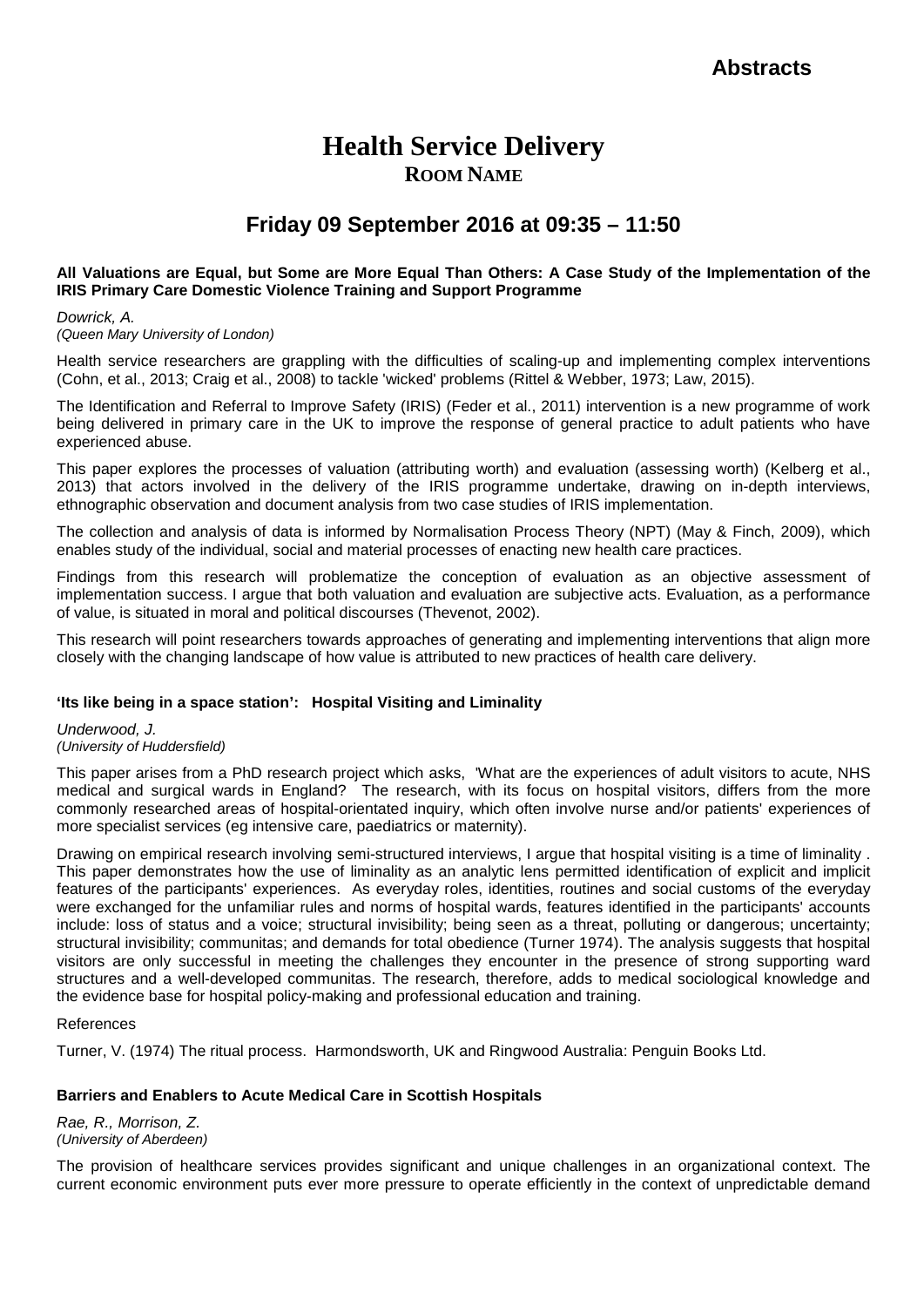# Health Service Delivery

**ROOM NAME**

## Friday 09 September 2016 at 09:35 – 11:50

### All Valuations are Equal, but Some are More Equal Than Others: A Case Study of the Implementation of the IRIS Primary Care Domestic Violence Training and Support Programme

*Dowrick, A.*
*(Queen Mary University of London)*

Health service researchers are grappling with the difficulties of scaling-up and implementing complex interventions (Cohn, et al., 2013; Craig et al., 2008) to tackle 'wicked' problems (Rittel & Webber, 1973; Law, 2015).

The Identification and Referral to Improve Safety (IRIS) (Feder et al., 2011) intervention is a new programme of work being delivered in primary care in the UK to improve the response of general practice to adult patients who have experienced abuse.

This paper explores the processes of valuation (attributing worth) and evaluation (assessing worth) (Kelberg et al., 2013) that actors involved in the delivery of the IRIS programme undertake, drawing on in-depth interviews, ethnographic observation and document analysis from two case studies of IRIS implementation.

The collection and analysis of data is informed by Normalisation Process Theory (NPT) (May & Finch, 2009), which enables study of the individual, social and material processes of enacting new health care practices.

Findings from this research will problematize the conception of evaluation as an objective assessment of implementation success. I argue that both valuation and evaluation are subjective acts. Evaluation, as a performance of value, is situated in moral and political discourses (Thevenot, 2002).

This research will point researchers towards approaches of generating and implementing interventions that align more closely with the changing landscape of how value is attributed to new practices of health care delivery.

### 'Its like being in a space station': Hospital Visiting and Liminality

*Underwood, J.*
*(University of Huddersfield)*

This paper arises from a PhD research project which asks, 'What are the experiences of adult visitors to acute, NHS medical and surgical wards in England? The research, with its focus on hospital visitors, differs from the more commonly researched areas of hospital-orientated inquiry, which often involve nurse and/or patients' experiences of more specialist services (eg intensive care, paediatrics or maternity).

Drawing on empirical research involving semi-structured interviews, I argue that hospital visiting is a time of liminality . This paper demonstrates how the use of liminality as an analytic lens permitted identification of explicit and implicit features of the participants' experiences. As everyday roles, identities, routines and social customs of the everyday were exchanged for the unfamiliar rules and norms of hospital wards, features identified in the participants' accounts include: loss of status and a voice; structural invisibility; being seen as a threat, polluting or dangerous; uncertainty; structural invisibility; communitas; and demands for total obedience (Turner 1974). The analysis suggests that hospital visitors are only successful in meeting the challenges they encounter in the presence of strong supporting ward structures and a well-developed communitas. The research, therefore, adds to medical sociological knowledge and the evidence base for hospital policy-making and professional education and training.

References

Turner, V. (1974) The ritual process. Harmondsworth, UK and Ringwood Australia: Penguin Books Ltd.

### Barriers and Enablers to Acute Medical Care in Scottish Hospitals

*Rae, R., Morrison, Z.*
*(University of Aberdeen)*

The provision of healthcare services provides significant and unique challenges in an organizational context. The current economic environment puts ever more pressure to operate efficiently in the context of unpredictable demand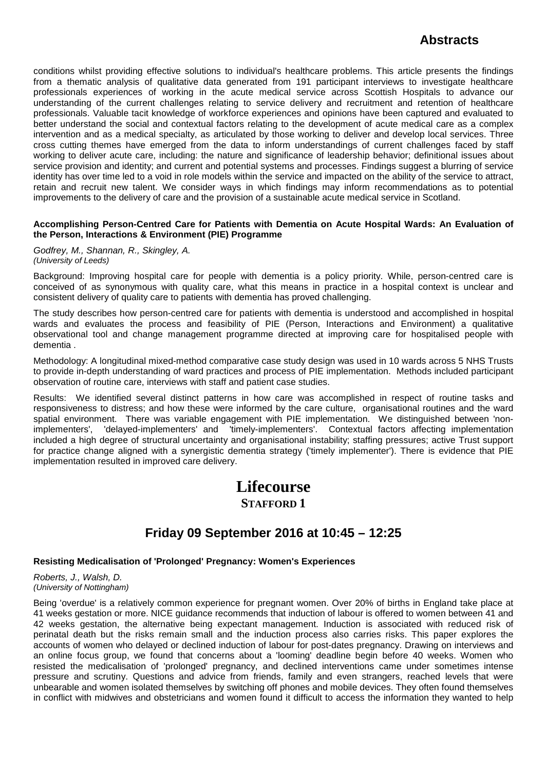conditions whilst providing effective solutions to individual's healthcare problems. This article presents the findings from a thematic analysis of qualitative data generated from 191 participant interviews to investigate healthcare professionals experiences of working in the acute medical service across Scottish Hospitals to advance our understanding of the current challenges relating to service delivery and recruitment and retention of healthcare professionals. Valuable tacit knowledge of workforce experiences and opinions have been captured and evaluated to better understand the social and contextual factors relating to the development of acute medical care as a complex intervention and as a medical specialty, as articulated by those working to deliver and develop local services. Three cross cutting themes have emerged from the data to inform understandings of current challenges faced by staff working to deliver acute care, including: the nature and significance of leadership behavior; definitional issues about service provision and identity; and current and potential systems and processes. Findings suggest a blurring of service identity has over time led to a void in role models within the service and impacted on the ability of the service to attract, retain and recruit new talent. We consider ways in which findings may inform recommendations as to potential improvements to the delivery of care and the provision of a sustainable acute medical service in Scotland.

**Accomplishing Person-Centred Care for Patients with Dementia on Acute Hospital Wards: An Evaluation of the Person, Interactions & Environment (PIE) Programme**

*Godfrey, M., Shannan, R., Skingley, A.*
*(University of Leeds)*

Background: Improving hospital care for people with dementia is a policy priority. While, person-centred care is conceived of as synonymous with quality care, what this means in practice in a hospital context is unclear and consistent delivery of quality care to patients with dementia has proved challenging.

The study describes how person-centred care for patients with dementia is understood and accomplished in hospital wards and evaluates the process and feasibility of PIE (Person, Interactions and Environment) a qualitative observational tool and change management programme directed at improving care for hospitalised people with dementia .

Methodology: A longitudinal mixed-method comparative case study design was used in 10 wards across 5 NHS Trusts to provide in-depth understanding of ward practices and process of PIE implementation. Methods included participant observation of routine care, interviews with staff and patient case studies.

Results: We identified several distinct patterns in how care was accomplished in respect of routine tasks and responsiveness to distress; and how these were informed by the care culture, organisational routines and the ward spatial environment. There was variable engagement with PIE implementation. We distinguished between 'non-implementers', 'delayed-implementers' and 'timely-implementers'. Contextual factors affecting implementation included a high degree of structural uncertainty and organisational instability; staffing pressures; active Trust support for practice change aligned with a synergistic dementia strategy ('timely implementer'). There is evidence that PIE implementation resulted in improved care delivery.

# Lifecourse

## STAFFORD 1

## Friday 09 September 2016 at 10:45 – 12:25

**Resisting Medicalisation of 'Prolonged' Pregnancy: Women's Experiences**

*Roberts, J., Walsh, D.*
*(University of Nottingham)*

Being 'overdue' is a relatively common experience for pregnant women. Over 20% of births in England take place at 41 weeks gestation or more. NICE guidance recommends that induction of labour is offered to women between 41 and 42 weeks gestation, the alternative being expectant management. Induction is associated with reduced risk of perinatal death but the risks remain small and the induction process also carries risks. This paper explores the accounts of women who delayed or declined induction of labour for post-dates pregnancy. Drawing on interviews and an online focus group, we found that concerns about a 'looming' deadline begin before 40 weeks. Women who resisted the medicalisation of 'prolonged' pregnancy, and declined interventions came under sometimes intense pressure and scrutiny. Questions and advice from friends, family and even strangers, reached levels that were unbearable and women isolated themselves by switching off phones and mobile devices. They often found themselves in conflict with midwives and obstetricians and women found it difficult to access the information they wanted to help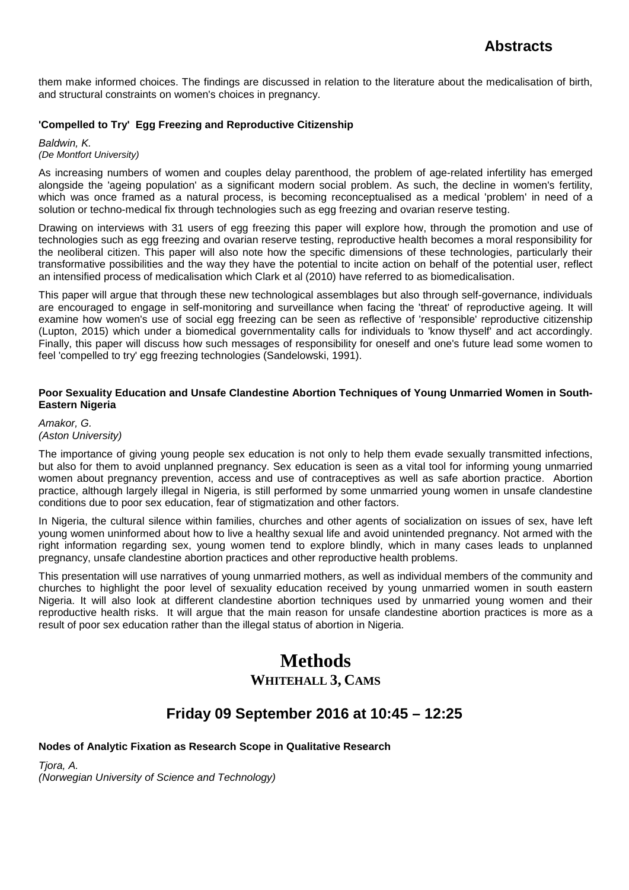them make informed choices. The findings are discussed in relation to the literature about the medicalisation of birth, and structural constraints on women's choices in pregnancy.

**'Compelled to Try' Egg Freezing and Reproductive Citizenship**

*Baldwin, K.*
*(De Montfort University)*

As increasing numbers of women and couples delay parenthood, the problem of age-related infertility has emerged alongside the 'ageing population' as a significant modern social problem. As such, the decline in women's fertility, which was once framed as a natural process, is becoming reconceptualised as a medical 'problem' in need of a solution or techno-medical fix through technologies such as egg freezing and ovarian reserve testing.

Drawing on interviews with 31 users of egg freezing this paper will explore how, through the promotion and use of technologies such as egg freezing and ovarian reserve testing, reproductive health becomes a moral responsibility for the neoliberal citizen. This paper will also note how the specific dimensions of these technologies, particularly their transformative possibilities and the way they have the potential to incite action on behalf of the potential user, reflect an intensified process of medicalisation which Clark et al (2010) have referred to as biomedicalisation.

This paper will argue that through these new technological assemblages but also through self-governance, individuals are encouraged to engage in self-monitoring and surveillance when facing the 'threat' of reproductive ageing. It will examine how women's use of social egg freezing can be seen as reflective of 'responsible' reproductive citizenship (Lupton, 2015) which under a biomedical governmentality calls for individuals to 'know thyself' and act accordingly. Finally, this paper will discuss how such messages of responsibility for oneself and one's future lead some women to feel 'compelled to try' egg freezing technologies (Sandelowski, 1991).

**Poor Sexuality Education and Unsafe Clandestine Abortion Techniques of Young Unmarried Women in South-Eastern Nigeria**

*Amakor, G.*
*(Aston University)*

The importance of giving young people sex education is not only to help them evade sexually transmitted infections, but also for them to avoid unplanned pregnancy. Sex education is seen as a vital tool for informing young unmarried women about pregnancy prevention, access and use of contraceptives as well as safe abortion practice. Abortion practice, although largely illegal in Nigeria, is still performed by some unmarried young women in unsafe clandestine conditions due to poor sex education, fear of stigmatization and other factors.

In Nigeria, the cultural silence within families, churches and other agents of socialization on issues of sex, have left young women uninformed about how to live a healthy sexual life and avoid unintended pregnancy. Not armed with the right information regarding sex, young women tend to explore blindly, which in many cases leads to unplanned pregnancy, unsafe clandestine abortion practices and other reproductive health problems.

This presentation will use narratives of young unmarried mothers, as well as individual members of the community and churches to highlight the poor level of sexuality education received by young unmarried women in south eastern Nigeria. It will also look at different clandestine abortion techniques used by unmarried young women and their reproductive health risks. It will argue that the main reason for unsafe clandestine abortion practices is more as a result of poor sex education rather than the illegal status of abortion in Nigeria.

# Methods

## WHITEHALL 3, CAMS

## Friday 09 September 2016 at 10:45 – 12:25

**Nodes of Analytic Fixation as Research Scope in Qualitative Research**

*Tjora, A.*
*(Norwegian University of Science and Technology)*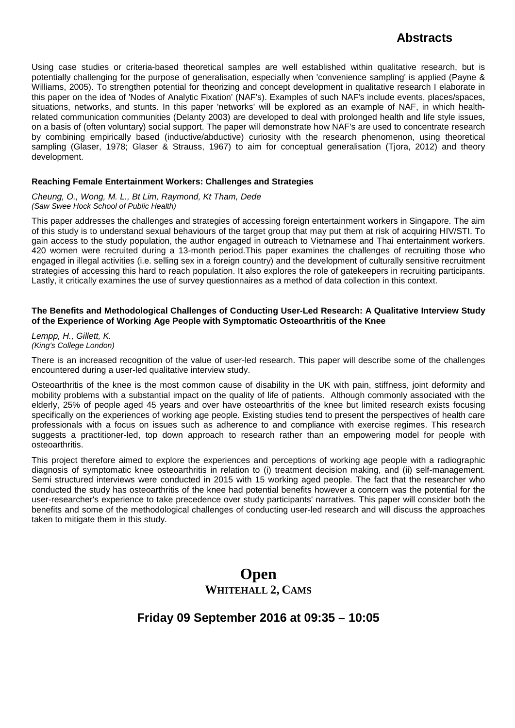Using case studies or criteria-based theoretical samples are well established within qualitative research, but is potentially challenging for the purpose of generalisation, especially when 'convenience sampling' is applied (Payne & Williams, 2005). To strengthen potential for theorizing and concept development in qualitative research I elaborate in this paper on the idea of 'Nodes of Analytic Fixation' (NAF's). Examples of such NAF's include events, places/spaces, situations, networks, and stunts. In this paper 'networks' will be explored as an example of NAF, in which health-related communication communities (Delanty 2003) are developed to deal with prolonged health and life style issues, on a basis of (often voluntary) social support. The paper will demonstrate how NAF's are used to concentrate research by combining empirically based (inductive/abductive) curiosity with the research phenomenon, using theoretical sampling (Glaser, 1978; Glaser & Strauss, 1967) to aim for conceptual generalisation (Tjora, 2012) and theory development.

### Reaching Female Entertainment Workers: Challenges and Strategies

*Cheung, O., Wong, M. L., Bt Lim, Raymond, Kt Tham, Dede*
*(Saw Swee Hock School of Public Health)*

This paper addresses the challenges and strategies of accessing foreign entertainment workers in Singapore. The aim of this study is to understand sexual behaviours of the target group that may put them at risk of acquiring HIV/STI. To gain access to the study population, the author engaged in outreach to Vietnamese and Thai entertainment workers. 420 women were recruited during a 13-month period.This paper examines the challenges of recruiting those who engaged in illegal activities (i.e. selling sex in a foreign country) and the development of culturally sensitive recruitment strategies of accessing this hard to reach population. It also explores the role of gatekeepers in recruiting participants. Lastly, it critically examines the use of survey questionnaires as a method of data collection in this context.

### The Benefits and Methodological Challenges of Conducting User-Led Research: A Qualitative Interview Study of the Experience of Working Age People with Symptomatic Osteoarthritis of the Knee

*Lempp, H., Gillett, K.*
*(King's College London)*

There is an increased recognition of the value of user-led research. This paper will describe some of the challenges encountered during a user-led qualitative interview study.

Osteoarthritis of the knee is the most common cause of disability in the UK with pain, stiffness, joint deformity and mobility problems with a substantial impact on the quality of life of patients. Although commonly associated with the elderly, 25% of people aged 45 years and over have osteoarthritis of the knee but limited research exists focusing specifically on the experiences of working age people. Existing studies tend to present the perspectives of health care professionals with a focus on issues such as adherence to and compliance with exercise regimes. This research suggests a practitioner-led, top down approach to research rather than an empowering model for people with osteoarthritis.

This project therefore aimed to explore the experiences and perceptions of working age people with a radiographic diagnosis of symptomatic knee osteoarthritis in relation to (i) treatment decision making, and (ii) self-management. Semi structured interviews were conducted in 2015 with 15 working aged people. The fact that the researcher who conducted the study has osteoarthritis of the knee had potential benefits however a concern was the potential for the user-researcher's experience to take precedence over study participants' narratives. This paper will consider both the benefits and some of the methodological challenges of conducting user-led research and will discuss the approaches taken to mitigate them in this study.

## Open

**WHITEHALL 2, CAMS**

## Friday 09 September 2016 at 09:35 – 10:05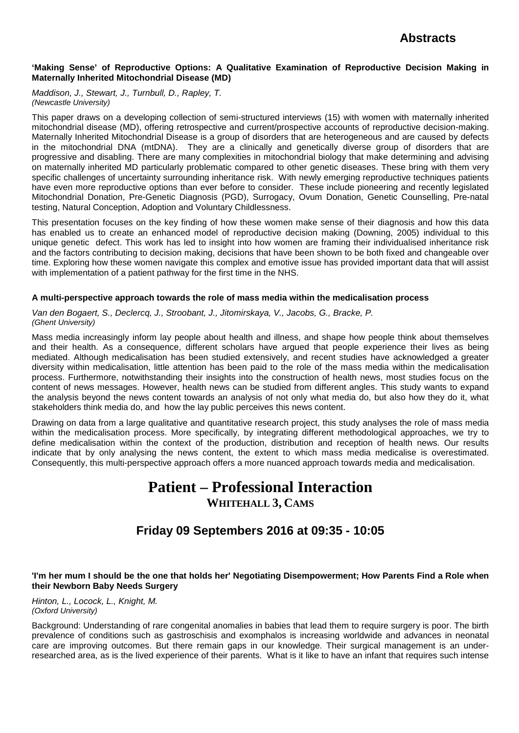**'Making Sense' of Reproductive Options: A Qualitative Examination of Reproductive Decision Making in Maternally Inherited Mitochondrial Disease (MD)**

*Maddison, J., Stewart, J., Turnbull, D., Rapley, T.*
*(Newcastle University)*

This paper draws on a developing collection of semi-structured interviews (15) with women with maternally inherited mitochondrial disease (MD), offering retrospective and current/prospective accounts of reproductive decision-making. Maternally Inherited Mitochondrial Disease is a group of disorders that are heterogeneous and are caused by defects in the mitochondrial DNA (mtDNA). They are a clinically and genetically diverse group of disorders that are progressive and disabling. There are many complexities in mitochondrial biology that make determining and advising on maternally inherited MD particularly problematic compared to other genetic diseases. These bring with them very specific challenges of uncertainty surrounding inheritance risk. With newly emerging reproductive techniques patients have even more reproductive options than ever before to consider. These include pioneering and recently legislated Mitochondrial Donation, Pre-Genetic Diagnosis (PGD), Surrogacy, Ovum Donation, Genetic Counselling, Pre-natal testing, Natural Conception, Adoption and Voluntary Childlessness.

This presentation focuses on the key finding of how these women make sense of their diagnosis and how this data has enabled us to create an enhanced model of reproductive decision making (Downing, 2005) individual to this unique genetic defect. This work has led to insight into how women are framing their individualised inheritance risk and the factors contributing to decision making, decisions that have been shown to be both fixed and changeable over time. Exploring how these women navigate this complex and emotive issue has provided important data that will assist with implementation of a patient pathway for the first time in the NHS.

**A multi-perspective approach towards the role of mass media within the medicalisation process**

*Van den Bogaert, S., Declercq, J., Stroobant, J., Jitomirskaya, V., Jacobs, G., Bracke, P.*
*(Ghent University)*

Mass media increasingly inform lay people about health and illness, and shape how people think about themselves and their health. As a consequence, different scholars have argued that people experience their lives as being mediated. Although medicalisation has been studied extensively, and recent studies have acknowledged a greater diversity within medicalisation, little attention has been paid to the role of the mass media within the medicalisation process. Furthermore, notwithstanding their insights into the construction of health news, most studies focus on the content of news messages. However, health news can be studied from different angles. This study wants to expand the analysis beyond the news content towards an analysis of not only what media do, but also how they do it, what stakeholders think media do, and how the lay public perceives this news content.

Drawing on data from a large qualitative and quantitative research project, this study analyses the role of mass media within the medicalisation process. More specifically, by integrating different methodological approaches, we try to define medicalisation within the context of the production, distribution and reception of health news. Our results indicate that by only analysing the news content, the extent to which mass media medicalise is overestimated. Consequently, this multi-perspective approach offers a more nuanced approach towards media and medicalisation.

# Patient – Professional Interaction

**WHITEHALL 3, CAMS**

## Friday 09 Septembers 2016 at 09:35 - 10:05

**'I'm her mum I should be the one that holds her' Negotiating Disempowerment; How Parents Find a Role when their Newborn Baby Needs Surgery**

*Hinton, L., Locock, L., Knight, M.*
*(Oxford University)*

Background: Understanding of rare congenital anomalies in babies that lead them to require surgery is poor. The birth prevalence of conditions such as gastroschisis and exomphalos is increasing worldwide and advances in neonatal care are improving outcomes. But there remain gaps in our knowledge. Their surgical management is an under-researched area, as is the lived experience of their parents. What is it like to have an infant that requires such intense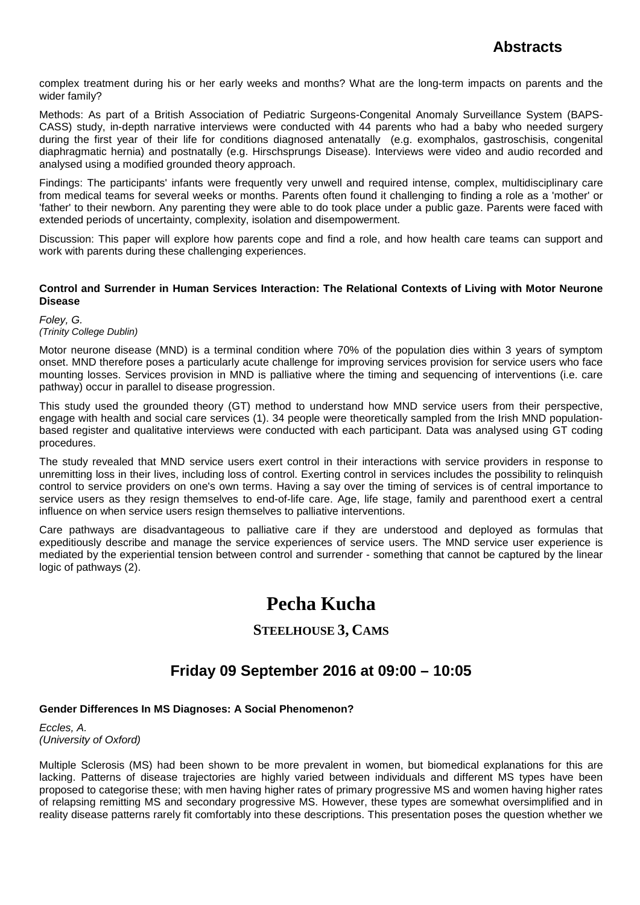complex treatment during his or her early weeks and months? What are the long-term impacts on parents and the wider family?

Methods: As part of a British Association of Pediatric Surgeons-Congenital Anomaly Surveillance System (BAPS-CASS) study, in-depth narrative interviews were conducted with 44 parents who had a baby who needed surgery during the first year of their life for conditions diagnosed antenatally (e.g. exomphalos, gastroschisis, congenital diaphragmatic hernia) and postnatally (e.g. Hirschsprungs Disease). Interviews were video and audio recorded and analysed using a modified grounded theory approach.

Findings: The participants' infants were frequently very unwell and required intense, complex, multidisciplinary care from medical teams for several weeks or months. Parents often found it challenging to finding a role as a 'mother' or 'father' to their newborn. Any parenting they were able to do took place under a public gaze. Parents were faced with extended periods of uncertainty, complexity, isolation and disempowerment.

Discussion: This paper will explore how parents cope and find a role, and how health care teams can support and work with parents during these challenging experiences.

**Control and Surrender in Human Services Interaction: The Relational Contexts of Living with Motor Neurone Disease**

*Foley, G.*
*(Trinity College Dublin)*

Motor neurone disease (MND) is a terminal condition where 70% of the population dies within 3 years of symptom onset. MND therefore poses a particularly acute challenge for improving services provision for service users who face mounting losses. Services provision in MND is palliative where the timing and sequencing of interventions (i.e. care pathway) occur in parallel to disease progression.

This study used the grounded theory (GT) method to understand how MND service users from their perspective, engage with health and social care services (1). 34 people were theoretically sampled from the Irish MND population-based register and qualitative interviews were conducted with each participant. Data was analysed using GT coding procedures.

The study revealed that MND service users exert control in their interactions with service providers in response to unremitting loss in their lives, including loss of control. Exerting control in services includes the possibility to relinquish control to service providers on one's own terms. Having a say over the timing of services is of central importance to service users as they resign themselves to end-of-life care. Age, life stage, family and parenthood exert a central influence on when service users resign themselves to palliative interventions.

Care pathways are disadvantageous to palliative care if they are understood and deployed as formulas that expeditiously describe and manage the service experiences of service users. The MND service user experience is mediated by the experiential tension between control and surrender - something that cannot be captured by the linear logic of pathways (2).

# Pecha Kucha

## STEELHOUSE 3, CAMS

## Friday 09 September 2016 at 09:00 – 10:05

**Gender Differences In MS Diagnoses: A Social Phenomenon?**

*Eccles, A.*
*(University of Oxford)*

Multiple Sclerosis (MS) had been shown to be more prevalent in women, but biomedical explanations for this are lacking. Patterns of disease trajectories are highly varied between individuals and different MS types have been proposed to categorise these; with men having higher rates of primary progressive MS and women having higher rates of relapsing remitting MS and secondary progressive MS. However, these types are somewhat oversimplified and in reality disease patterns rarely fit comfortably into these descriptions. This presentation poses the question whether we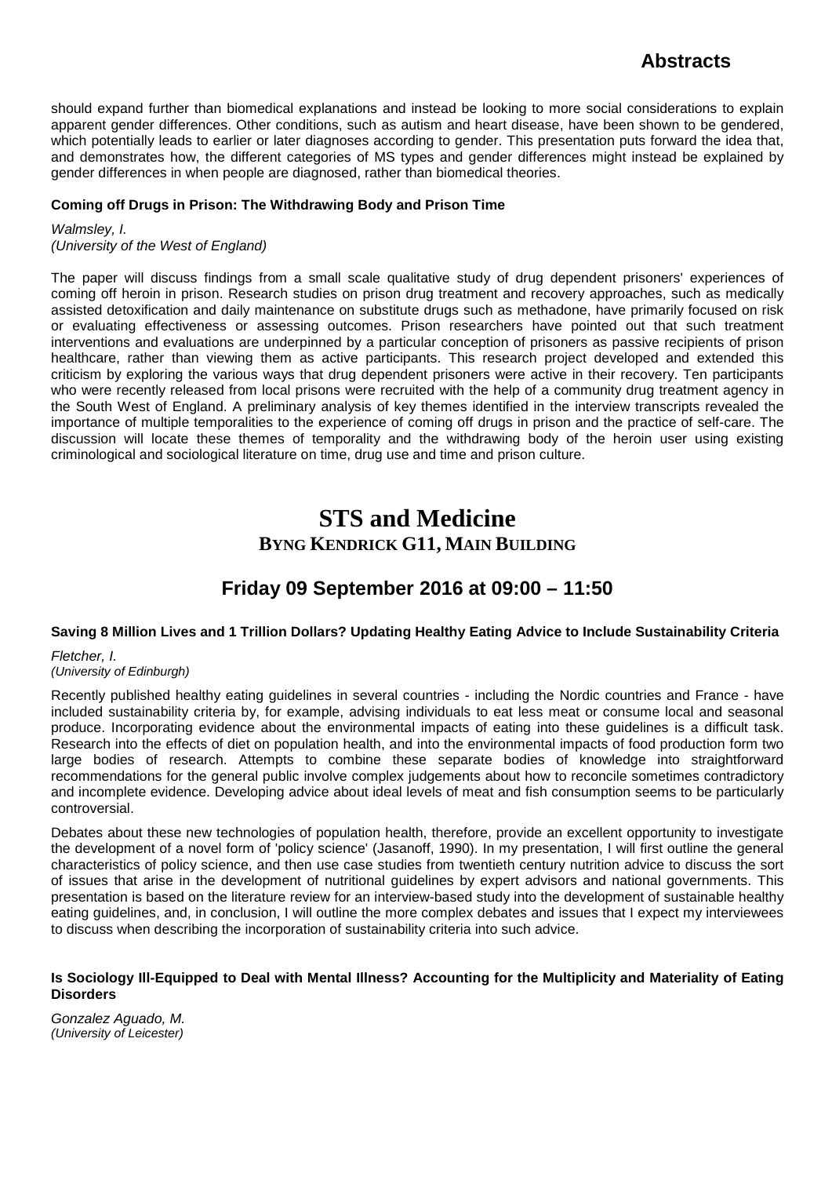should expand further than biomedical explanations and instead be looking to more social considerations to explain apparent gender differences. Other conditions, such as autism and heart disease, have been shown to be gendered, which potentially leads to earlier or later diagnoses according to gender. This presentation puts forward the idea that, and demonstrates how, the different categories of MS types and gender differences might instead be explained by gender differences in when people are diagnosed, rather than biomedical theories.

**Coming off Drugs in Prison: The Withdrawing Body and Prison Time**

*Walmsley, I.*
*(University of the West of England)*

The paper will discuss findings from a small scale qualitative study of drug dependent prisoners' experiences of coming off heroin in prison. Research studies on prison drug treatment and recovery approaches, such as medically assisted detoxification and daily maintenance on substitute drugs such as methadone, have primarily focused on risk or evaluating effectiveness or assessing outcomes. Prison researchers have pointed out that such treatment interventions and evaluations are underpinned by a particular conception of prisoners as passive recipients of prison healthcare, rather than viewing them as active participants. This research project developed and extended this criticism by exploring the various ways that drug dependent prisoners were active in their recovery. Ten participants who were recently released from local prisons were recruited with the help of a community drug treatment agency in the South West of England. A preliminary analysis of key themes identified in the interview transcripts revealed the importance of multiple temporalities to the experience of coming off drugs in prison and the practice of self-care. The discussion will locate these themes of temporality and the withdrawing body of the heroin user using existing criminological and sociological literature on time, drug use and time and prison culture.

# STS and Medicine

## BYNG KENDRICK G11, MAIN BUILDING

## Friday 09 September 2016 at 09:00 – 11:50

**Saving 8 Million Lives and 1 Trillion Dollars? Updating Healthy Eating Advice to Include Sustainability Criteria**

*Fletcher, I.*
*(University of Edinburgh)*

Recently published healthy eating guidelines in several countries - including the Nordic countries and France - have included sustainability criteria by, for example, advising individuals to eat less meat or consume local and seasonal produce. Incorporating evidence about the environmental impacts of eating into these guidelines is a difficult task. Research into the effects of diet on population health, and into the environmental impacts of food production form two large bodies of research. Attempts to combine these separate bodies of knowledge into straightforward recommendations for the general public involve complex judgements about how to reconcile sometimes contradictory and incomplete evidence. Developing advice about ideal levels of meat and fish consumption seems to be particularly controversial.

Debates about these new technologies of population health, therefore, provide an excellent opportunity to investigate the development of a novel form of 'policy science' (Jasanoff, 1990). In my presentation, I will first outline the general characteristics of policy science, and then use case studies from twentieth century nutrition advice to discuss the sort of issues that arise in the development of nutritional guidelines by expert advisors and national governments. This presentation is based on the literature review for an interview-based study into the development of sustainable healthy eating guidelines, and, in conclusion, I will outline the more complex debates and issues that I expect my interviewees to discuss when describing the incorporation of sustainability criteria into such advice.

**Is Sociology Ill-Equipped to Deal with Mental Illness? Accounting for the Multiplicity and Materiality of Eating Disorders**

*Gonzalez Aguado, M.*
*(University of Leicester)*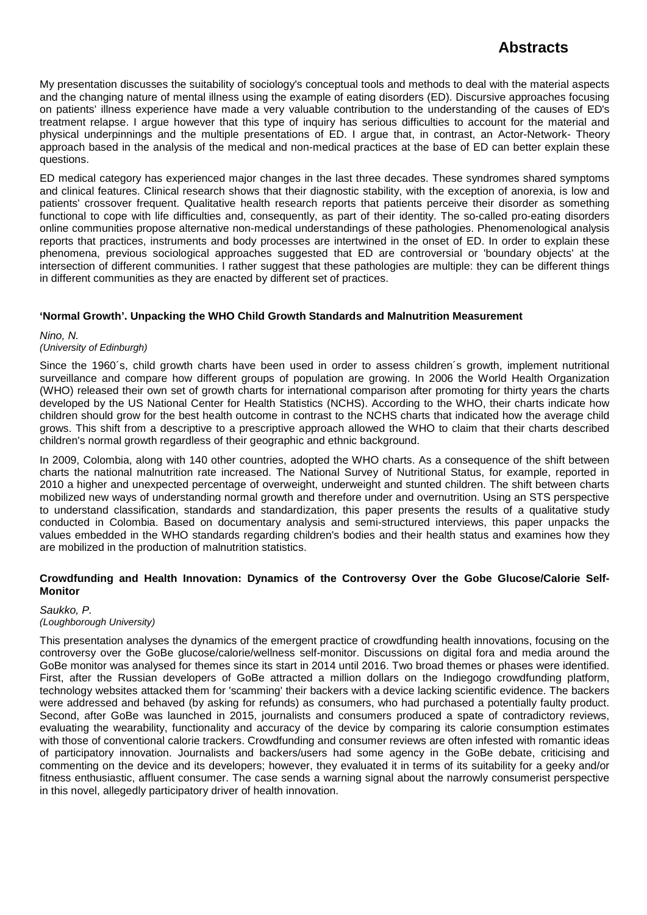My presentation discusses the suitability of sociology's conceptual tools and methods to deal with the material aspects and the changing nature of mental illness using the example of eating disorders (ED). Discursive approaches focusing on patients' illness experience have made a very valuable contribution to the understanding of the causes of ED's treatment relapse. I argue however that this type of inquiry has serious difficulties to account for the material and physical underpinnings and the multiple presentations of ED. I argue that, in contrast, an Actor-Network- Theory approach based in the analysis of the medical and non-medical practices at the base of ED can better explain these questions.

ED medical category has experienced major changes in the last three decades. These syndromes shared symptoms and clinical features. Clinical research shows that their diagnostic stability, with the exception of anorexia, is low and patients' crossover frequent. Qualitative health research reports that patients perceive their disorder as something functional to cope with life difficulties and, consequently, as part of their identity. The so-called pro-eating disorders online communities propose alternative non-medical understandings of these pathologies. Phenomenological analysis reports that practices, instruments and body processes are intertwined in the onset of ED. In order to explain these phenomena, previous sociological approaches suggested that ED are controversial or 'boundary objects' at the intersection of different communities. I rather suggest that these pathologies are multiple: they can be different things in different communities as they are enacted by different set of practices.

**'Normal Growth'. Unpacking the WHO Child Growth Standards and Malnutrition Measurement**

*Nino, N.*
*(University of Edinburgh)*

Since the 1960´s, child growth charts have been used in order to assess children´s growth, implement nutritional surveillance and compare how different groups of population are growing. In 2006 the World Health Organization (WHO) released their own set of growth charts for international comparison after promoting for thirty years the charts developed by the US National Center for Health Statistics (NCHS). According to the WHO, their charts indicate how children should grow for the best health outcome in contrast to the NCHS charts that indicated how the average child grows. This shift from a descriptive to a prescriptive approach allowed the WHO to claim that their charts described children's normal growth regardless of their geographic and ethnic background.

In 2009, Colombia, along with 140 other countries, adopted the WHO charts. As a consequence of the shift between charts the national malnutrition rate increased. The National Survey of Nutritional Status, for example, reported in 2010 a higher and unexpected percentage of overweight, underweight and stunted children. The shift between charts mobilized new ways of understanding normal growth and therefore under and overnutrition. Using an STS perspective to understand classification, standards and standardization, this paper presents the results of a qualitative study conducted in Colombia. Based on documentary analysis and semi-structured interviews, this paper unpacks the values embedded in the WHO standards regarding children's bodies and their health status and examines how they are mobilized in the production of malnutrition statistics.

**Crowdfunding and Health Innovation: Dynamics of the Controversy Over the Gobe Glucose/Calorie Self-Monitor**

*Saukko, P.*
*(Loughborough University)*

This presentation analyses the dynamics of the emergent practice of crowdfunding health innovations, focusing on the controversy over the GoBe glucose/calorie/wellness self-monitor. Discussions on digital fora and media around the GoBe monitor was analysed for themes since its start in 2014 until 2016. Two broad themes or phases were identified. First, after the Russian developers of GoBe attracted a million dollars on the Indiegogo crowdfunding platform, technology websites attacked them for 'scamming' their backers with a device lacking scientific evidence. The backers were addressed and behaved (by asking for refunds) as consumers, who had purchased a potentially faulty product. Second, after GoBe was launched in 2015, journalists and consumers produced a spate of contradictory reviews, evaluating the wearability, functionality and accuracy of the device by comparing its calorie consumption estimates with those of conventional calorie trackers. Crowdfunding and consumer reviews are often infested with romantic ideas of participatory innovation. Journalists and backers/users had some agency in the GoBe debate, criticising and commenting on the device and its developers; however, they evaluated it in terms of its suitability for a geeky and/or fitness enthusiastic, affluent consumer. The case sends a warning signal about the narrowly consumerist perspective in this novel, allegedly participatory driver of health innovation.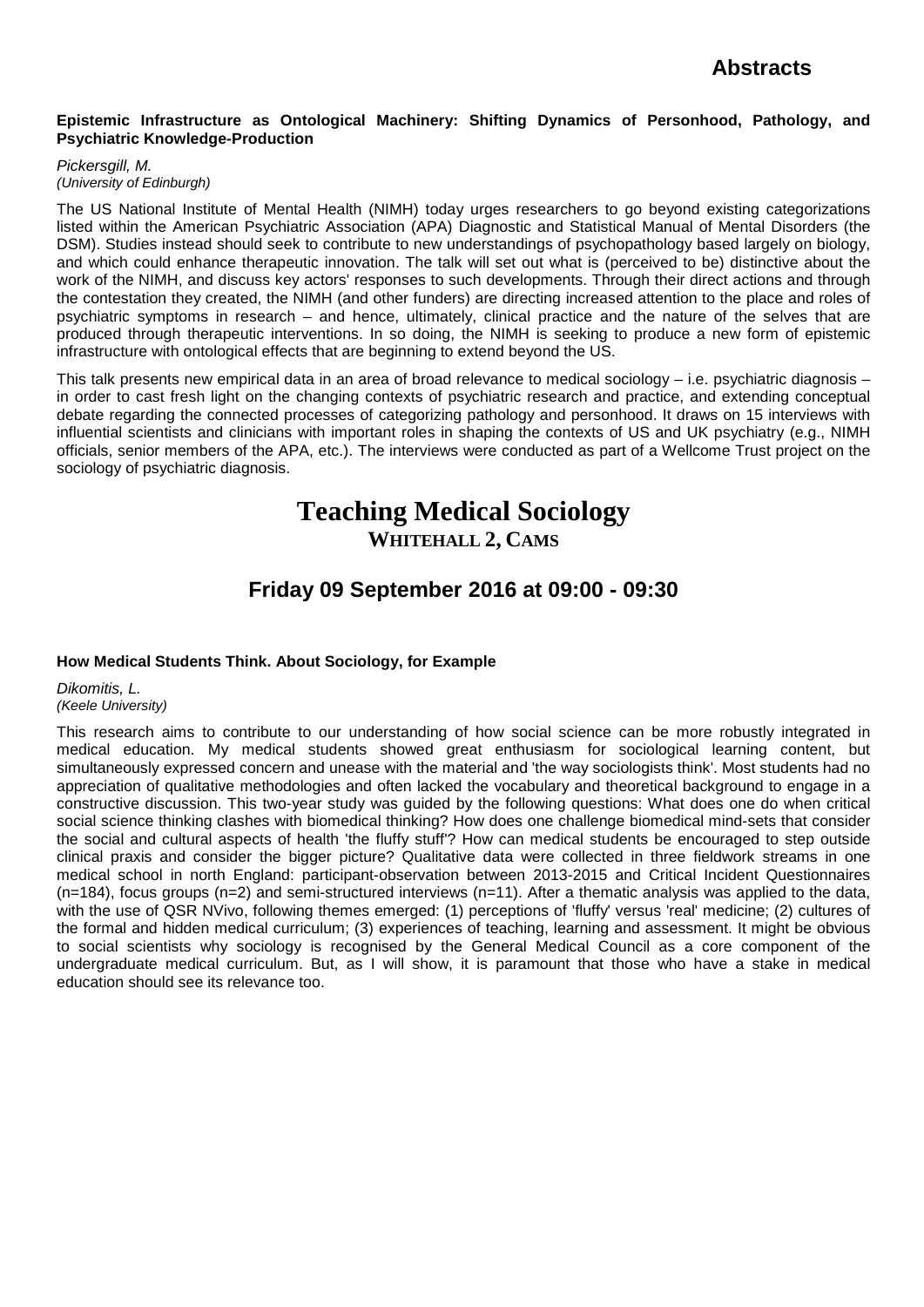**Epistemic Infrastructure as Ontological Machinery: Shifting Dynamics of Personhood, Pathology, and Psychiatric Knowledge-Production**

*Pickersgill, M.*
*(University of Edinburgh)*

The US National Institute of Mental Health (NIMH) today urges researchers to go beyond existing categorizations listed within the American Psychiatric Association (APA) Diagnostic and Statistical Manual of Mental Disorders (the DSM). Studies instead should seek to contribute to new understandings of psychopathology based largely on biology, and which could enhance therapeutic innovation. The talk will set out what is (perceived to be) distinctive about the work of the NIMH, and discuss key actors' responses to such developments. Through their direct actions and through the contestation they created, the NIMH (and other funders) are directing increased attention to the place and roles of psychiatric symptoms in research – and hence, ultimately, clinical practice and the nature of the selves that are produced through therapeutic interventions. In so doing, the NIMH is seeking to produce a new form of epistemic infrastructure with ontological effects that are beginning to extend beyond the US.

This talk presents new empirical data in an area of broad relevance to medical sociology – i.e. psychiatric diagnosis – in order to cast fresh light on the changing contexts of psychiatric research and practice, and extending conceptual debate regarding the connected processes of categorizing pathology and personhood. It draws on 15 interviews with influential scientists and clinicians with important roles in shaping the contexts of US and UK psychiatry (e.g., NIMH officials, senior members of the APA, etc.). The interviews were conducted as part of a Wellcome Trust project on the sociology of psychiatric diagnosis.

# Teaching Medical Sociology

## WHITEHALL 2, CAMS

## Friday 09 September 2016 at 09:00 - 09:30

**How Medical Students Think. About Sociology, for Example**

*Dikomitis, L.*
*(Keele University)*

This research aims to contribute to our understanding of how social science can be more robustly integrated in medical education. My medical students showed great enthusiasm for sociological learning content, but simultaneously expressed concern and unease with the material and 'the way sociologists think'. Most students had no appreciation of qualitative methodologies and often lacked the vocabulary and theoretical background to engage in a constructive discussion. This two-year study was guided by the following questions: What does one do when critical social science thinking clashes with biomedical thinking? How does one challenge biomedical mind-sets that consider the social and cultural aspects of health 'the fluffy stuff'? How can medical students be encouraged to step outside clinical praxis and consider the bigger picture? Qualitative data were collected in three fieldwork streams in one medical school in north England: participant-observation between 2013-2015 and Critical Incident Questionnaires (n=184), focus groups (n=2) and semi-structured interviews (n=11). After a thematic analysis was applied to the data, with the use of QSR NVivo, following themes emerged: (1) perceptions of 'fluffy' versus 'real' medicine; (2) cultures of the formal and hidden medical curriculum; (3) experiences of teaching, learning and assessment. It might be obvious to social scientists why sociology is recognised by the General Medical Council as a core component of the undergraduate medical curriculum. But, as I will show, it is paramount that those who have a stake in medical education should see its relevance too.